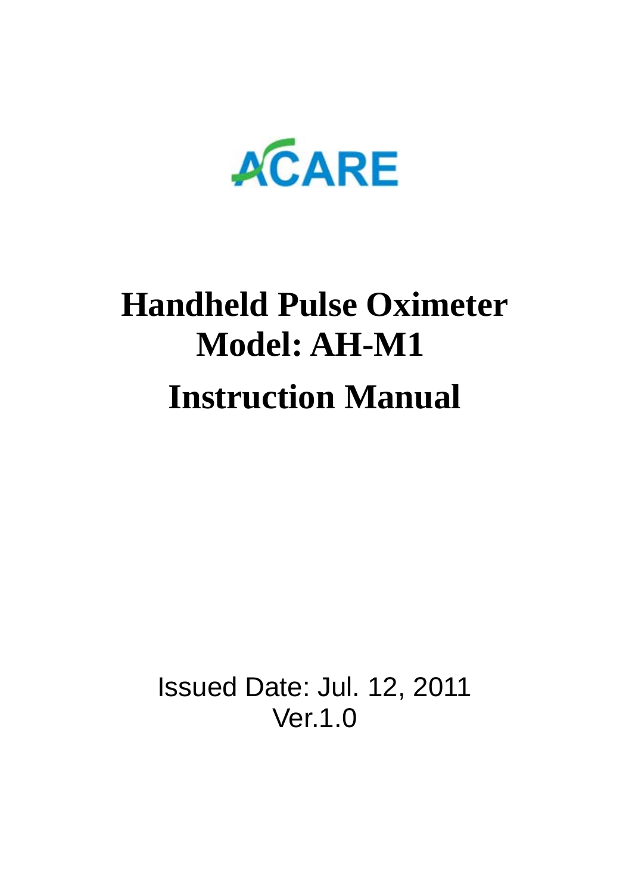ACARE

# Handheld Pulse Oximeter
# Model: AH-M1
# Instruction Manual

Issued Date: Jul. 12, 2011

Ver.1.0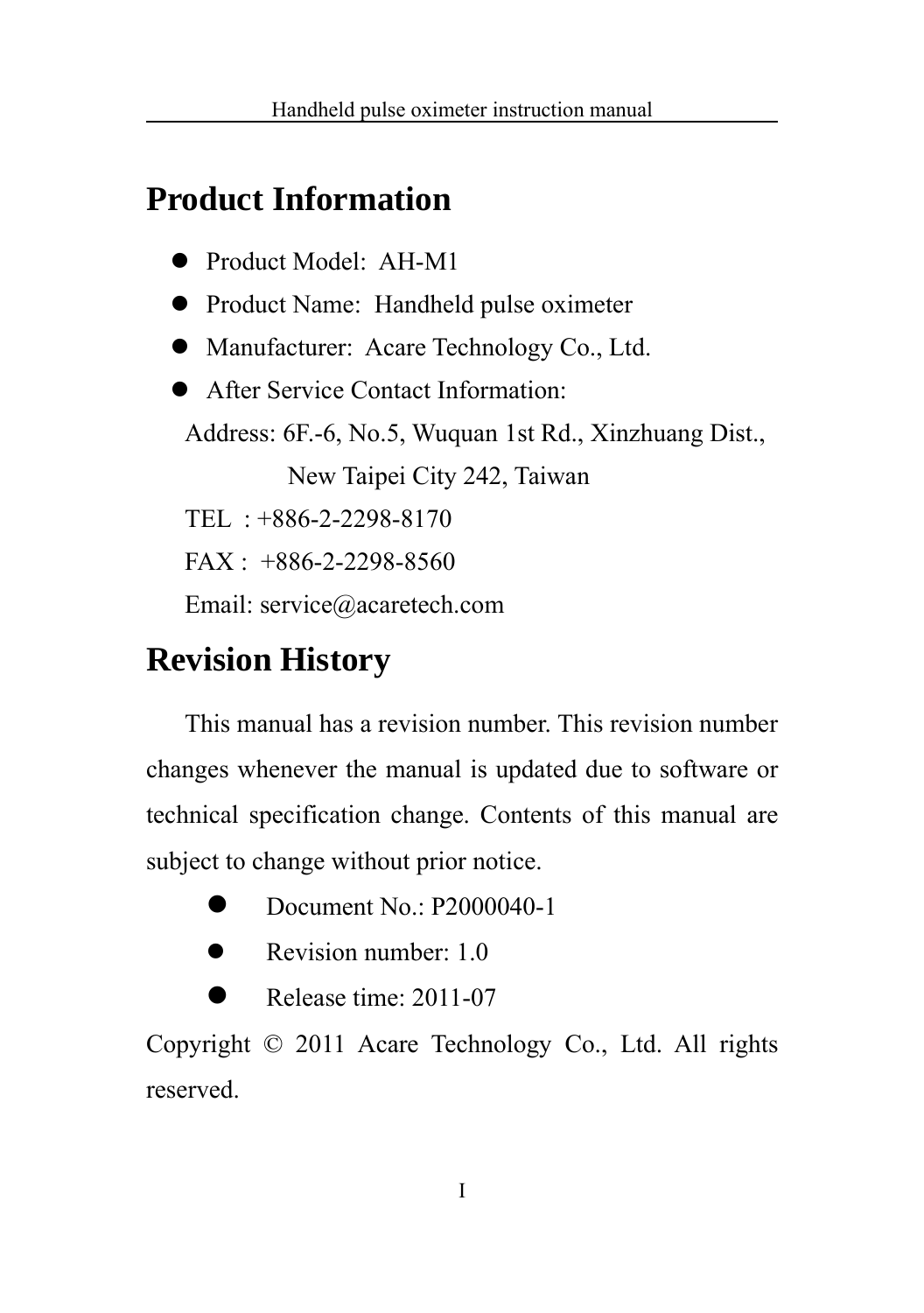## Product Information

- Product Model: AH-M1
- Product Name: Handheld pulse oximeter
- Manufacturer: Acare Technology Co., Ltd.
- After Service Contact Information:

Address: 6F.-6, No.5, Wuquan 1st Rd., Xinzhuang Dist.,
New Taipei City 242, Taiwan

TEL : +886-2-2298-8170

FAX : +886-2-2298-8560

Email: service@acaretech.com

## Revision History

This manual has a revision number. This revision number changes whenever the manual is updated due to software or technical specification change. Contents of this manual are subject to change without prior notice.

- Document No.: P2000040-1
- Revision number: 1.0
- Release time: 2011-07

Copyright © 2011 Acare Technology Co., Ltd. All rights reserved.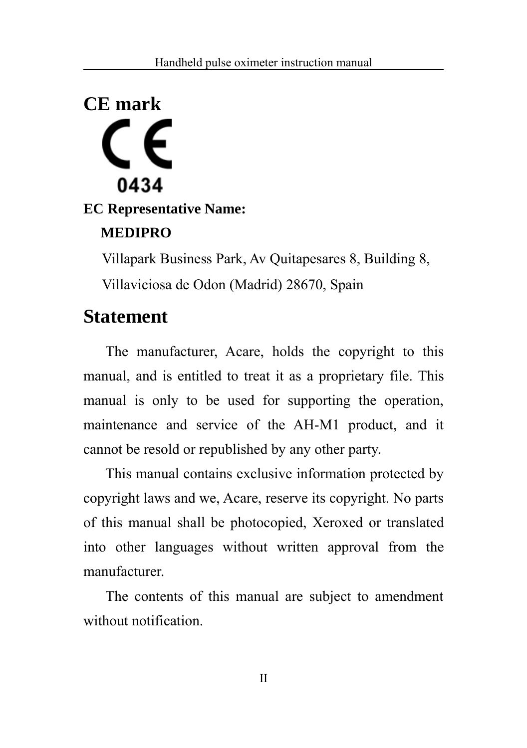## CE mark

CE
0434

**EC Representative Name:**

**MEDIPRO**

Villapark Business Park, Av Quitapesares 8, Building 8,

Villaviciosa de Odon (Madrid) 28670, Spain

## Statement

The manufacturer, Acare, holds the copyright to this manual, and is entitled to treat it as a proprietary file. This manual is only to be used for supporting the operation, maintenance and service of the AH-M1 product, and it cannot be resold or republished by any other party.

This manual contains exclusive information protected by copyright laws and we, Acare, reserve its copyright. No parts of this manual shall be photocopied, Xeroxed or translated into other languages without written approval from the manufacturer.

The contents of this manual are subject to amendment without notification.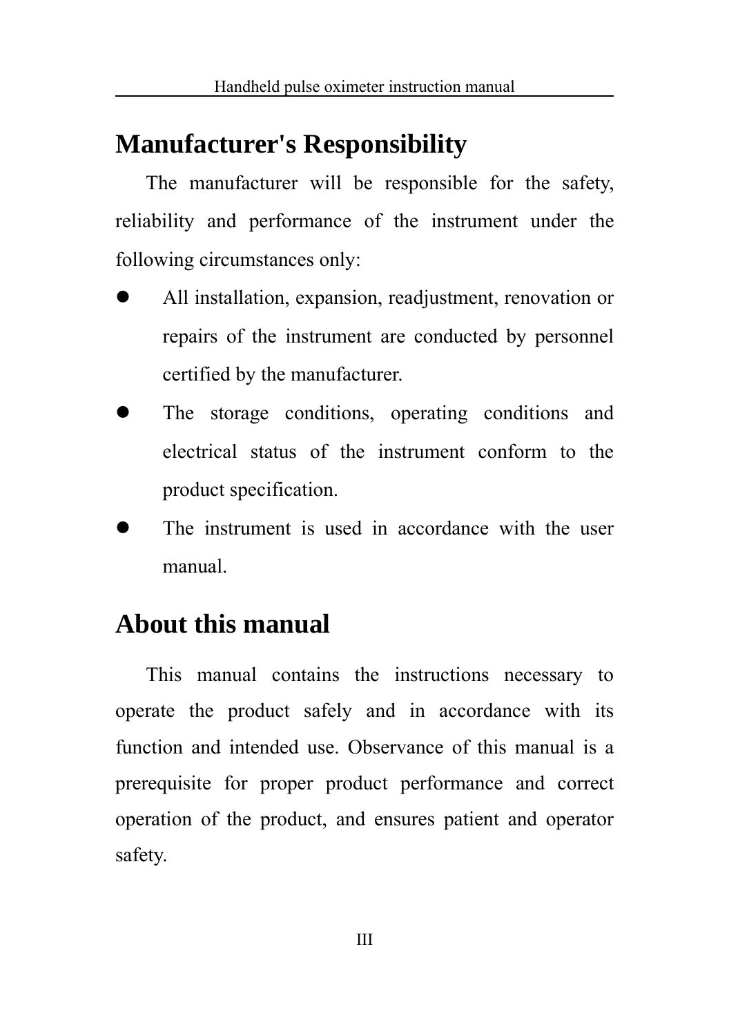## Manufacturer's Responsibility

The manufacturer will be responsible for the safety, reliability and performance of the instrument under the following circumstances only:

- All installation, expansion, readjustment, renovation or repairs of the instrument are conducted by personnel certified by the manufacturer.
- The storage conditions, operating conditions and electrical status of the instrument conform to the product specification.
- The instrument is used in accordance with the user manual.

## About this manual

This manual contains the instructions necessary to operate the product safely and in accordance with its function and intended use. Observance of this manual is a prerequisite for proper product performance and correct operation of the product, and ensures patient and operator safety.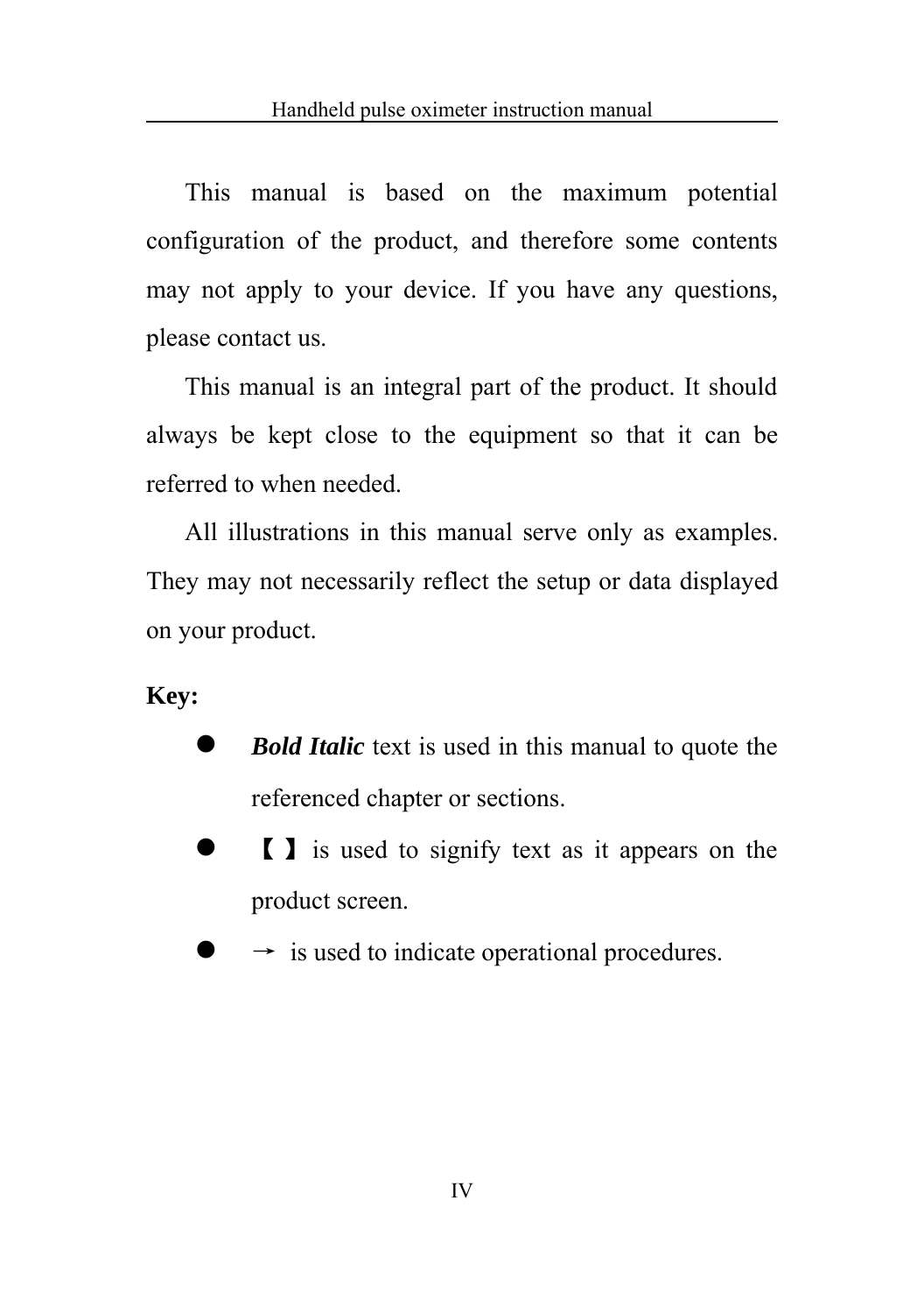This manual is based on the maximum potential configuration of the product, and therefore some contents may not apply to your device. If you have any questions, please contact us.

This manual is an integral part of the product. It should always be kept close to the equipment so that it can be referred to when needed.

All illustrations in this manual serve only as examples. They may not necessarily reflect the setup or data displayed on your product.

**Key:**

- ***Bold Italic*** text is used in this manual to quote the referenced chapter or sections.
- 【 】 is used to signify text as it appears on the product screen.
- → is used to indicate operational procedures.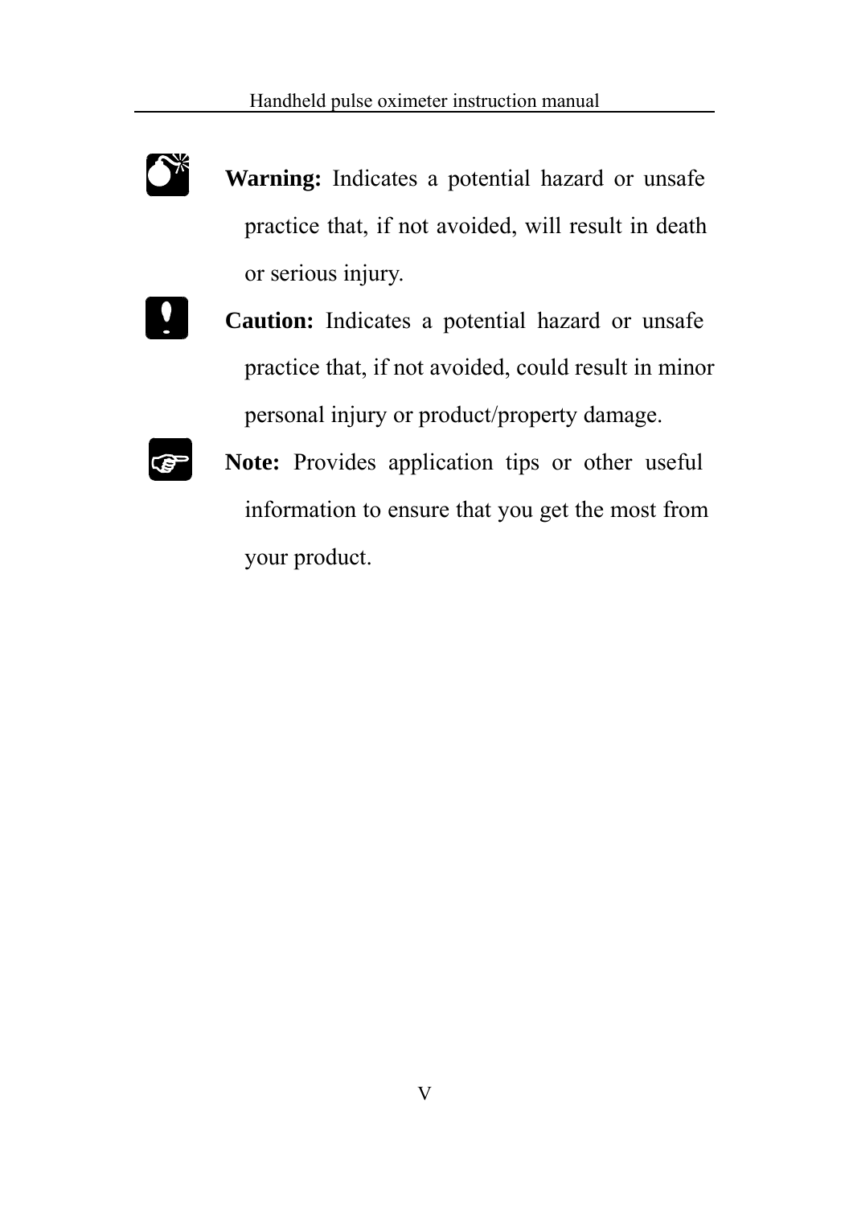**Warning:** Indicates a potential hazard or unsafe practice that, if not avoided, will result in death or serious injury.

**Caution:** Indicates a potential hazard or unsafe practice that, if not avoided, could result in minor personal injury or product/property damage.

**Note:** Provides application tips or other useful information to ensure that you get the most from your product.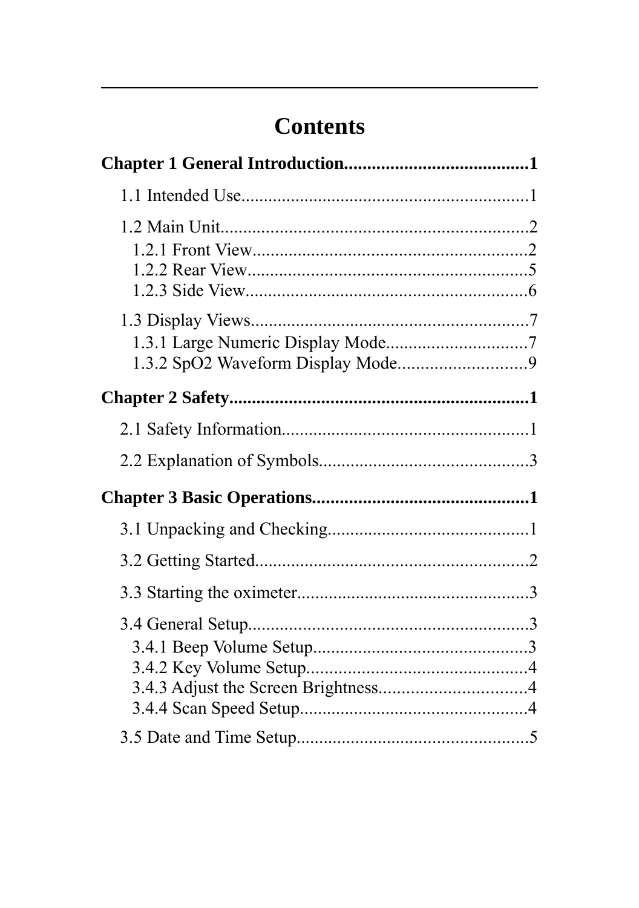# Contents

**Chapter 1 General Introduction........................................1**

1.1 Intended Use..............................................................1

1.2 Main Unit..................................................................2

1.2.1 Front View.............................................................2

1.2.2 Rear View..............................................................5

1.2.3 Side View..............................................................6

1.3 Display Views............................................................7

1.3.1 Large Numeric Display Mode...............................7

1.3.2 SpO2 Waveform Display Mode............................9

**Chapter 2 Safety.................................................................1**

2.1 Safety Information......................................................1

2.2 Explanation of Symbols.............................................3

**Chapter 3 Basic Operations...............................................1**

3.1 Unpacking and Checking............................................1

3.2 Getting Started............................................................2

3.3 Starting the oximeter..................................................3

3.4 General Setup.............................................................3

3.4.1 Beep Volume Setup...............................................3

3.4.2 Key Volume Setup.................................................4

3.4.3 Adjust the Screen Brightness................................4

3.4.4 Scan Speed Setup..................................................4

3.5 Date and Time Setup..................................................5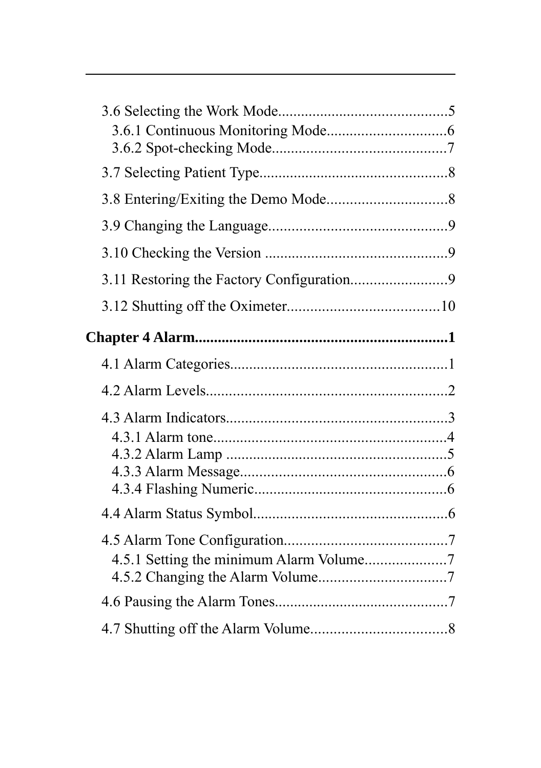3.6 Selecting the Work Mode............................................5

3.6.1 Continuous Monitoring Mode...............................6

3.6.2 Spot-checking Mode.............................................7

3.7 Selecting Patient Type.................................................8

3.8 Entering/Exiting the Demo Mode...............................8

3.9 Changing the Language..............................................9

3.10 Checking the Version ...............................................9

3.11 Restoring the Factory Configuration.........................9

3.12 Shutting off the Oximeter.......................................10

**Chapter 4 Alarm.................................................................1**

4.1 Alarm Categories........................................................1

4.2 Alarm Levels..............................................................2

4.3 Alarm Indicators.........................................................3

4.3.1 Alarm tone............................................................4

4.3.2 Alarm Lamp .........................................................5

4.3.3 Alarm Message.....................................................6

4.3.4 Flashing Numeric..................................................6

4.4 Alarm Status Symbol..................................................6

4.5 Alarm Tone Configuration..........................................7

4.5.1 Setting the minimum Alarm Volume.....................7

4.5.2 Changing the Alarm Volume.................................7

4.6 Pausing the Alarm Tones............................................7

4.7 Shutting off the Alarm Volume...................................8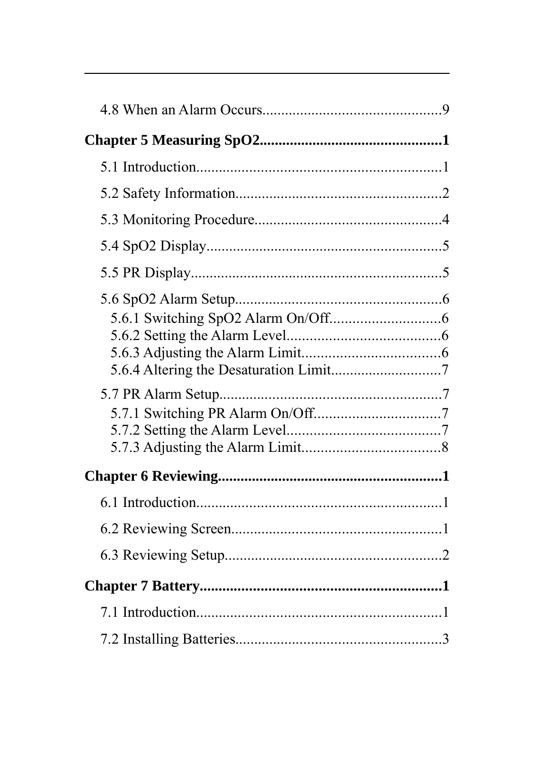4.8 When an Alarm Occurs................................................9

**Chapter 5 Measuring SpO2................................................1**

5.1 Introduction.................................................................1

5.2 Safety Information.......................................................2

5.3 Monitoring Procedure.................................................4

5.4 SpO2 Display..............................................................5

5.5 PR Display..................................................................5

5.6 SpO2 Alarm Setup.......................................................6

5.6.1 Switching SpO2 Alarm On/Off.............................6
5.6.2 Setting the Alarm Level.........................................6
5.6.3 Adjusting the Alarm Limit.....................................6
5.6.4 Altering the Desaturation Limit.............................7

5.7 PR Alarm Setup...........................................................7

5.7.1 Switching PR Alarm On/Off..................................7
5.7.2 Setting the Alarm Level.........................................7
5.7.3 Adjusting the Alarm Limit.....................................8

**Chapter 6 Reviewing............................................................1**

6.1 Introduction.................................................................1

6.2 Reviewing Screen........................................................1

6.3 Reviewing Setup..........................................................2

**Chapter 7 Battery.................................................................1**

7.1 Introduction.................................................................1

7.2 Installing Batteries.......................................................3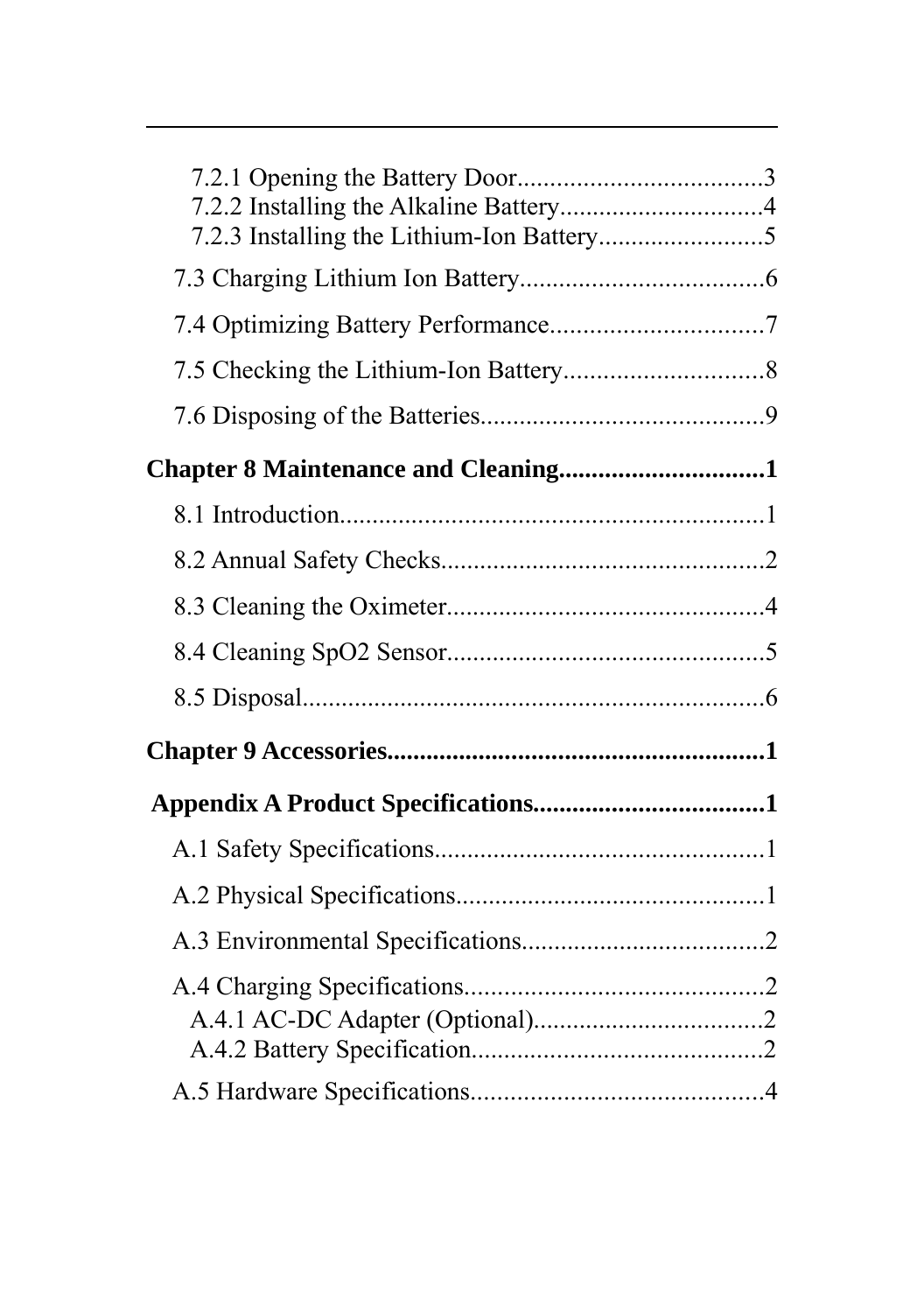7.2.1 Opening the Battery Door......................................3
7.2.2 Installing the Alkaline Battery...............................4
7.2.3 Installing the Lithium-Ion Battery.........................5

7.3 Charging Lithium Ion Battery.....................................6

7.4 Optimizing Battery Performance................................7

7.5 Checking the Lithium-Ion Battery..............................8

7.6 Disposing of the Batteries...........................................9

**Chapter 8 Maintenance and Cleaning...............................1**

8.1 Introduction................................................................1

8.2 Annual Safety Checks.................................................2

8.3 Cleaning the Oximeter................................................4

8.4 Cleaning SpO2 Sensor................................................5

8.5 Disposal......................................................................6

**Chapter 9 Accessories..........................................................1**

**Appendix A Product Specifications...................................1**

A.1 Safety Specifications..................................................1

A.2 Physical Specifications...............................................1

A.3 Environmental Specifications....................................2

A.4 Charging Specifications.............................................2
A.4.1 AC-DC Adapter (Optional)...................................2
A.4.2 Battery Specification............................................2

A.5 Hardware Specifications............................................4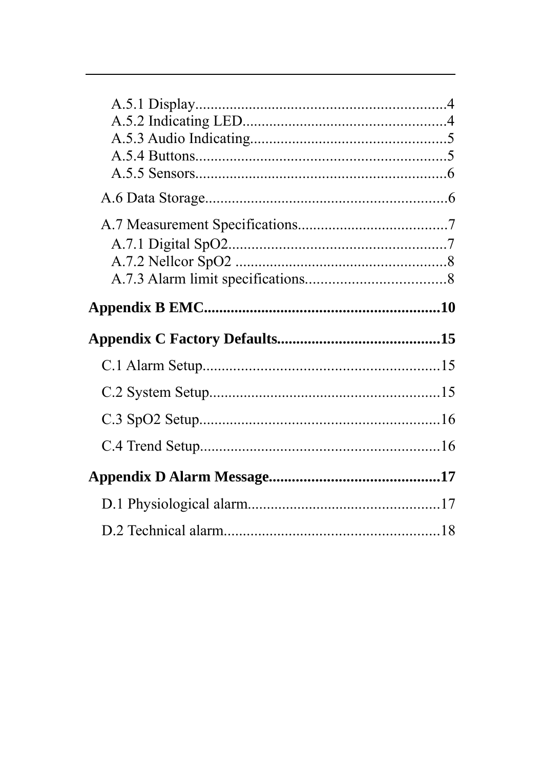A.5.1 Display........................................................................4
A.5.2 Indicating LED...............................................................4
A.5.3 Audio Indicating...........................................................5
A.5.4 Buttons.........................................................................5
A.5.5 Sensors.........................................................................6

A.6 Data Storage...........................................................................6

A.7 Measurement Specifications...................................................7
A.7.1 Digital SpO2.................................................................7
A.7.2 Nellcor SpO2 ...............................................................8
A.7.3 Alarm limit specifications.............................................8

**Appendix B EMC.............................................................10**

**Appendix C Factory Defaults..........................................15**

C.1 Alarm Setup..........................................................................15

C.2 System Setup........................................................................15

C.3 SpO2 Setup...........................................................................16

C.4 Trend Setup..........................................................................16

**Appendix D Alarm Message............................................17**

D.1 Physiological alarm..............................................................17

D.2 Technical alarm....................................................................18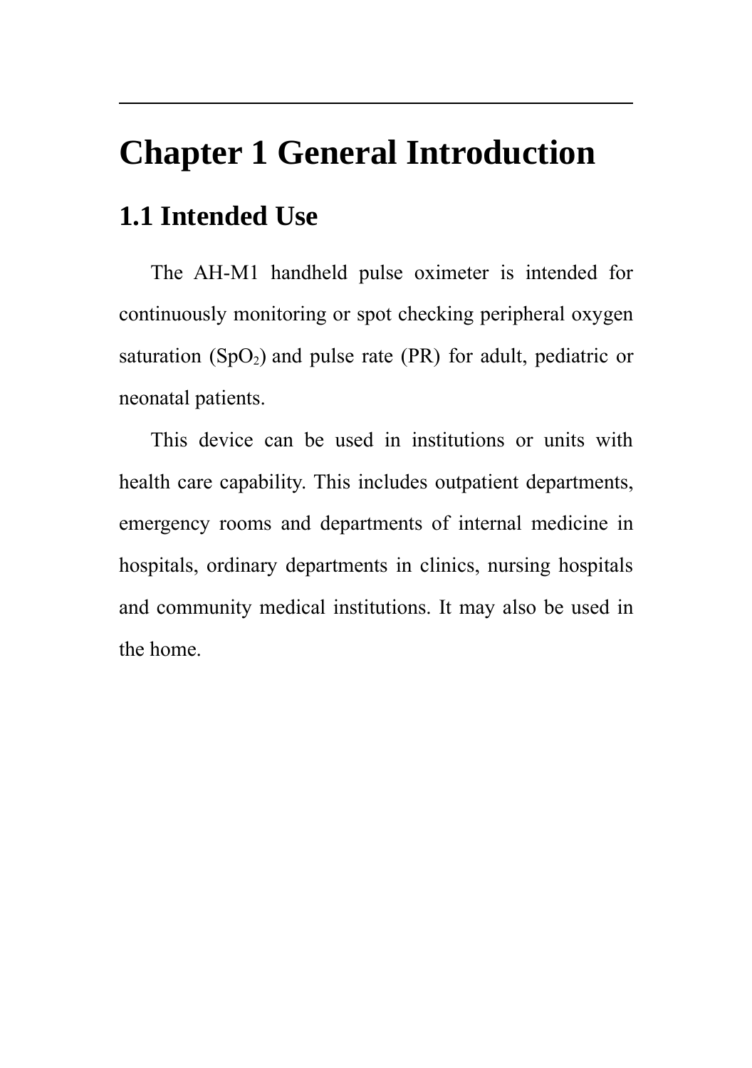# Chapter 1 General Introduction

## 1.1 Intended Use

The AH-M1 handheld pulse oximeter is intended for continuously monitoring or spot checking peripheral oxygen saturation ($SpO_2$) and pulse rate (PR) for adult, pediatric or neonatal patients.

This device can be used in institutions or units with health care capability. This includes outpatient departments, emergency rooms and departments of internal medicine in hospitals, ordinary departments in clinics, nursing hospitals and community medical institutions. It may also be used in the home.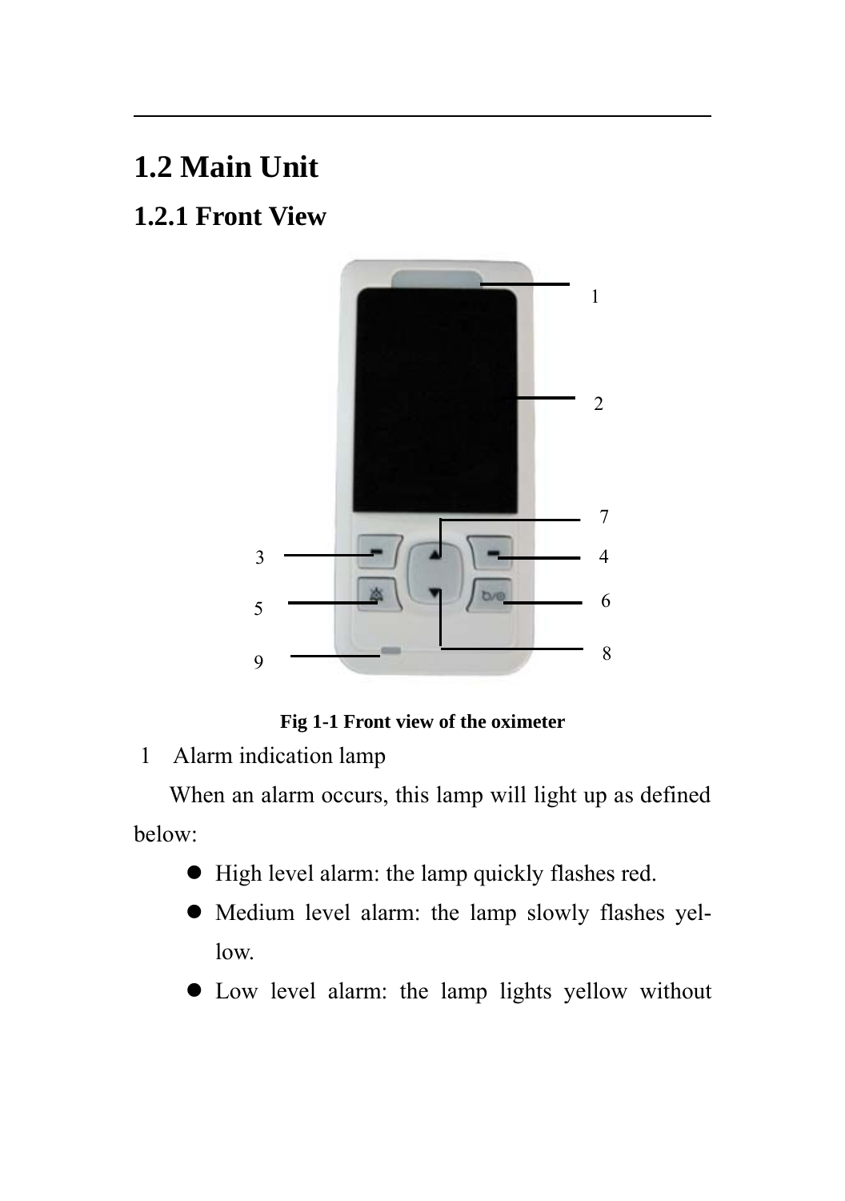## 1.2 Main Unit

### 1.2.1 Front View

Fig 1-1 Front view of the oximeter

1 Alarm indication lamp

When an alarm occurs, this lamp will light up as defined below:

- High level alarm: the lamp quickly flashes red.
- Medium level alarm: the lamp slowly flashes yellow.
- Low level alarm: the lamp lights yellow without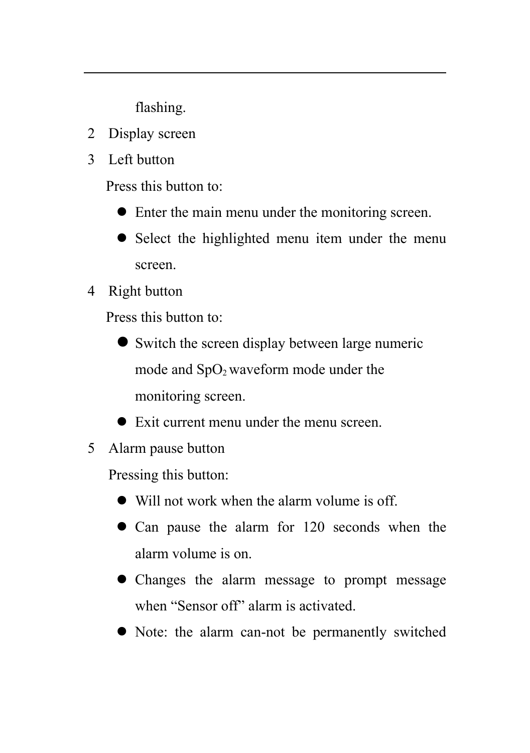flashing.

2 Display screen

3 Left button

Press this button to:

- Enter the main menu under the monitoring screen.
- Select the highlighted menu item under the menu screen.

4 Right button

Press this button to:

- Switch the screen display between large numeric mode and $SpO_2$ waveform mode under the monitoring screen.
- Exit current menu under the menu screen.

5 Alarm pause button

Pressing this button:

- Will not work when the alarm volume is off.
- Can pause the alarm for 120 seconds when the alarm volume is on.
- Changes the alarm message to prompt message when "Sensor off" alarm is activated.
- Note: the alarm can-not be permanently switched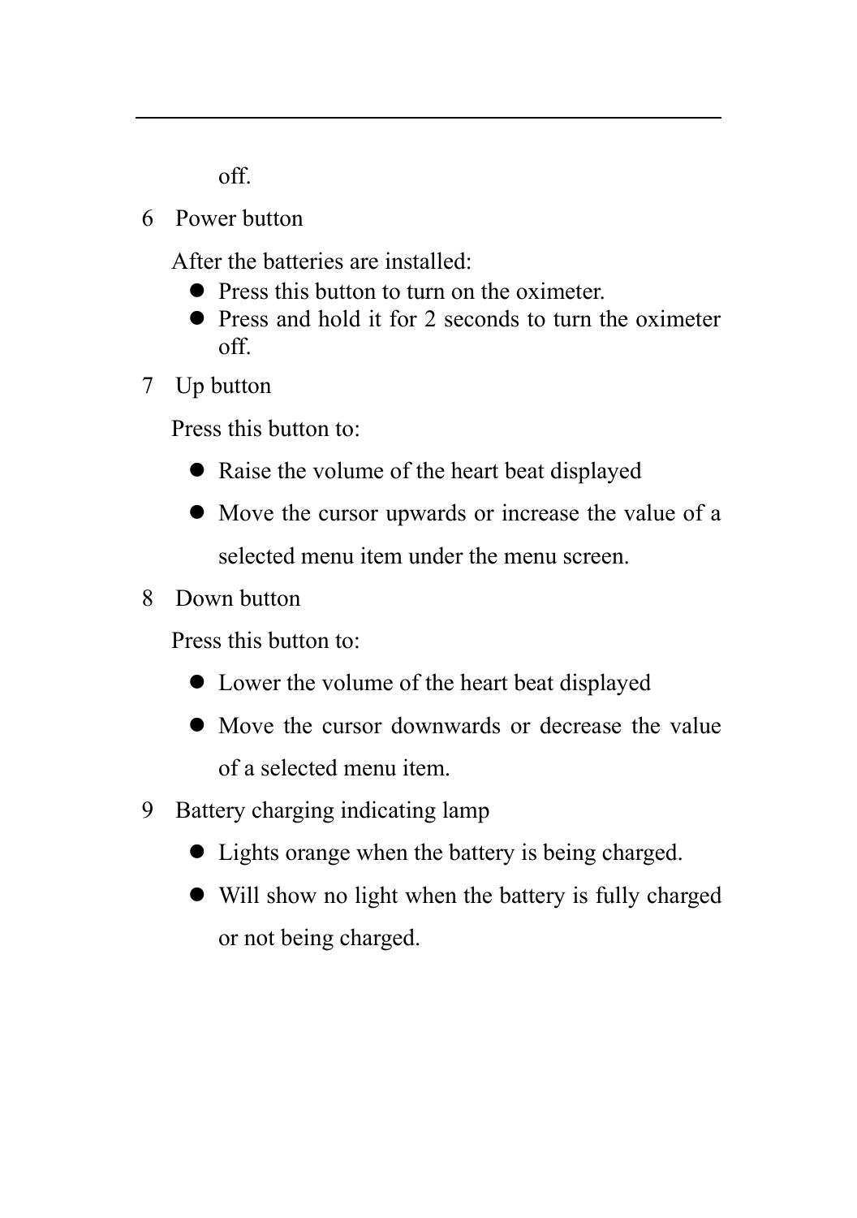off.

6 Power button

After the batteries are installed:

- Press this button to turn on the oximeter.
- Press and hold it for 2 seconds to turn the oximeter off.

7 Up button

Press this button to:

- Raise the volume of the heart beat displayed
- Move the cursor upwards or increase the value of a selected menu item under the menu screen.

8 Down button

Press this button to:

- Lower the volume of the heart beat displayed
- Move the cursor downwards or decrease the value of a selected menu item.

9 Battery charging indicating lamp

- Lights orange when the battery is being charged.
- Will show no light when the battery is fully charged or not being charged.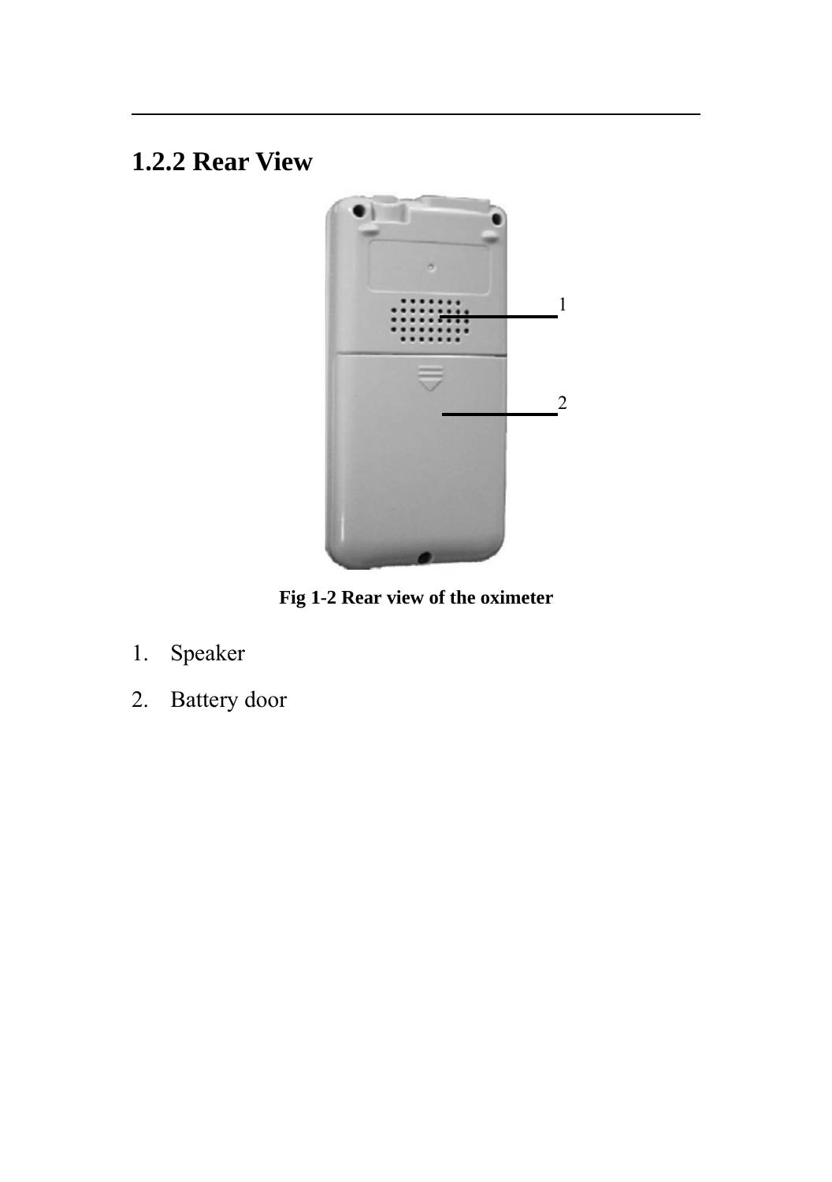### 1.2.2 Rear View

**Fig 1-2 Rear view of the oximeter**

1. Speaker
2. Battery door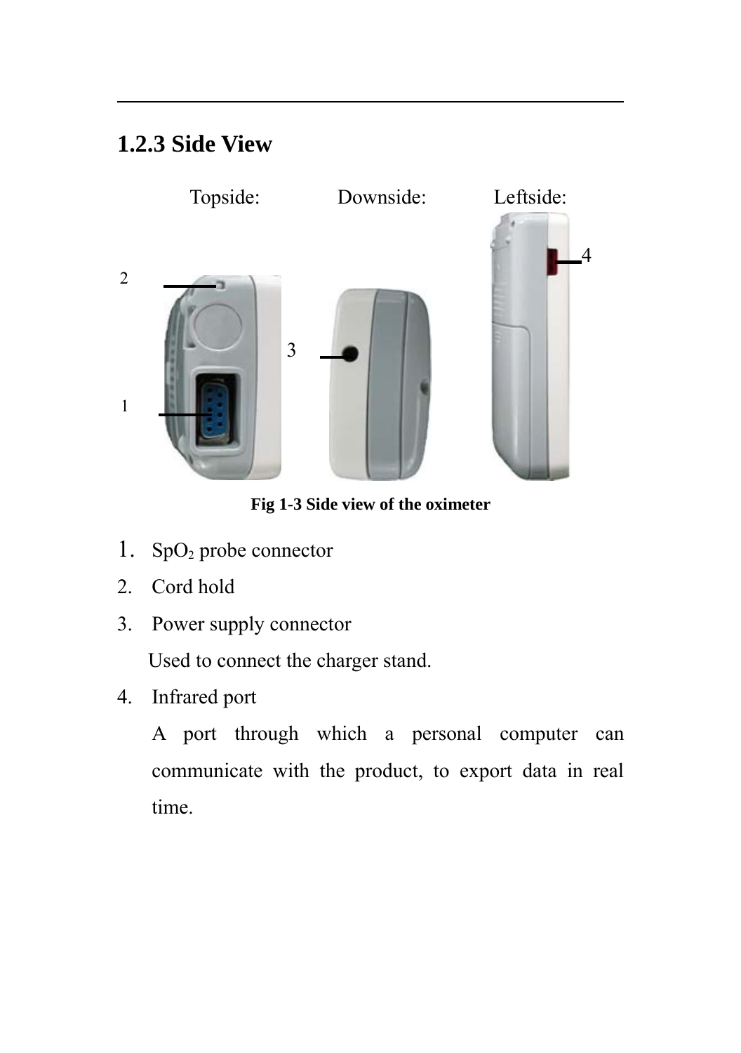### 1.2.3 Side View

Topside: Downside: Leftside:

Fig 1-3 Side view of the oximeter

1. $SpO_2$ probe connector
2. Cord hold
3. Power supply connector

   Used to connect the charger stand.

4. Infrared port

   A port through which a personal computer can communicate with the product, to export data in real time.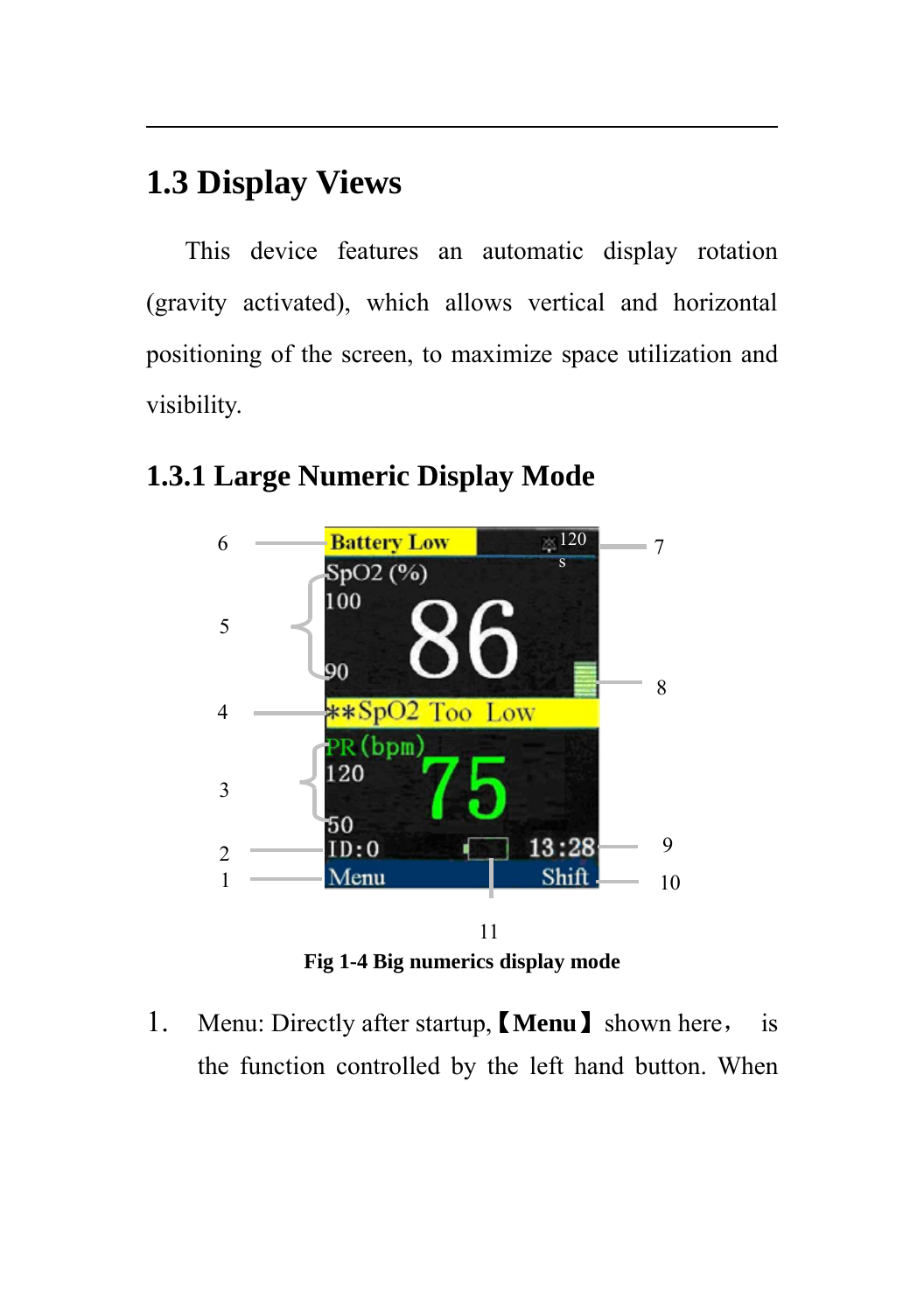## 1.3 Display Views

This device features an automatic display rotation (gravity activated), which allows vertical and horizontal positioning of the screen, to maximize space utilization and visibility.

### 1.3.1 Large Numeric Display Mode

**Fig 1-4 Big numerics display mode**

1. Menu: Directly after startup,【**Menu**】 shown here， is the function controlled by the left hand button. When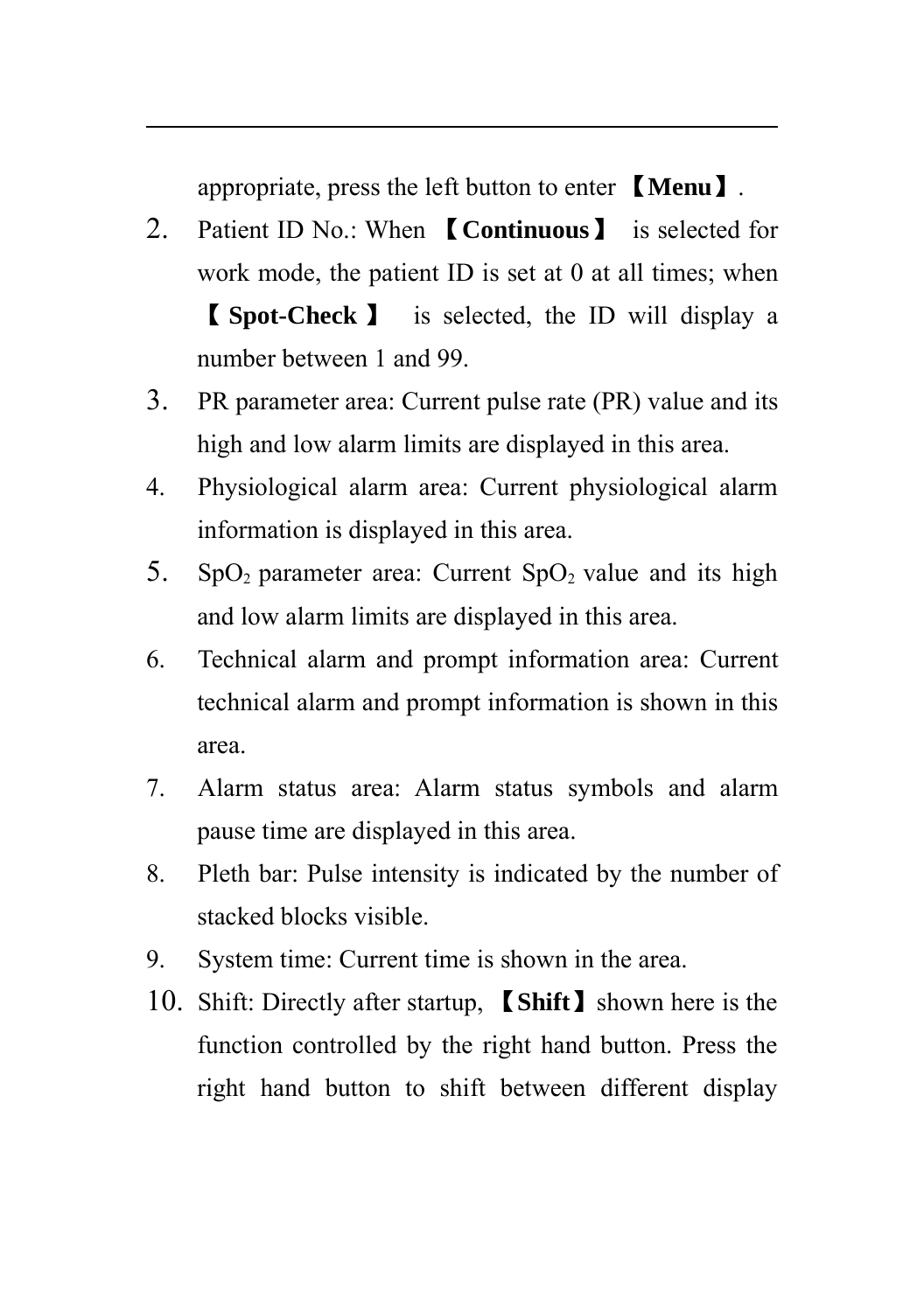appropriate, press the left button to enter 【**Menu**】.

2. Patient ID No.: When 【**Continuous**】 is selected for work mode, the patient ID is set at 0 at all times; when 【**Spot-Check**】 is selected, the ID will display a number between 1 and 99.
3. PR parameter area: Current pulse rate (PR) value and its high and low alarm limits are displayed in this area.
4. Physiological alarm area: Current physiological alarm information is displayed in this area.
5. $SpO_2$ parameter area: Current $SpO_2$ value and its high and low alarm limits are displayed in this area.
6. Technical alarm and prompt information area: Current technical alarm and prompt information is shown in this area.
7. Alarm status area: Alarm status symbols and alarm pause time are displayed in this area.
8. Pleth bar: Pulse intensity is indicated by the number of stacked blocks visible.
9. System time: Current time is shown in the area.
10. Shift: Directly after startup, 【**Shift**】shown here is the function controlled by the right hand button. Press the right hand button to shift between different display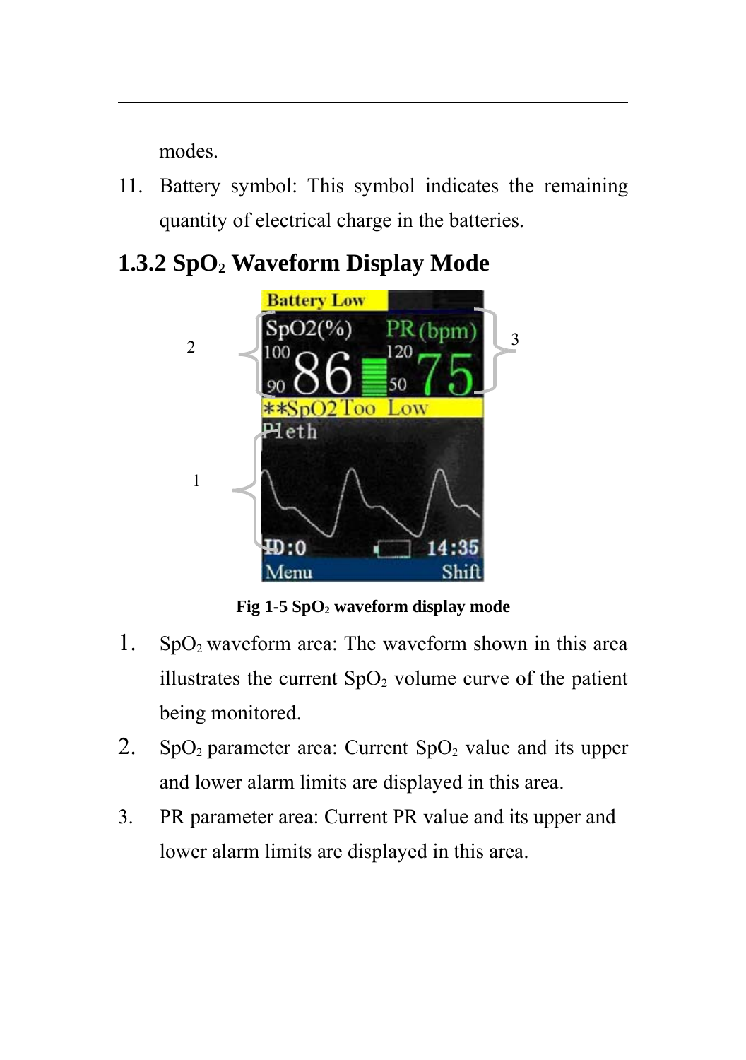modes.

11. Battery symbol: This symbol indicates the remaining quantity of electrical charge in the batteries.

### 1.3.2 $SpO_2$ Waveform Display Mode

**Fig 1-5 $SpO_2$ waveform display mode**

1. $SpO_2$ waveform area: The waveform shown in this area illustrates the current $SpO_2$ volume curve of the patient being monitored.
2. $SpO_2$ parameter area: Current $SpO_2$ value and its upper and lower alarm limits are displayed in this area.
3. PR parameter area: Current PR value and its upper and lower alarm limits are displayed in this area.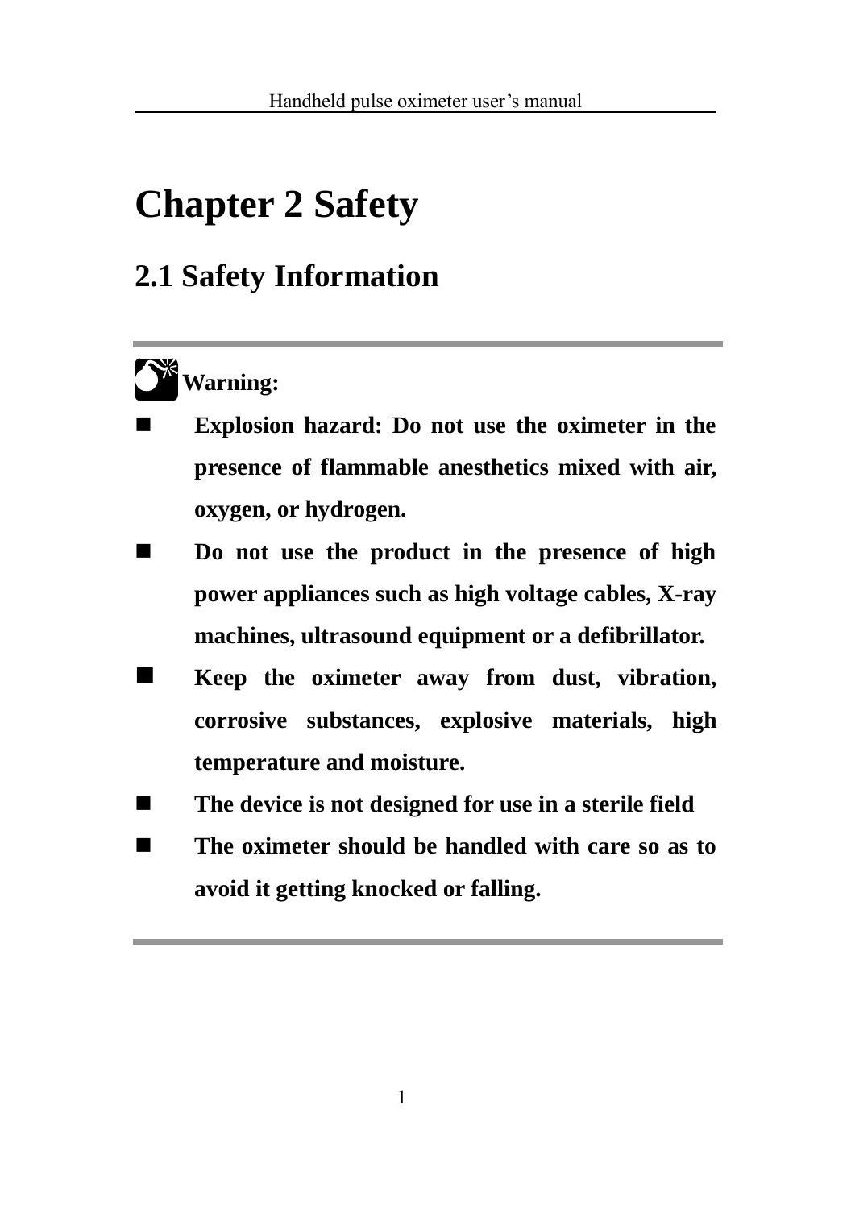# Chapter 2 Safety

## 2.1 Safety Information

---

**Warning:**

- **Explosion hazard: Do not use the oximeter in the presence of flammable anesthetics mixed with air, oxygen, or hydrogen.**
- **Do not use the product in the presence of high power appliances such as high voltage cables, X-ray machines, ultrasound equipment or a defibrillator.**
- **Keep the oximeter away from dust, vibration, corrosive substances, explosive materials, high temperature and moisture.**
- **The device is not designed for use in a sterile field**
- **The oximeter should be handled with care so as to avoid it getting knocked or falling.**

---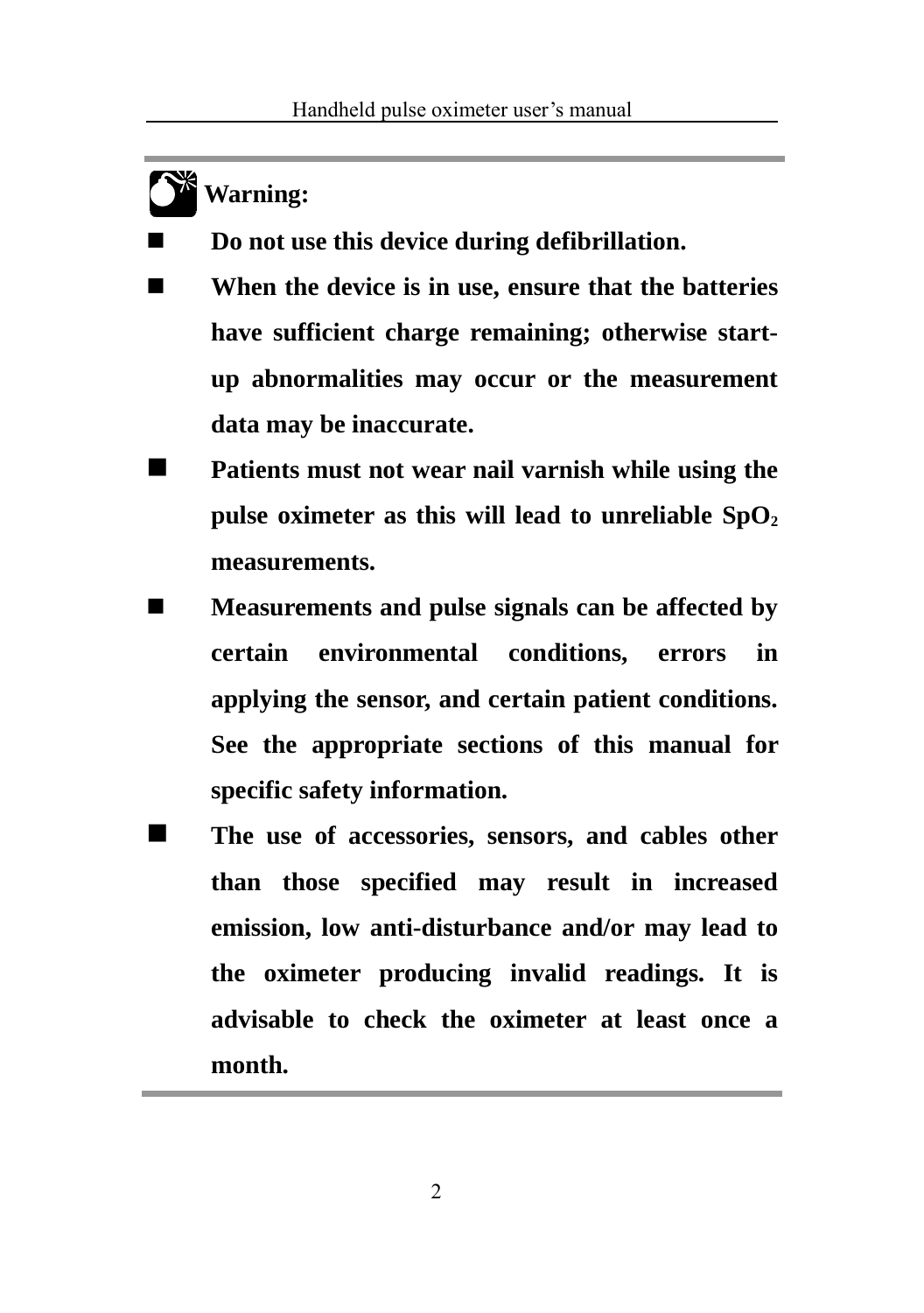**Warning:**

- **Do not use this device during defibrillation.**
- **When the device is in use, ensure that the batteries have sufficient charge remaining; otherwise start-up abnormalities may occur or the measurement data may be inaccurate.**
- **Patients must not wear nail varnish while using the pulse oximeter as this will lead to unreliable $SpO_2$ measurements.**
- **Measurements and pulse signals can be affected by certain environmental conditions, errors in applying the sensor, and certain patient conditions. See the appropriate sections of this manual for specific safety information.**
- **The use of accessories, sensors, and cables other than those specified may result in increased emission, low anti-disturbance and/or may lead to the oximeter producing invalid readings. It is advisable to check the oximeter at least once a month.**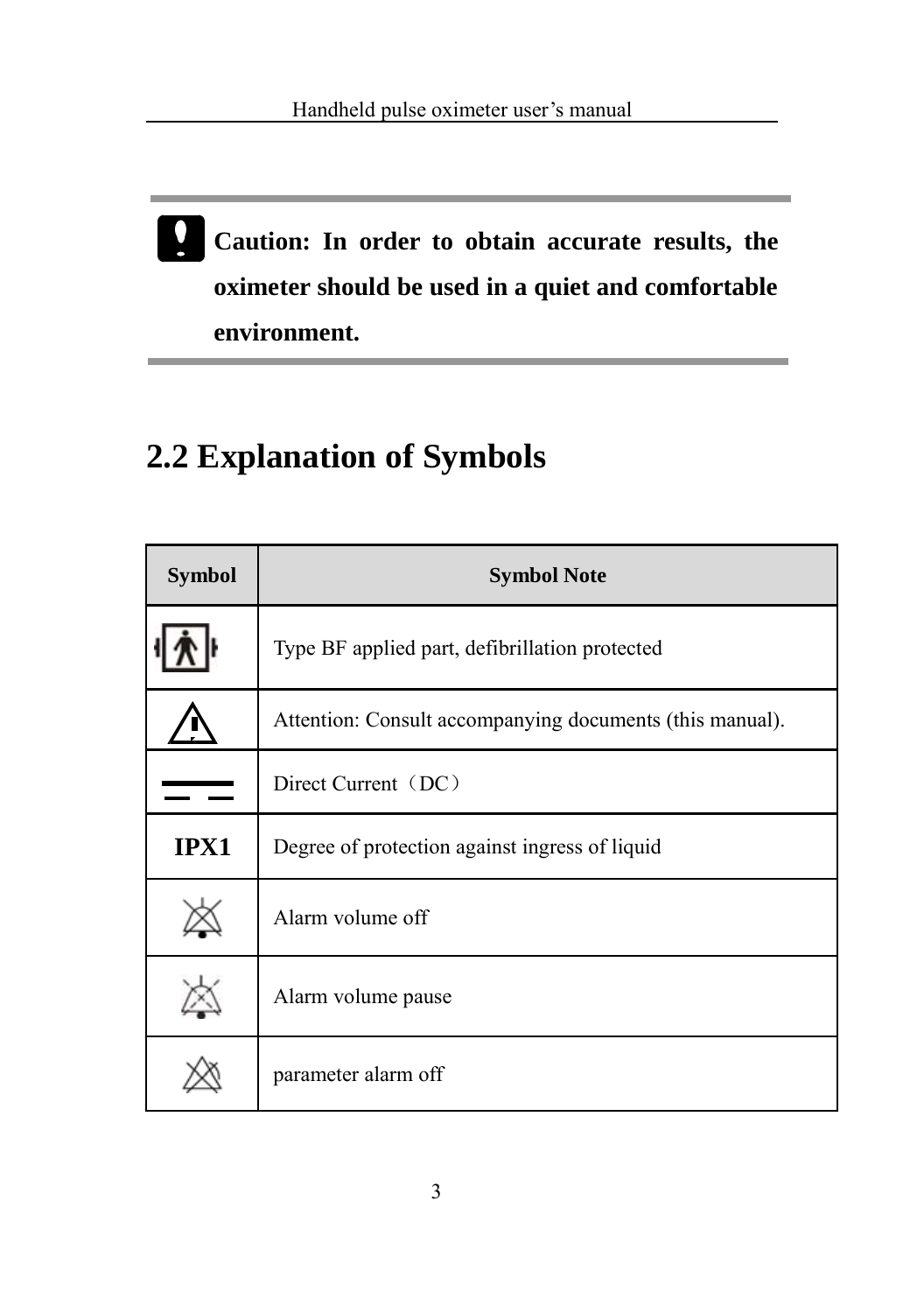**Caution: In order to obtain accurate results, the oximeter should be used in a quiet and comfortable environment.**

## 2.2 Explanation of Symbols

| Symbol | Symbol Note |
|---|---|
| | Type BF applied part, defibrillation protected |
| | Attention: Consult accompanying documents (this manual). |
| | Direct Current（DC） |
| **IPX1** | Degree of protection against ingress of liquid |
| | Alarm volume off |
| | Alarm volume pause |
| | parameter alarm off |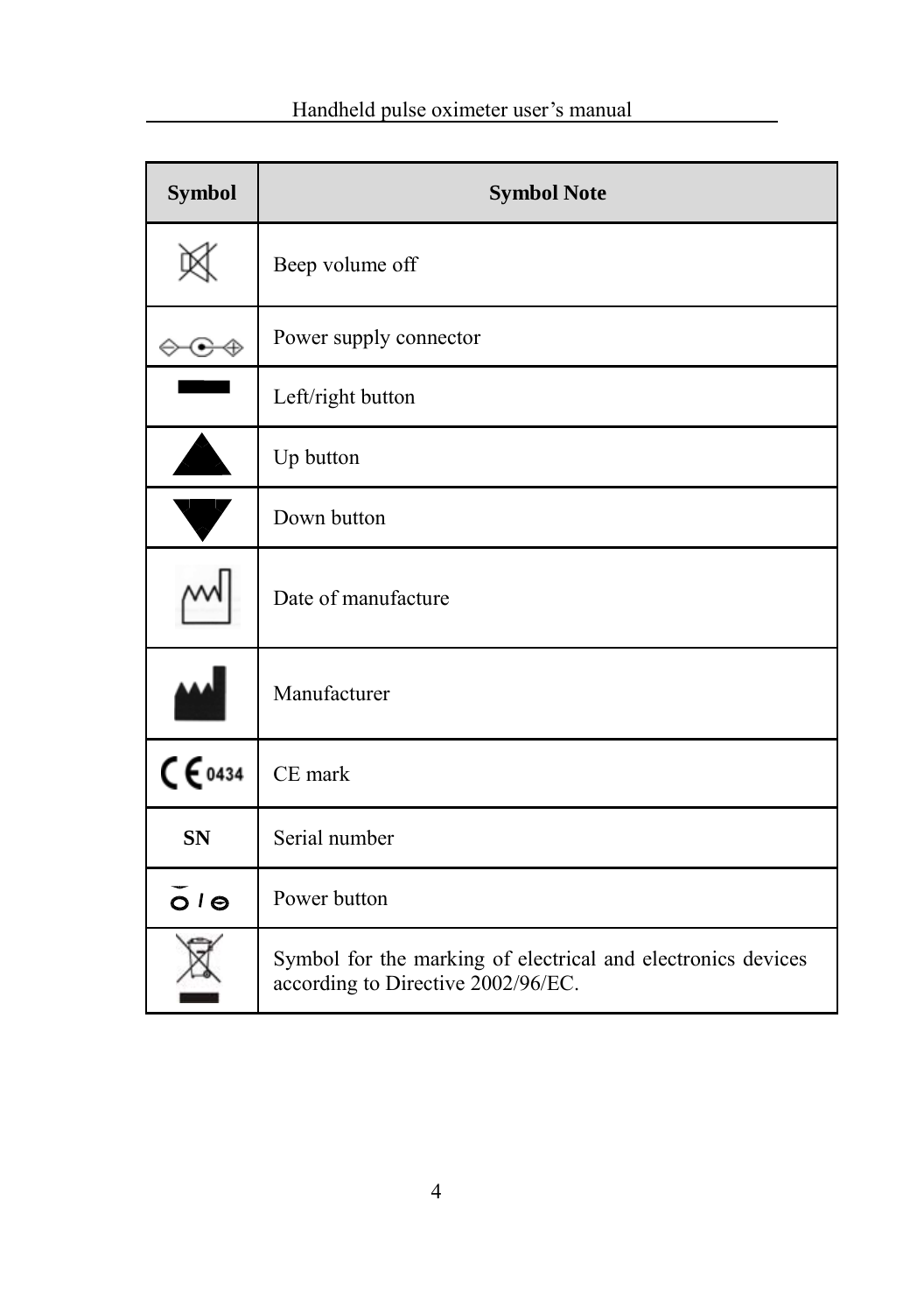| Symbol | Symbol Note |
| --- | --- |
| | Beep volume off |
| | Power supply connector |
| | Left/right button |
| | Up button |
| | Down button |
| | Date of manufacture |
| | Manufacturer |
| CE 0434 | CE mark |
| **SN** | Serial number |
| | Power button |
| | Symbol for the marking of electrical and electronics devices according to Directive 2002/96/EC. |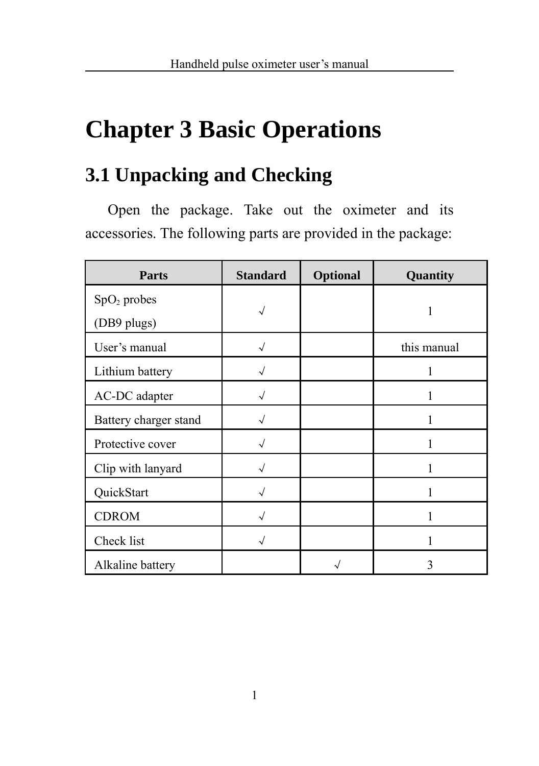# Chapter 3 Basic Operations

## 3.1 Unpacking and Checking

Open the package. Take out the oximeter and its accessories. The following parts are provided in the package:

| Parts | Standard | Optional | Quantity |
|---|---|---|---|
| $SpO_2$ probes (DB9 plugs) | √ | | 1 |
| User's manual | √ | | this manual |
| Lithium battery | √ | | 1 |
| AC-DC adapter | √ | | 1 |
| Battery charger stand | √ | | 1 |
| Protective cover | √ | | 1 |
| Clip with lanyard | √ | | 1 |
| QuickStart | √ | | 1 |
| CDROM | √ | | 1 |
| Check list | √ | | 1 |
| Alkaline battery | | √ | 3 |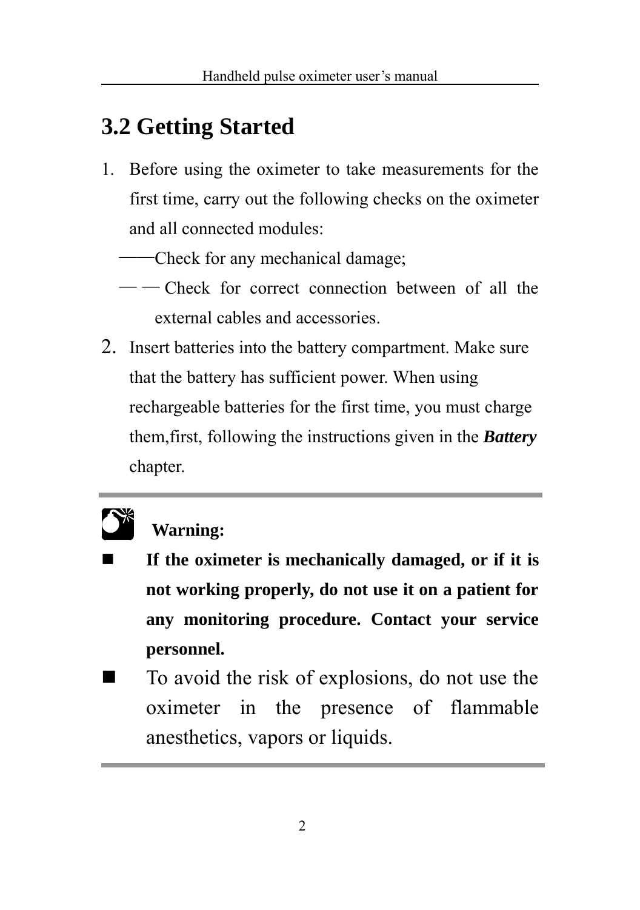## 3.2 Getting Started

1. Before using the oximeter to take measurements for the first time, carry out the following checks on the oximeter and all connected modules:

   ——Check for any mechanical damage;

   ——Check for correct connection between of all the external cables and accessories.

2. Insert batteries into the battery compartment. Make sure that the battery has sufficient power. When using rechargeable batteries for the first time, you must charge them,first, following the instructions given in the ***Battery*** chapter.

---

**Warning:**

- **If the oximeter is mechanically damaged, or if it is not working properly, do not use it on a patient for any monitoring procedure. Contact your service personnel.**
- To avoid the risk of explosions, do not use the oximeter in the presence of flammable anesthetics, vapors or liquids.

---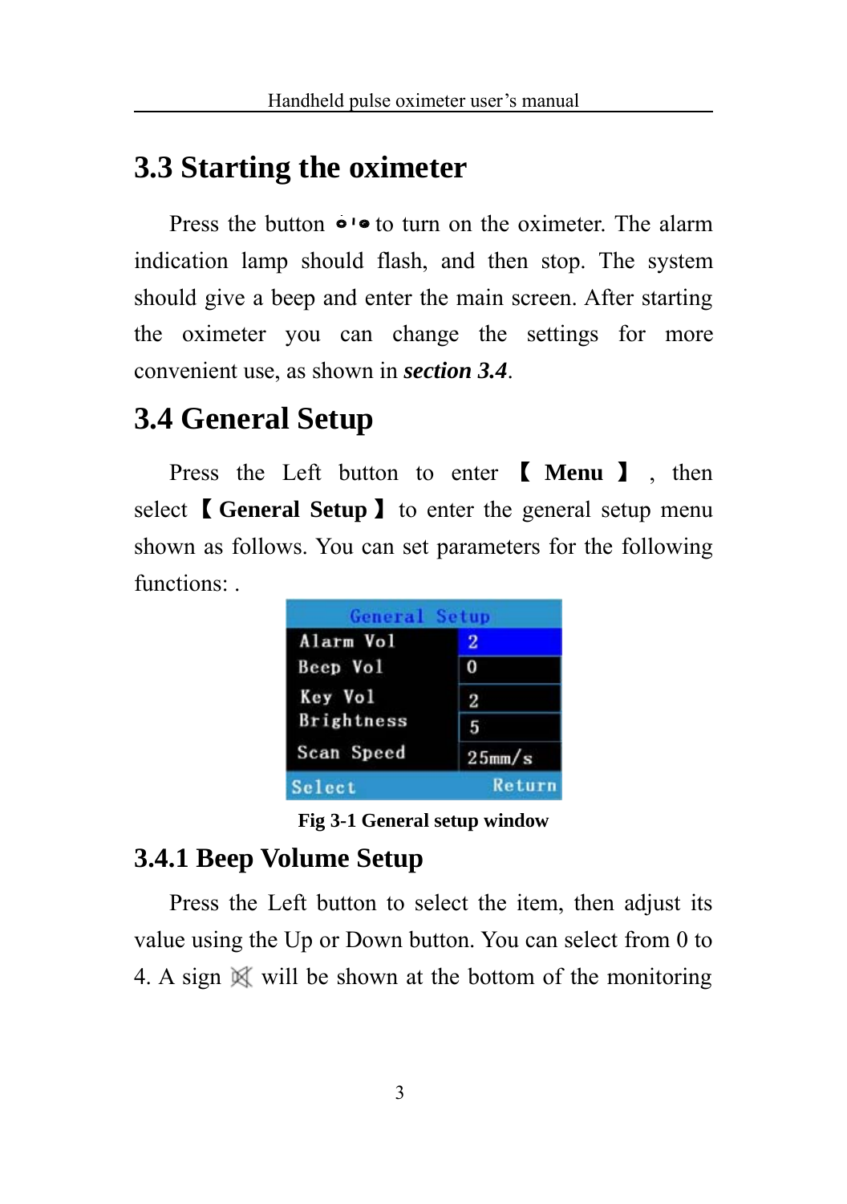## 3.3 Starting the oximeter

Press the button ȯ'● to turn on the oximeter. The alarm indication lamp should flash, and then stop. The system should give a beep and enter the main screen. After starting the oximeter you can change the settings for more convenient use, as shown in ***section 3.4***.

## 3.4 General Setup

Press the Left button to enter 【**Menu**】, then select【**General Setup**】to enter the general setup menu shown as follows. You can set parameters for the following functions: .

| General Setup | |
|---|---|
| Alarm Vol | 2 |
| Beep Vol | 0 |
| Key Vol | 2 |
| Brightness | 5 |
| Scan Speed | 25mm/s |
| Select | Return |

**Fig 3-1 General setup window**

### 3.4.1 Beep Volume Setup

Press the Left button to select the item, then adjust its value using the Up or Down button. You can select from 0 to 4. A sign 🔇 will be shown at the bottom of the monitoring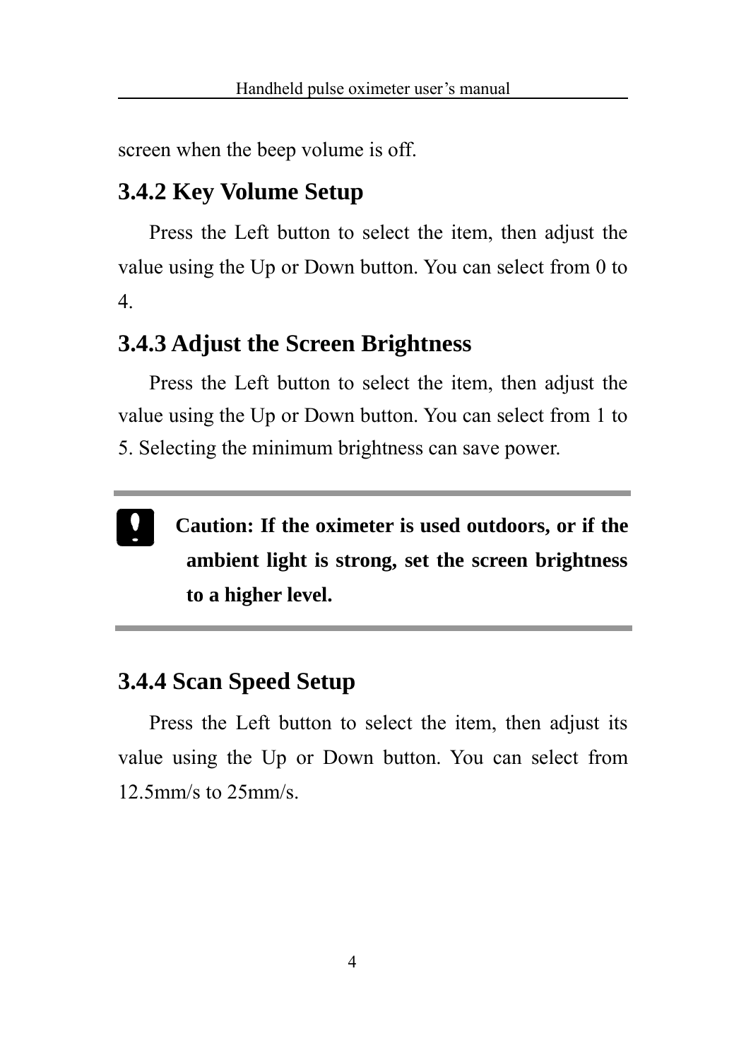screen when the beep volume is off.

### 3.4.2 Key Volume Setup

Press the Left button to select the item, then adjust the value using the Up or Down button. You can select from 0 to 4.

### 3.4.3 Adjust the Screen Brightness

Press the Left button to select the item, then adjust the value using the Up or Down button. You can select from 1 to 5. Selecting the minimum brightness can save power.

---

**Caution: If the oximeter is used outdoors, or if the ambient light is strong, set the screen brightness to a higher level.**

---

### 3.4.4 Scan Speed Setup

Press the Left button to select the item, then adjust its value using the Up or Down button. You can select from 12.5mm/s to 25mm/s.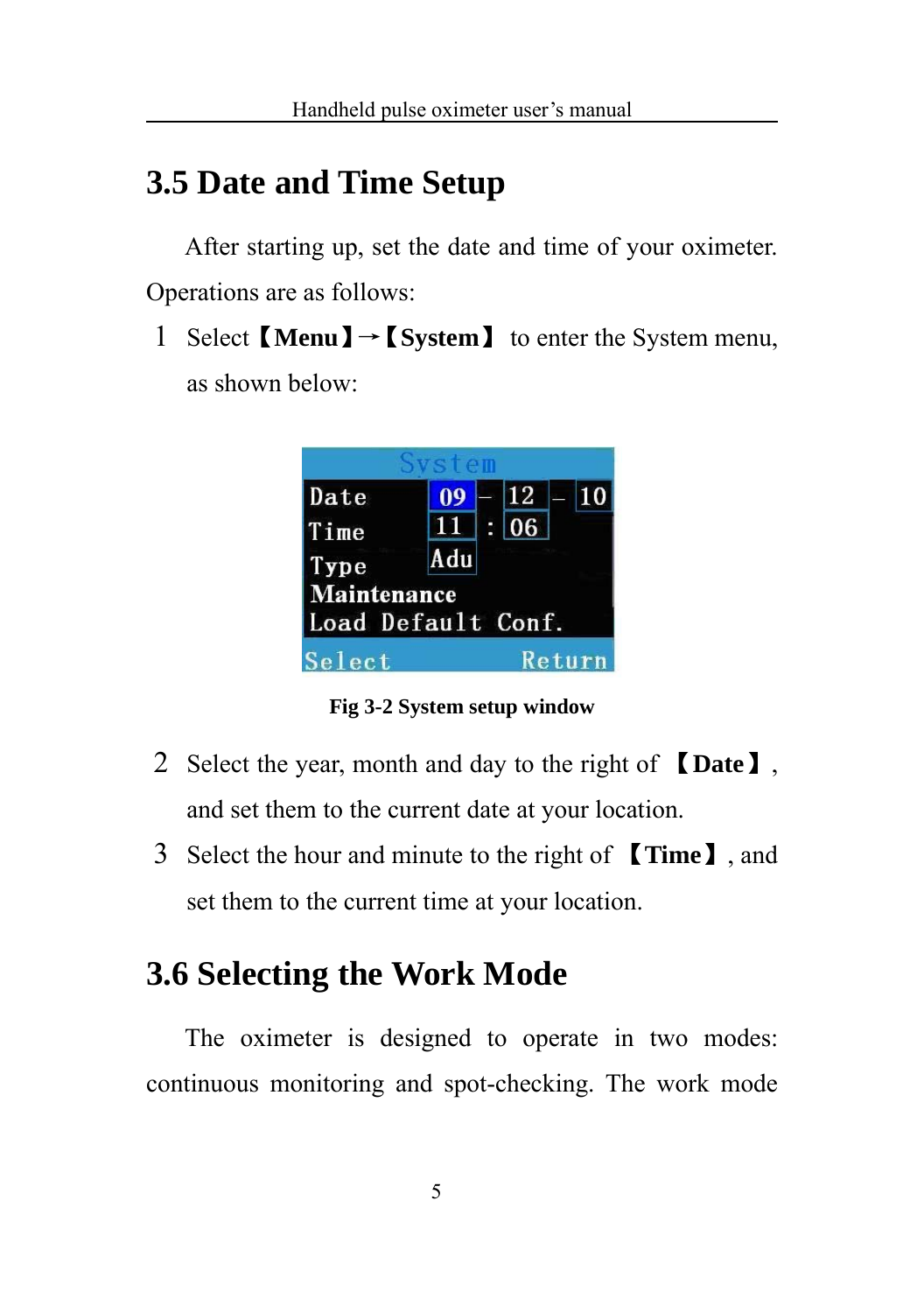## 3.5 Date and Time Setup

After starting up, set the date and time of your oximeter. Operations are as follows:

1. Select【Menu】→【System】 to enter the System menu, as shown below:

**Fig 3-2 System setup window**

2. Select the year, month and day to the right of 【Date】, and set them to the current date at your location.
3. Select the hour and minute to the right of 【Time】, and set them to the current time at your location.

## 3.6 Selecting the Work Mode

The oximeter is designed to operate in two modes: continuous monitoring and spot-checking. The work mode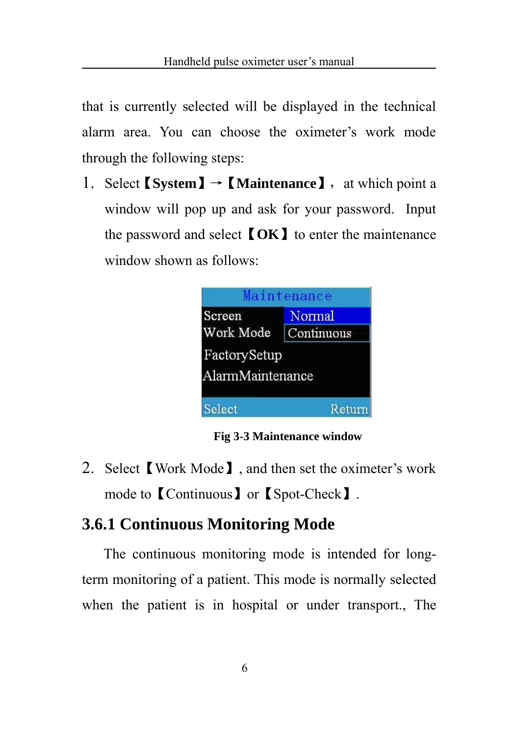that is currently selected will be displayed in the technical alarm area. You can choose the oximeter's work mode through the following steps:

1. Select **【System】**→**【Maintenance】**， at which point a window will pop up and ask for your password. Input the password and select **【OK】** to enter the maintenance window shown as follows:

**Fig 3-3 Maintenance window**

2. Select【Work Mode】, and then set the oximeter's work mode to【Continuous】or【Spot-Check】.

## 3.6.1 Continuous Monitoring Mode

The continuous monitoring mode is intended for long-term monitoring of a patient. This mode is normally selected when the patient is in hospital or under transport., The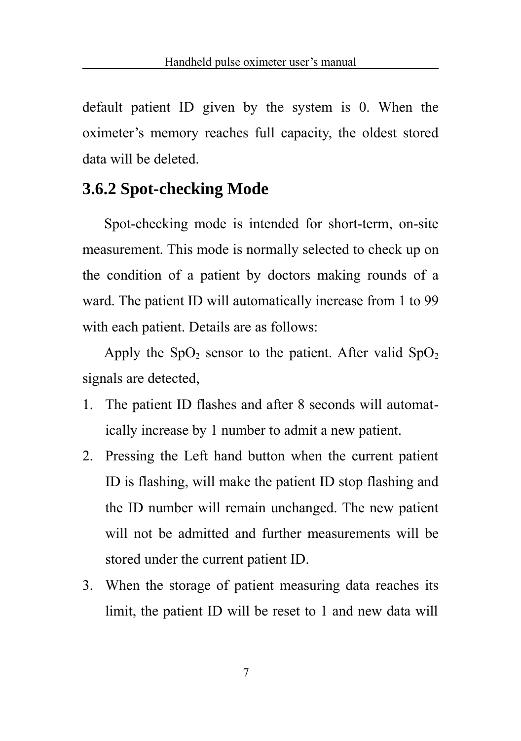default patient ID given by the system is 0. When the oximeter's memory reaches full capacity, the oldest stored data will be deleted.

### 3.6.2 Spot-checking Mode

Spot-checking mode is intended for short-term, on-site measurement. This mode is normally selected to check up on the condition of a patient by doctors making rounds of a ward. The patient ID will automatically increase from 1 to 99 with each patient. Details are as follows:

Apply the $SpO_2$ sensor to the patient. After valid $SpO_2$ signals are detected,

1. The patient ID flashes and after 8 seconds will automatically increase by 1 number to admit a new patient.
2. Pressing the Left hand button when the current patient ID is flashing, will make the patient ID stop flashing and the ID number will remain unchanged. The new patient will not be admitted and further measurements will be stored under the current patient ID.
3. When the storage of patient measuring data reaches its limit, the patient ID will be reset to 1 and new data will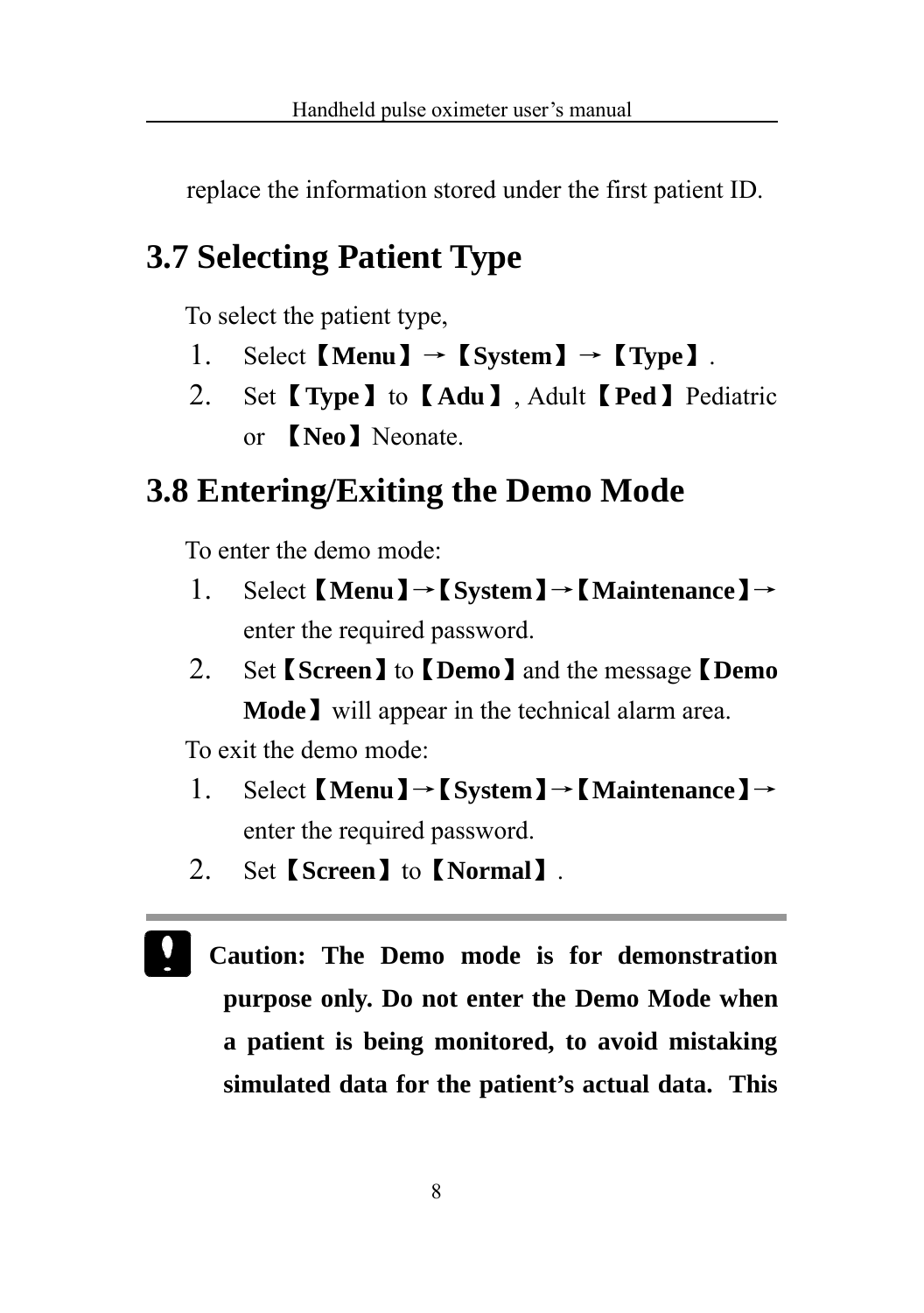replace the information stored under the first patient ID.

## 3.7 Selecting Patient Type

To select the patient type,

1. Select【**Menu**】→【**System**】→【**Type**】.
2. Set【**Type**】to【**Adu**】, Adult【**Ped**】Pediatric or 【**Neo**】Neonate.

## 3.8 Entering/Exiting the Demo Mode

To enter the demo mode:

1. Select【**Menu**】→【**System**】→【**Maintenance**】→ enter the required password.
2. Set【**Screen**】to【**Demo**】and the message【**Demo Mode**】will appear in the technical alarm area.

To exit the demo mode:

1. Select【**Menu**】→【**System**】→【**Maintenance**】→ enter the required password.
2. Set【**Screen**】to【**Normal**】.

**Caution: The Demo mode is for demonstration purpose only. Do not enter the Demo Mode when a patient is being monitored, to avoid mistaking simulated data for the patient's actual data. This**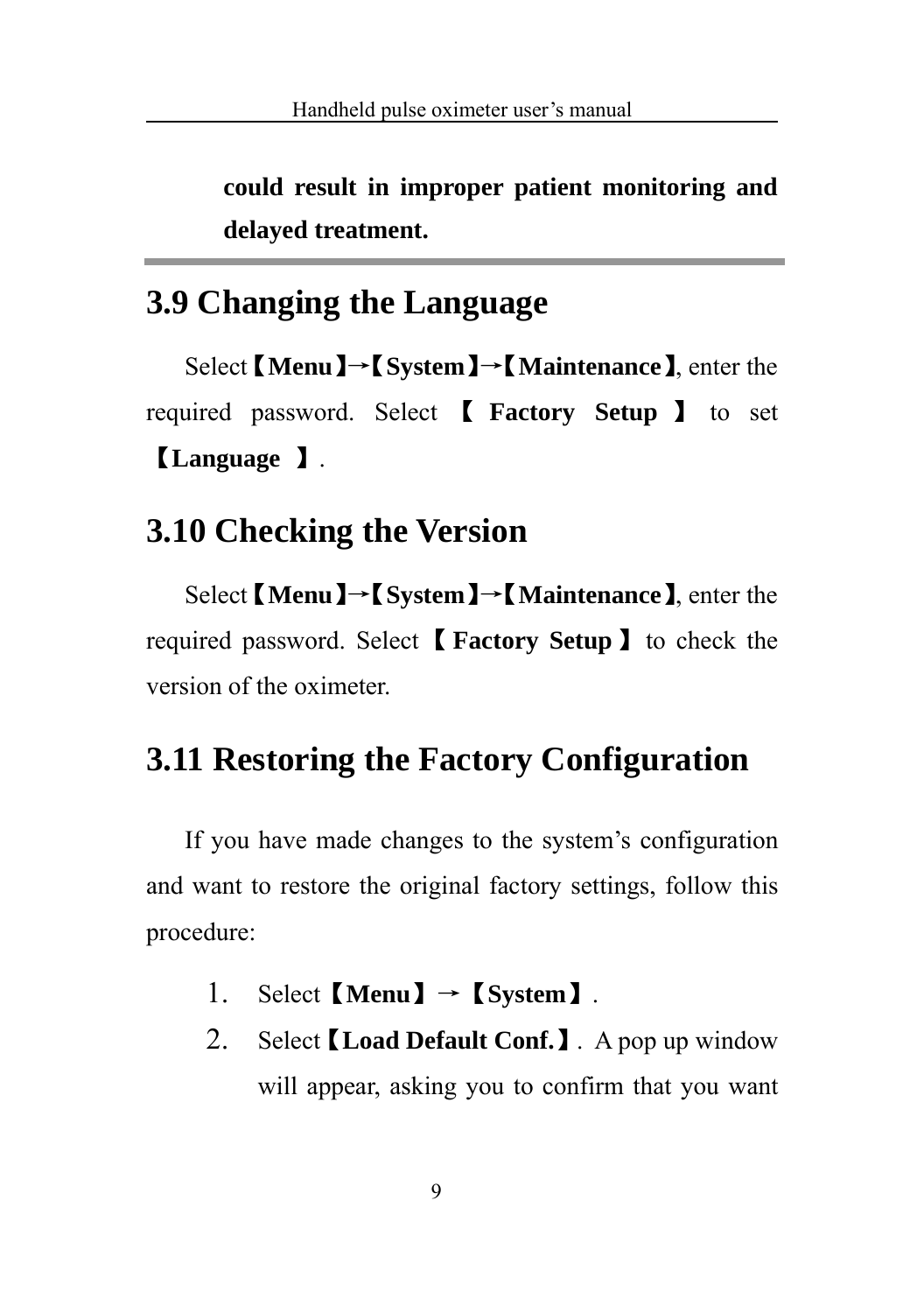**could result in improper patient monitoring and delayed treatment.**

## 3.9 Changing the Language

Select【**Menu**】→【**System**】→【**Maintenance**】, enter the required password. Select 【 **Factory Setup** 】 to set 【**Language** 】.

## 3.10 Checking the Version

Select【**Menu**】→【**System**】→【**Maintenance**】, enter the required password. Select【**Factory Setup**】to check the version of the oximeter.

## 3.11 Restoring the Factory Configuration

If you have made changes to the system's configuration and want to restore the original factory settings, follow this procedure:

1. Select【**Menu**】→【**System**】.
2. Select【**Load Default Conf.**】. A pop up window will appear, asking you to confirm that you want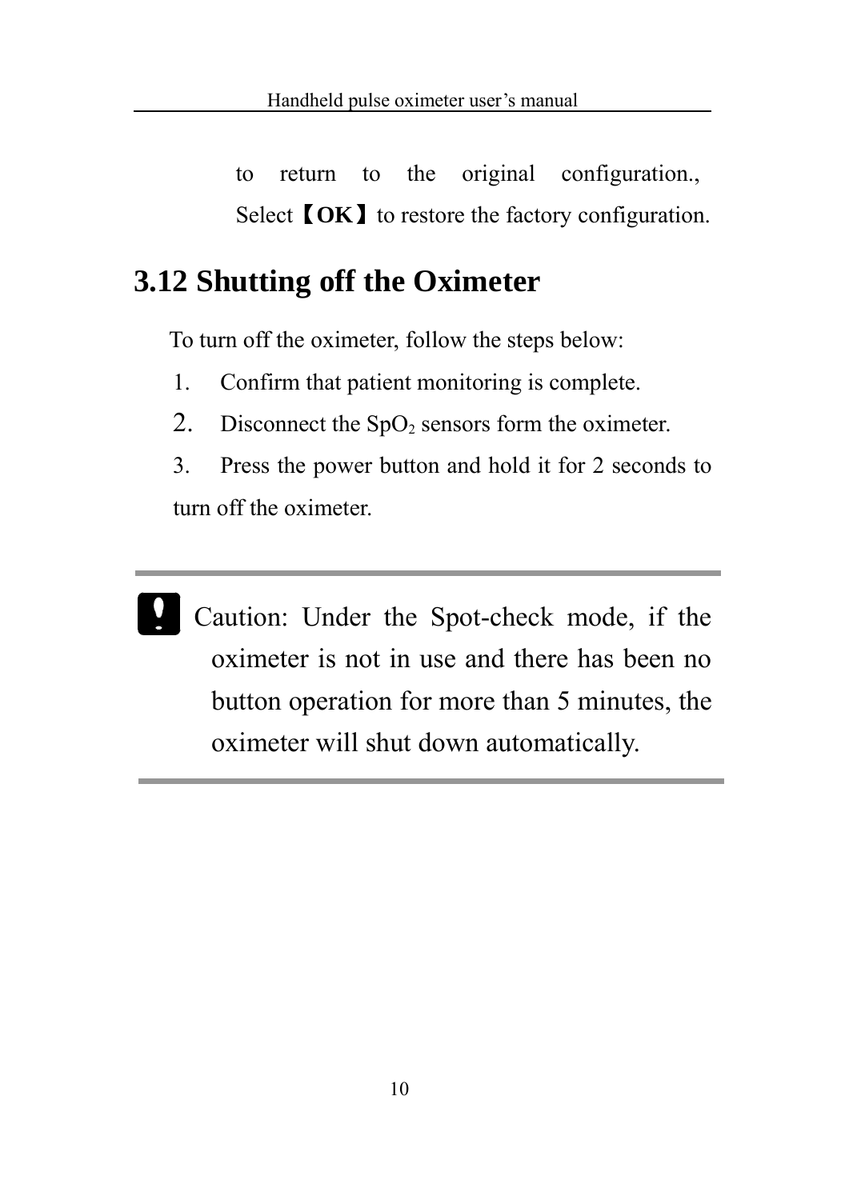to return to the original configuration., Select【**OK**】to restore the factory configuration.

## 3.12 Shutting off the Oximeter

To turn off the oximeter, follow the steps below:

1. Confirm that patient monitoring is complete.
2. Disconnect the $SpO_2$ sensors form the oximeter.
3. Press the power button and hold it for 2 seconds to turn off the oximeter.

---

Caution: Under the Spot-check mode, if the oximeter is not in use and there has been no button operation for more than 5 minutes, the oximeter will shut down automatically.

---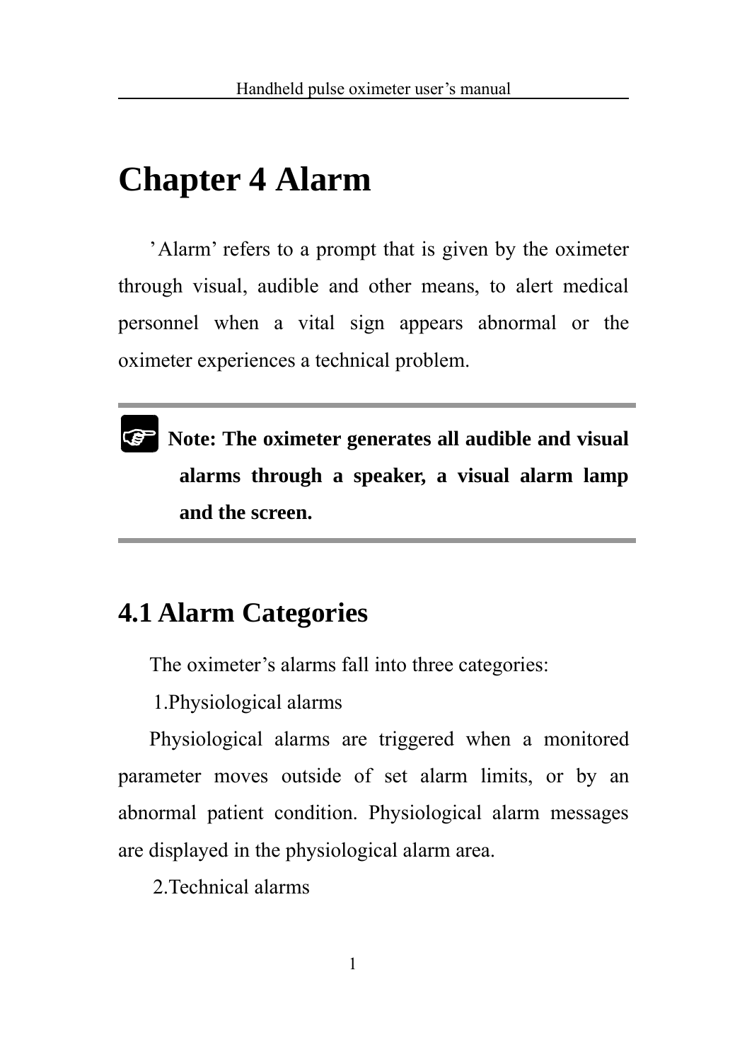# Chapter 4 Alarm

'Alarm' refers to a prompt that is given by the oximeter through visual, audible and other means, to alert medical personnel when a vital sign appears abnormal or the oximeter experiences a technical problem.

☞ **Note: The oximeter generates all audible and visual alarms through a speaker, a visual alarm lamp and the screen.**

## 4.1 Alarm Categories

The oximeter's alarms fall into three categories:

1.Physiological alarms

Physiological alarms are triggered when a monitored parameter moves outside of set alarm limits, or by an abnormal patient condition. Physiological alarm messages are displayed in the physiological alarm area.

2.Technical alarms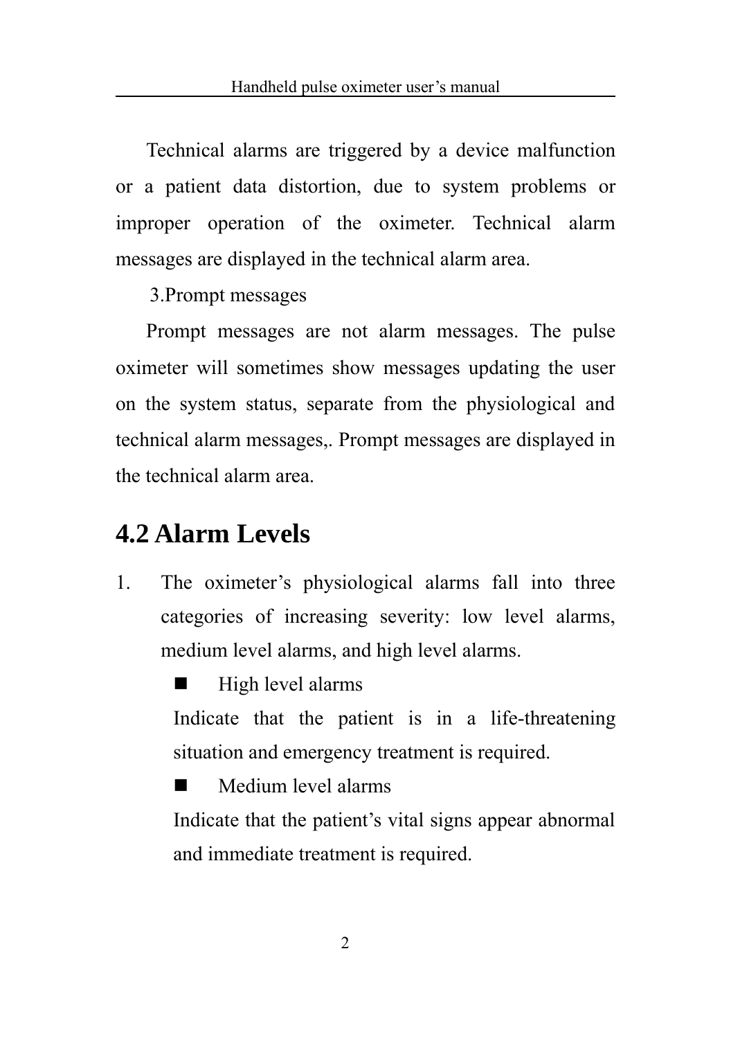Technical alarms are triggered by a device malfunction or a patient data distortion, due to system problems or improper operation of the oximeter. Technical alarm messages are displayed in the technical alarm area.

3.Prompt messages

Prompt messages are not alarm messages. The pulse oximeter will sometimes show messages updating the user on the system status, separate from the physiological and technical alarm messages,. Prompt messages are displayed in the technical alarm area.

## 4.2 Alarm Levels

1. The oximeter's physiological alarms fall into three categories of increasing severity: low level alarms, medium level alarms, and high level alarms.

   - High level alarms

     Indicate that the patient is in a life-threatening situation and emergency treatment is required.

   - Medium level alarms

     Indicate that the patient's vital signs appear abnormal and immediate treatment is required.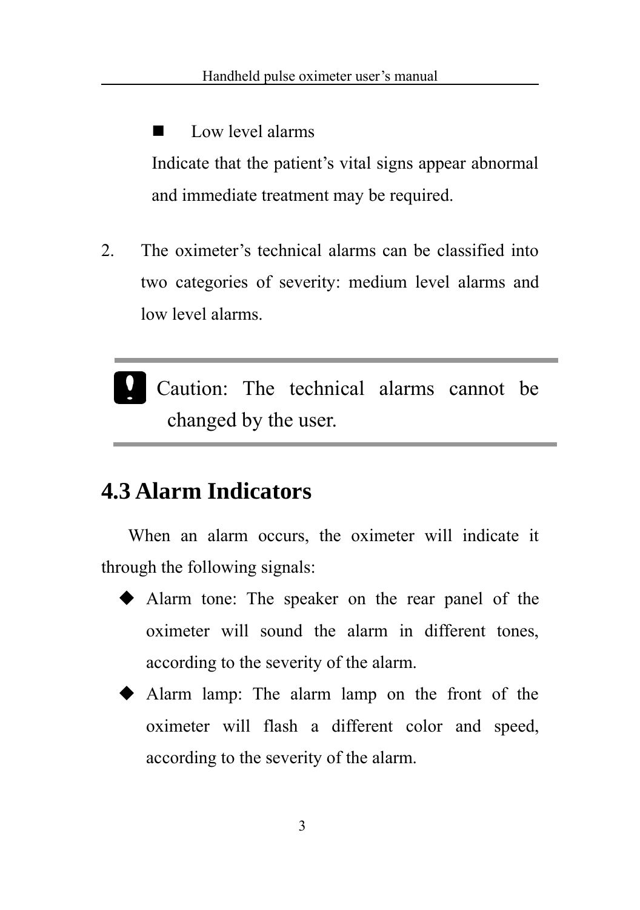- Low level alarms

  Indicate that the patient's vital signs appear abnormal and immediate treatment may be required.

2. The oximeter's technical alarms can be classified into two categories of severity: medium level alarms and low level alarms.

> **!** Caution: The technical alarms cannot be changed by the user.

## 4.3 Alarm Indicators

When an alarm occurs, the oximeter will indicate it through the following signals:

- Alarm tone: The speaker on the rear panel of the oximeter will sound the alarm in different tones, according to the severity of the alarm.
- Alarm lamp: The alarm lamp on the front of the oximeter will flash a different color and speed, according to the severity of the alarm.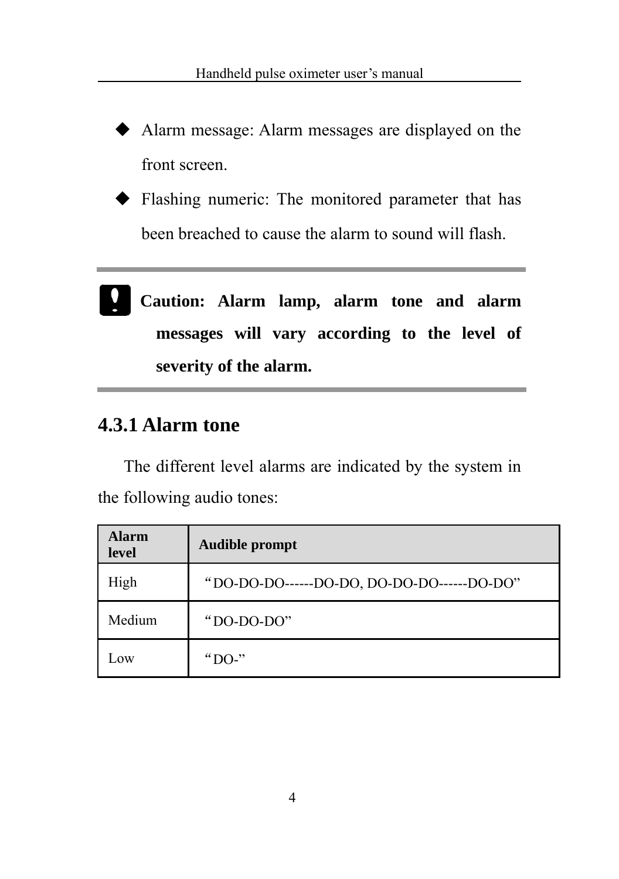- Alarm message: Alarm messages are displayed on the front screen.
- Flashing numeric: The monitored parameter that has been breached to cause the alarm to sound will flash.

---

**Caution: Alarm lamp, alarm tone and alarm messages will vary according to the level of severity of the alarm.**

---

### 4.3.1 Alarm tone

The different level alarms are indicated by the system in the following audio tones:

| Alarm level | Audible prompt |
|---|---|
| High | “DO-DO-DO------DO-DO, DO-DO-DO------DO-DO” |
| Medium | “DO-DO-DO” |
| Low | “DO-” |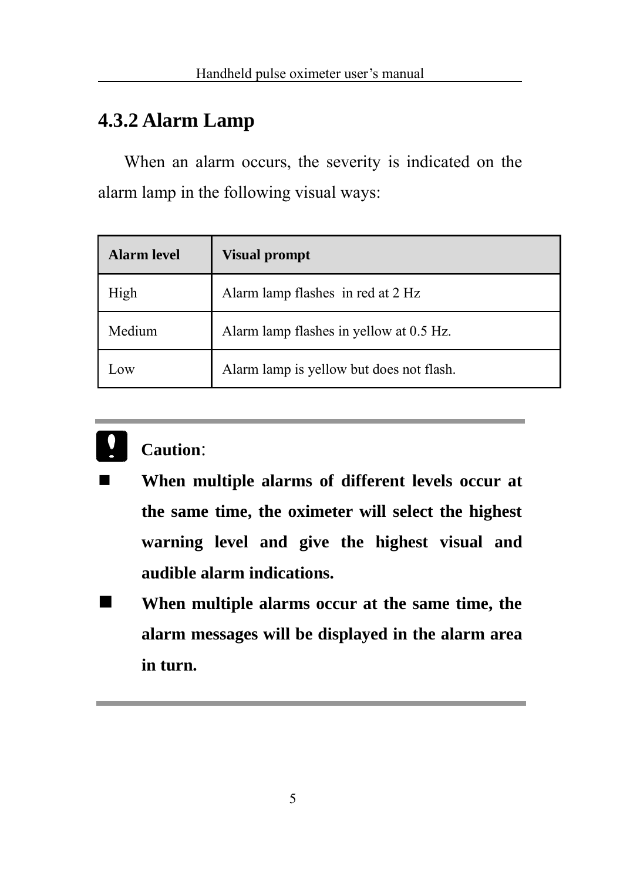### 4.3.2 Alarm Lamp

When an alarm occurs, the severity is indicated on the alarm lamp in the following visual ways:

| **Alarm level** | **Visual prompt** |
| --- | --- |
| High | Alarm lamp flashes in red at 2 Hz |
| Medium | Alarm lamp flashes in yellow at 0.5 Hz. |
| Low | Alarm lamp is yellow but does not flash. |

---

**Caution**:

- **When multiple alarms of different levels occur at the same time, the oximeter will select the highest warning level and give the highest visual and audible alarm indications.**
- **When multiple alarms occur at the same time, the alarm messages will be displayed in the alarm area in turn.**

---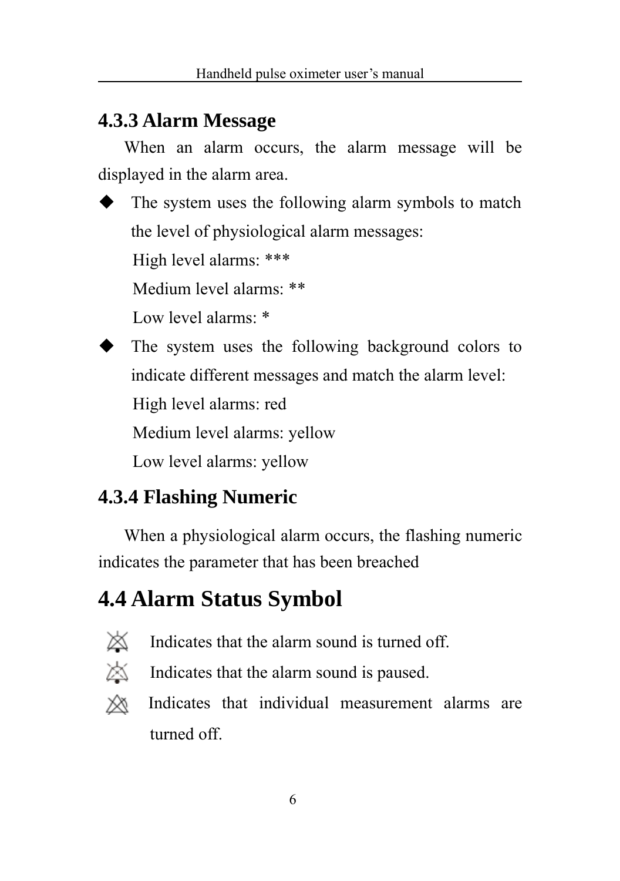### 4.3.3 Alarm Message

When an alarm occurs, the alarm message will be displayed in the alarm area.

- The system uses the following alarm symbols to match the level of physiological alarm messages:

  High level alarms: ***

  Medium level alarms: **

  Low level alarms: *

- The system uses the following background colors to indicate different messages and match the alarm level:

  High level alarms: red

  Medium level alarms: yellow

  Low level alarms: yellow

### 4.3.4 Flashing Numeric

When a physiological alarm occurs, the flashing numeric indicates the parameter that has been breached

## 4.4 Alarm Status Symbol

Indicates that the alarm sound is turned off.

Indicates that the alarm sound is paused.

Indicates that individual measurement alarms are turned off.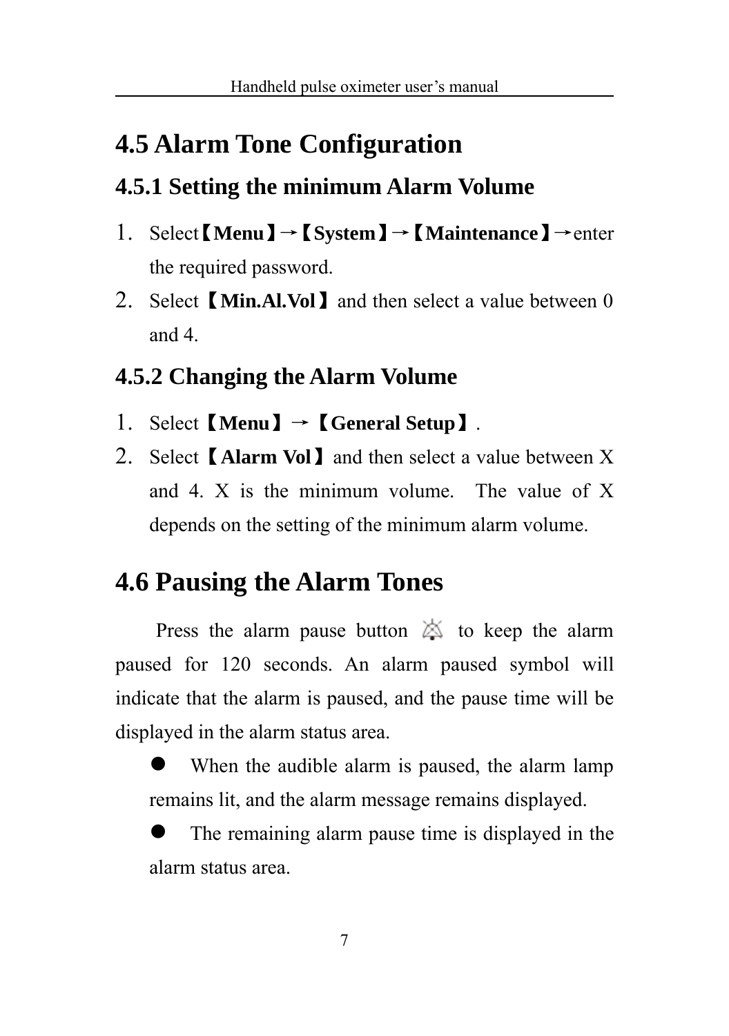## 4.5 Alarm Tone Configuration

### 4.5.1 Setting the minimum Alarm Volume

1. Select【**Menu**】→【**System**】→【**Maintenance**】→enter the required password.
2. Select【**Min.Al.Vol**】and then select a value between 0 and 4.

### 4.5.2 Changing the Alarm Volume

1. Select【**Menu**】→【**General Setup**】.
2. Select【**Alarm Vol**】and then select a value between X and 4. X is the minimum volume. The value of X depends on the setting of the minimum alarm volume.

## 4.6 Pausing the Alarm Tones

Press the alarm pause button to keep the alarm paused for 120 seconds. An alarm paused symbol will indicate that the alarm is paused, and the pause time will be displayed in the alarm status area.

- When the audible alarm is paused, the alarm lamp remains lit, and the alarm message remains displayed.
- The remaining alarm pause time is displayed in the alarm status area.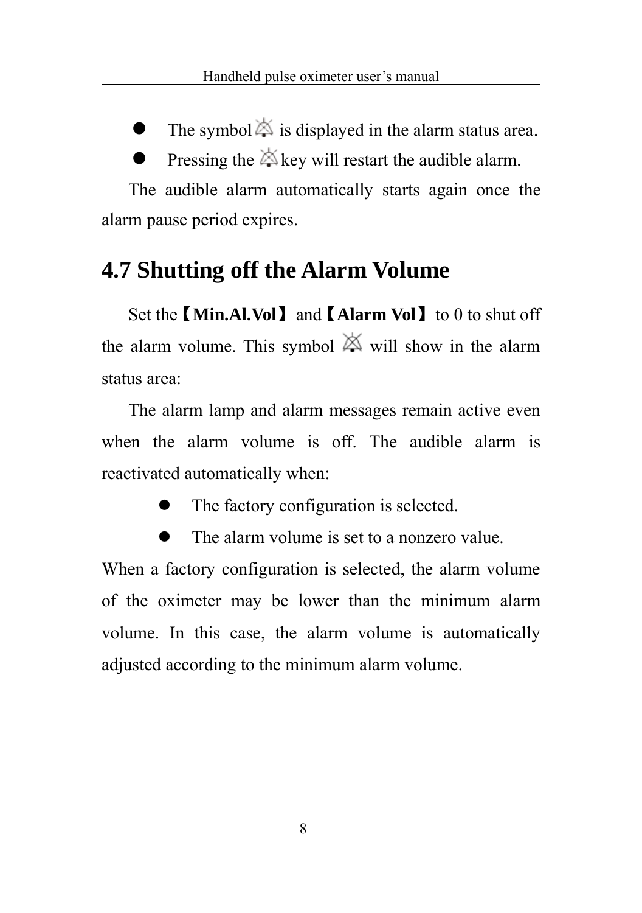- The symbol is displayed in the alarm status area.
- Pressing the key will restart the audible alarm.

The audible alarm automatically starts again once the alarm pause period expires.

## 4.7 Shutting off the Alarm Volume

Set the【**Min.Al.Vol**】and【**Alarm Vol**】to 0 to shut off the alarm volume. This symbol will show in the alarm status area:

The alarm lamp and alarm messages remain active even when the alarm volume is off. The audible alarm is reactivated automatically when:

- The factory configuration is selected.
- The alarm volume is set to a nonzero value.

When a factory configuration is selected, the alarm volume of the oximeter may be lower than the minimum alarm volume. In this case, the alarm volume is automatically adjusted according to the minimum alarm volume.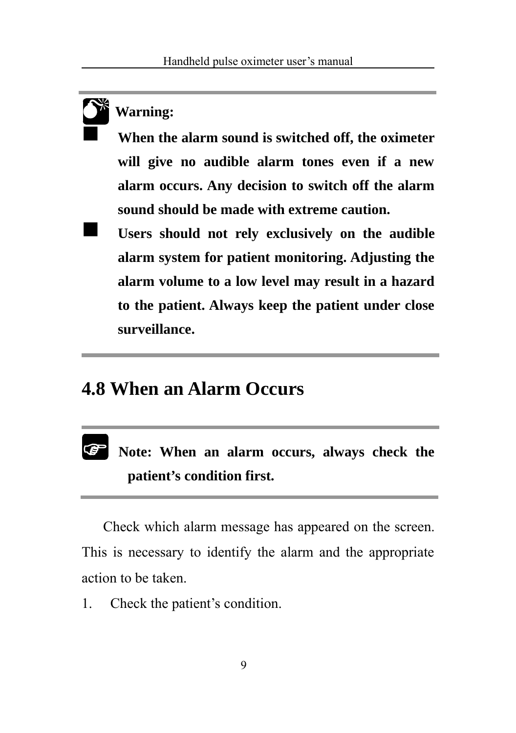**Warning:**

- **When the alarm sound is switched off, the oximeter will give no audible alarm tones even if a new alarm occurs. Any decision to switch off the alarm sound should be made with extreme caution.**
- **Users should not rely exclusively on the audible alarm system for patient monitoring. Adjusting the alarm volume to a low level may result in a hazard to the patient. Always keep the patient under close surveillance.**

## 4.8 When an Alarm Occurs

**Note: When an alarm occurs, always check the patient's condition first.**

Check which alarm message has appeared on the screen. This is necessary to identify the alarm and the appropriate action to be taken.

1. Check the patient's condition.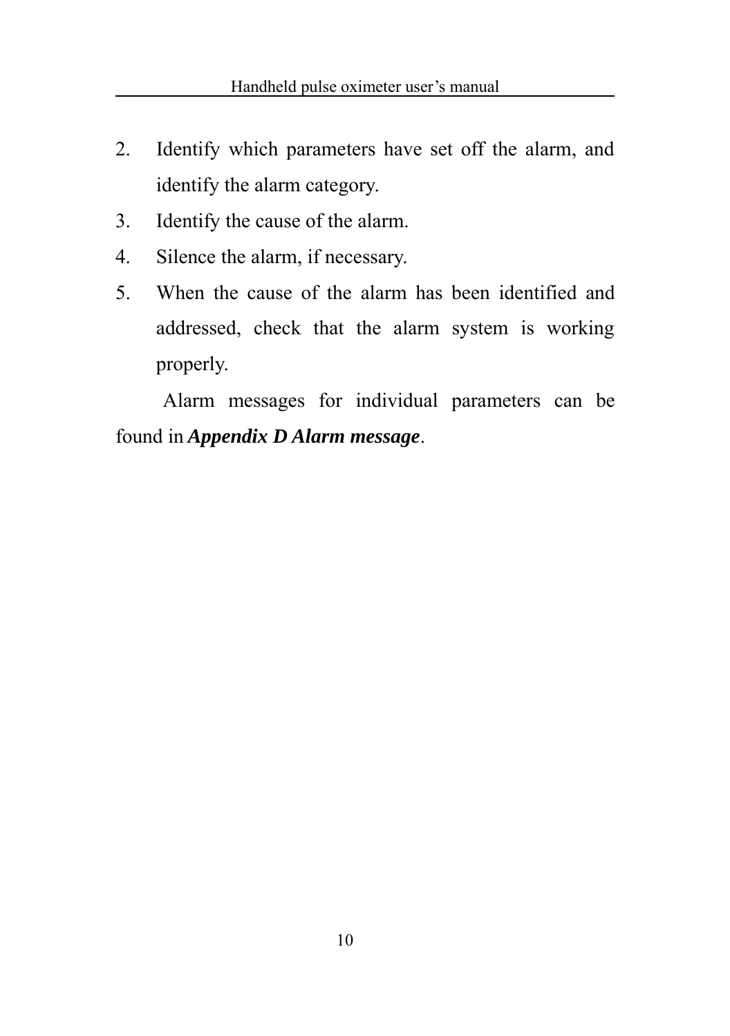2. Identify which parameters have set off the alarm, and identify the alarm category.
3. Identify the cause of the alarm.
4. Silence the alarm, if necessary.
5. When the cause of the alarm has been identified and addressed, check that the alarm system is working properly.

Alarm messages for individual parameters can be found in ***Appendix D Alarm message***.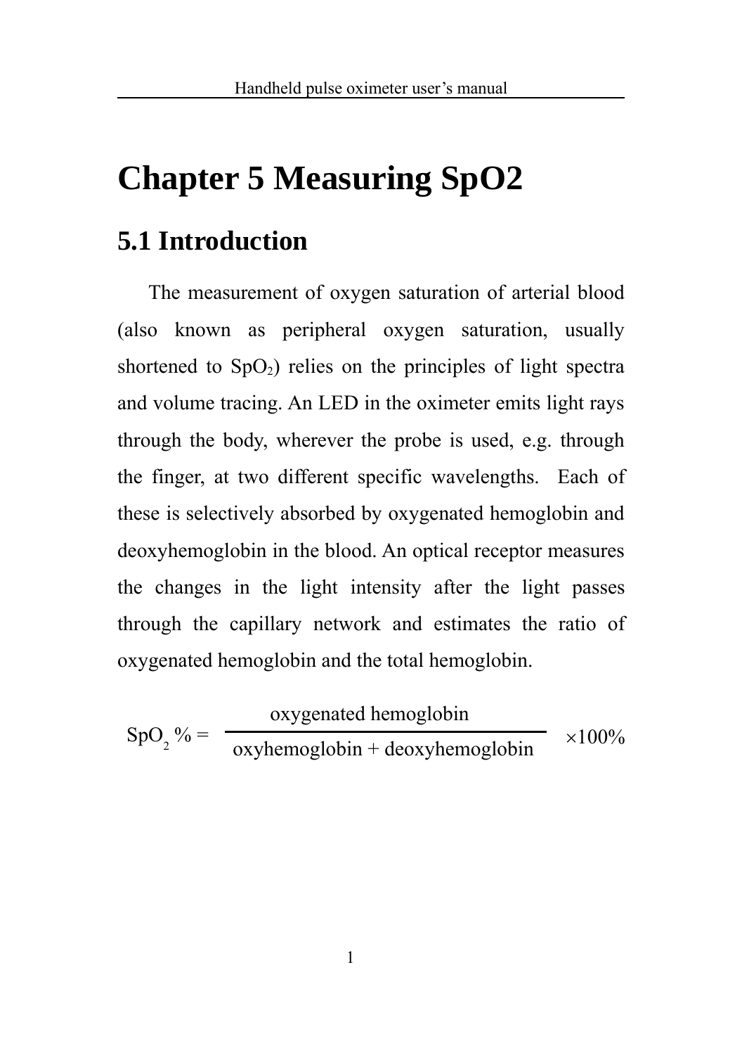# Chapter 5 Measuring SpO2

## 5.1 Introduction

The measurement of oxygen saturation of arterial blood (also known as peripheral oxygen saturation, usually shortened to $SpO_2$) relies on the principles of light spectra and volume tracing. An LED in the oximeter emits light rays through the body, wherever the probe is used, e.g. through the finger, at two different specific wavelengths. Each of these is selectively absorbed by oxygenated hemoglobin and deoxyhemoglobin in the blood. An optical receptor measures the changes in the light intensity after the light passes through the capillary network and estimates the ratio of oxygenated hemoglobin and the total hemoglobin.

$$SpO_2\,\% = \frac{\text{oxygenated hemoglobin}}{\text{oxyhemoglobin + deoxyhemoglobin}} \times 100\%$$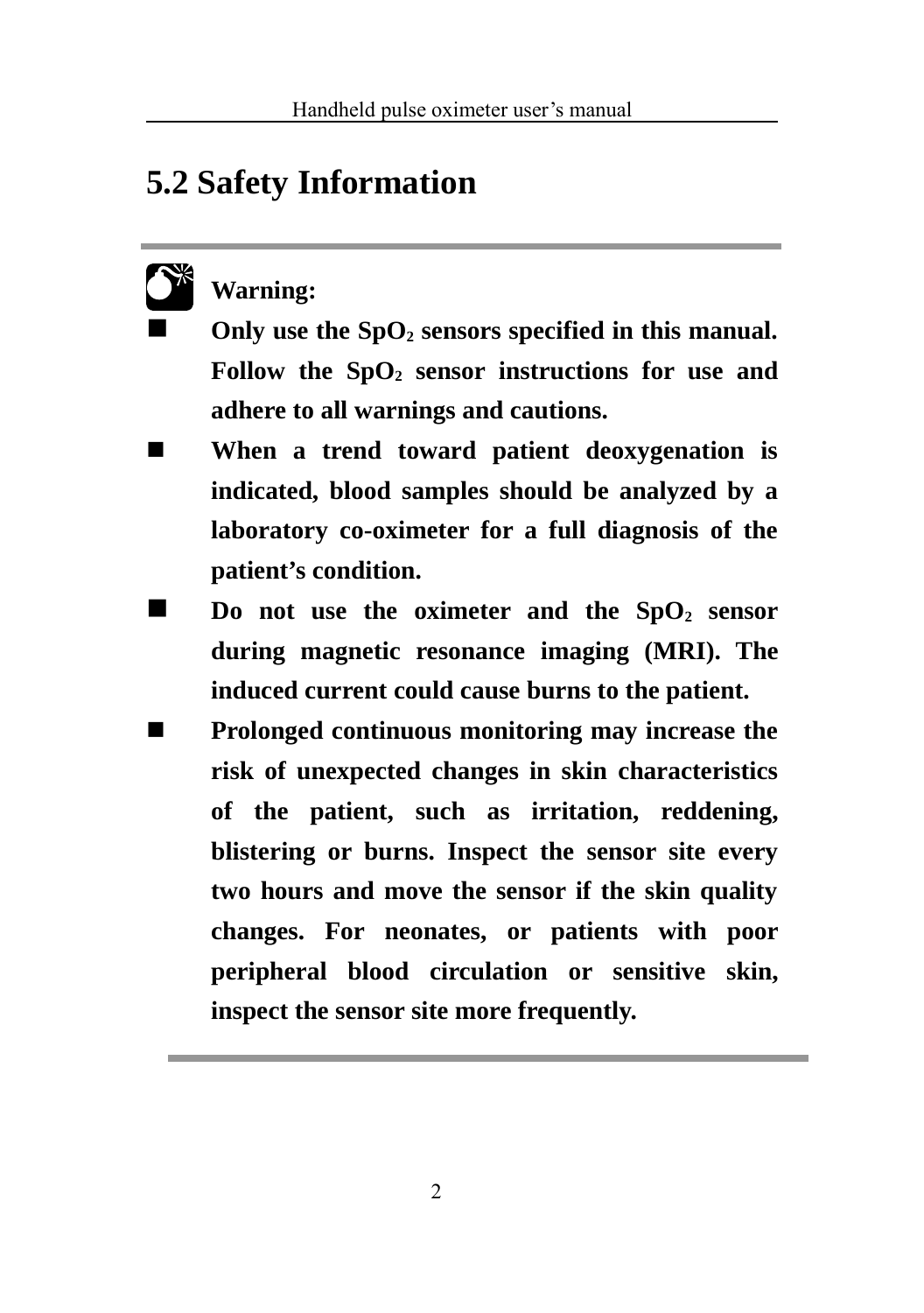## 5.2 Safety Information

**Warning:**

- **Only use the $SpO_2$ sensors specified in this manual. Follow the $SpO_2$ sensor instructions for use and adhere to all warnings and cautions.**
- **When a trend toward patient deoxygenation is indicated, blood samples should be analyzed by a laboratory co-oximeter for a full diagnosis of the patient's condition.**
- **Do not use the oximeter and the $SpO_2$ sensor during magnetic resonance imaging (MRI). The induced current could cause burns to the patient.**
- **Prolonged continuous monitoring may increase the risk of unexpected changes in skin characteristics of the patient, such as irritation, reddening, blistering or burns. Inspect the sensor site every two hours and move the sensor if the skin quality changes. For neonates, or patients with poor peripheral blood circulation or sensitive skin, inspect the sensor site more frequently.**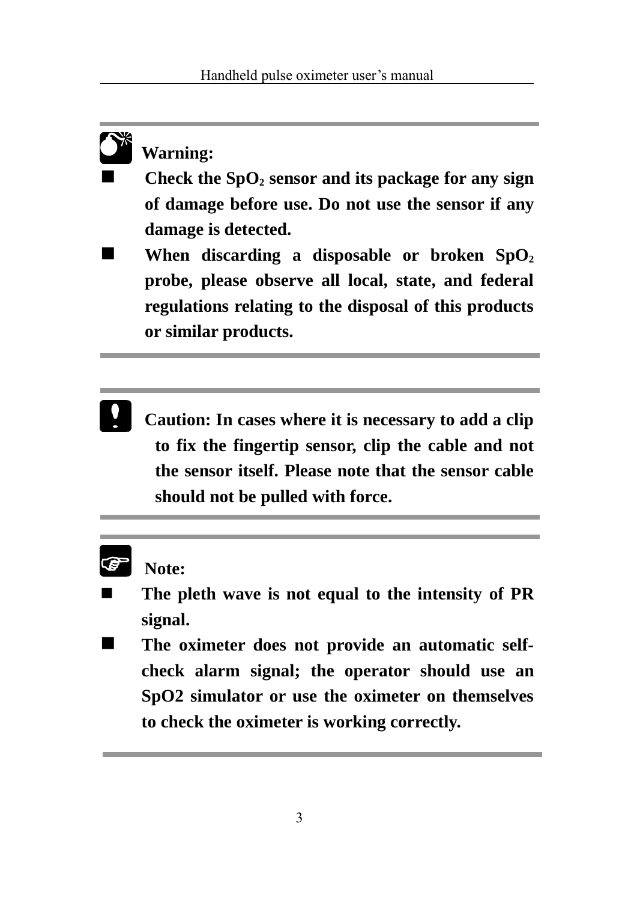**Warning:**

- **Check the $SpO_2$ sensor and its package for any sign of damage before use. Do not use the sensor if any damage is detected.**
- **When discarding a disposable or broken $SpO_2$ probe, please observe all local, state, and federal regulations relating to the disposal of this products or similar products.**

**Caution: In cases where it is necessary to add a clip to fix the fingertip sensor, clip the cable and not the sensor itself. Please note that the sensor cable should not be pulled with force.**

**Note:**

- **The pleth wave is not equal to the intensity of PR signal.**
- **The oximeter does not provide an automatic self-check alarm signal; the operator should use an SpO2 simulator or use the oximeter on themselves to check the oximeter is working correctly.**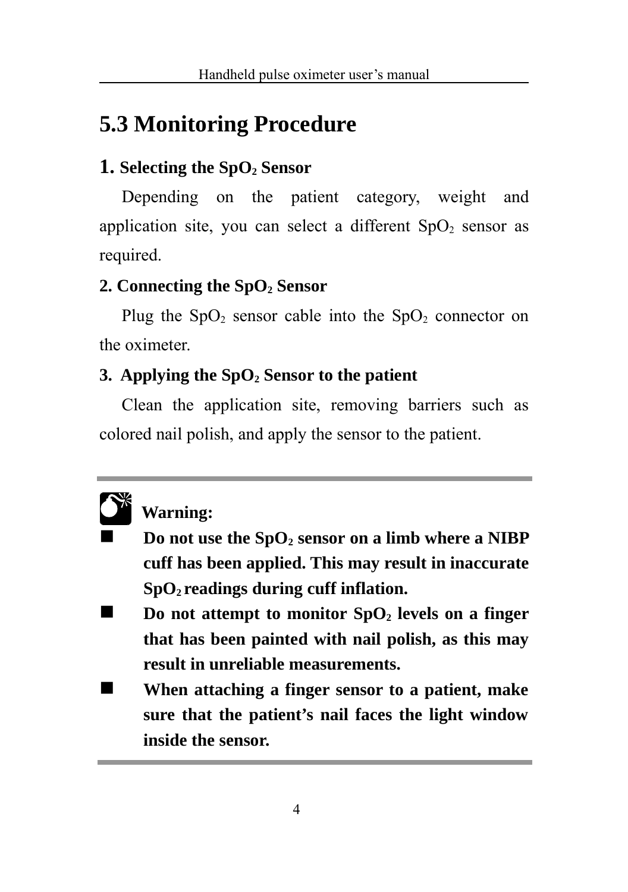## 5.3 Monitoring Procedure

### 1. Selecting the $SpO_2$ Sensor

Depending on the patient category, weight and application site, you can select a different $SpO_2$ sensor as required.

### 2. Connecting the $SpO_2$ Sensor

Plug the $SpO_2$ sensor cable into the $SpO_2$ connector on the oximeter.

### 3. Applying the $SpO_2$ Sensor to the patient

Clean the application site, removing barriers such as colored nail polish, and apply the sensor to the patient.

---

**Warning:**

- **Do not use the $SpO_2$ sensor on a limb where a NIBP cuff has been applied. This may result in inaccurate $SpO_2$ readings during cuff inflation.**
- **Do not attempt to monitor $SpO_2$ levels on a finger that has been painted with nail polish, as this may result in unreliable measurements.**
- **When attaching a finger sensor to a patient, make sure that the patient's nail faces the light window inside the sensor.**

---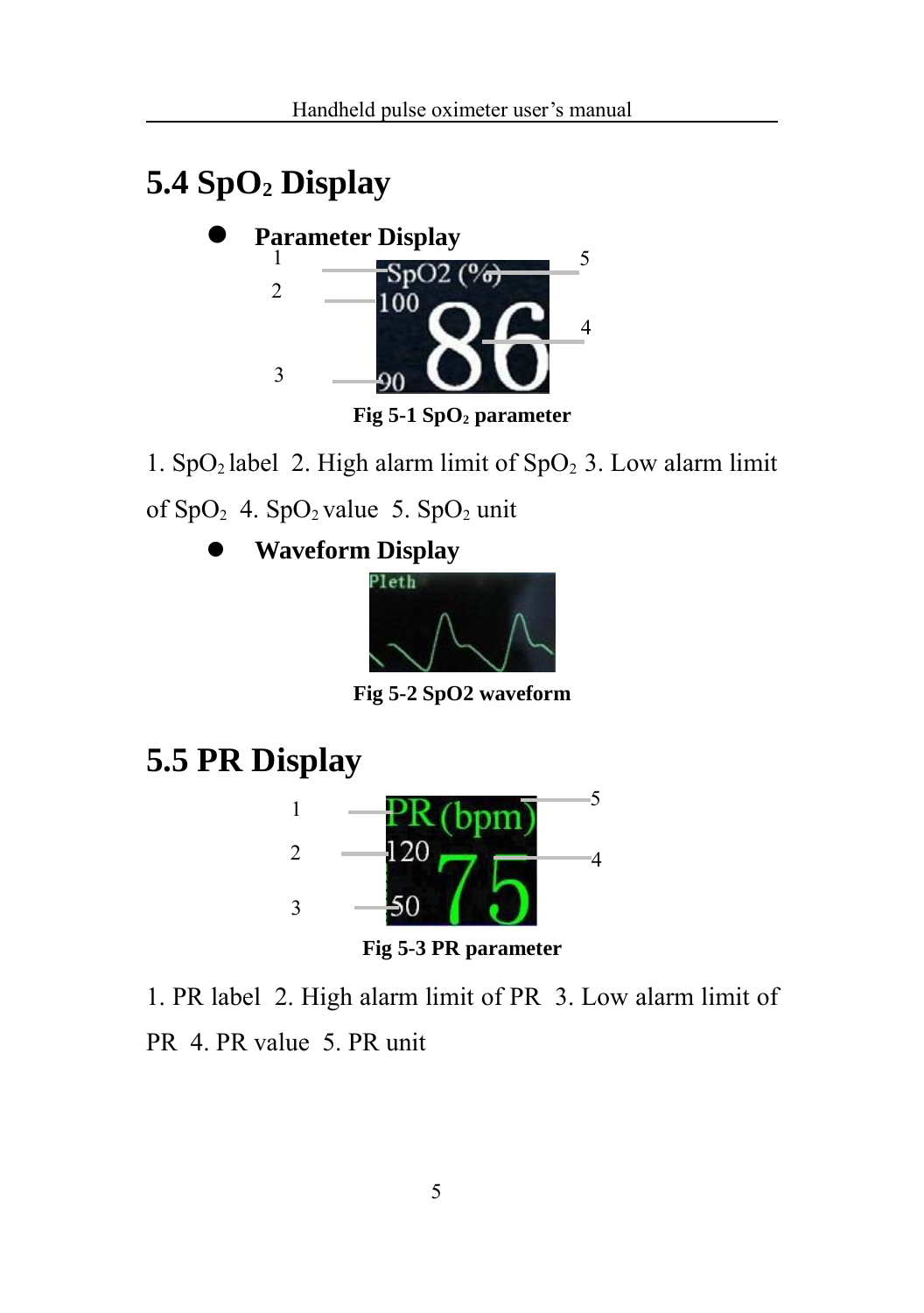## 5.4 $SpO_2$ Display

- **Parameter Display**

**Fig 5-1 $SpO_2$ parameter**

1. $SpO_2$ label 2. High alarm limit of $SpO_2$ 3. Low alarm limit of $SpO_2$ 4. $SpO_2$ value 5. $SpO_2$ unit

- **Waveform Display**

**Fig 5-2 SpO2 waveform**

## 5.5 PR Display

**Fig 5-3 PR parameter**

1. PR label 2. High alarm limit of PR 3. Low alarm limit of PR 4. PR value 5. PR unit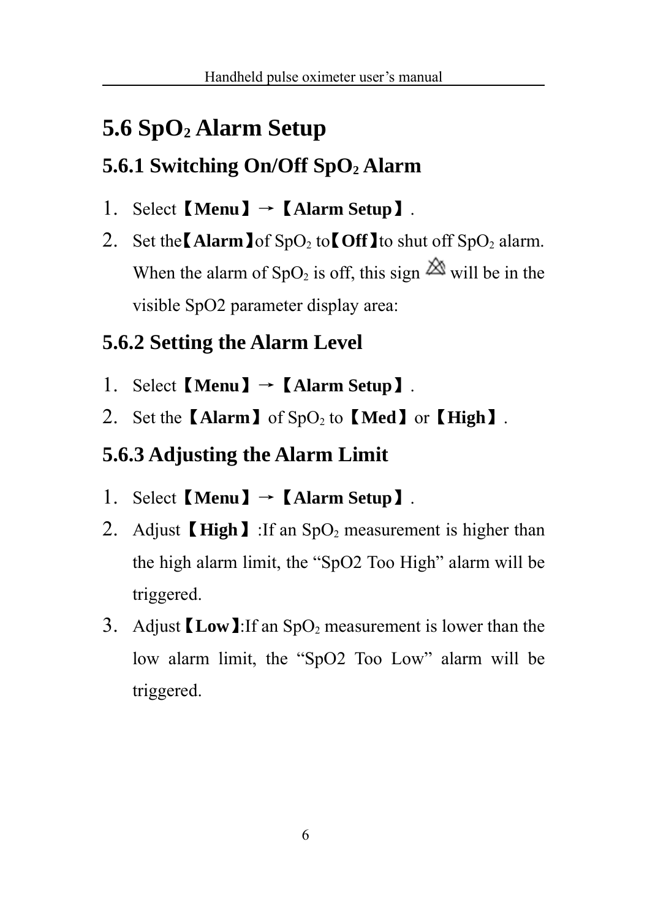# 5.6 $SpO_2$ Alarm Setup

## 5.6.1 Switching On/Off $SpO_2$ Alarm

1. Select【**Menu**】→【**Alarm Setup**】.
2. Set the【**Alarm**】of $SpO_2$ to【**Off**】to shut off $SpO_2$ alarm. When the alarm of $SpO_2$ is off, this sign will be in the visible SpO2 parameter display area:

## 5.6.2 Setting the Alarm Level

1. Select【**Menu**】→【**Alarm Setup**】.
2. Set the【**Alarm**】of $SpO_2$ to【**Med**】or【**High**】.

## 5.6.3 Adjusting the Alarm Limit

1. Select【**Menu**】→【**Alarm Setup**】.
2. Adjust【**High**】:If an $SpO_2$ measurement is higher than the high alarm limit, the "SpO2 Too High" alarm will be triggered.
3. Adjust【**Low**】:If an $SpO_2$ measurement is lower than the low alarm limit, the "SpO2 Too Low" alarm will be triggered.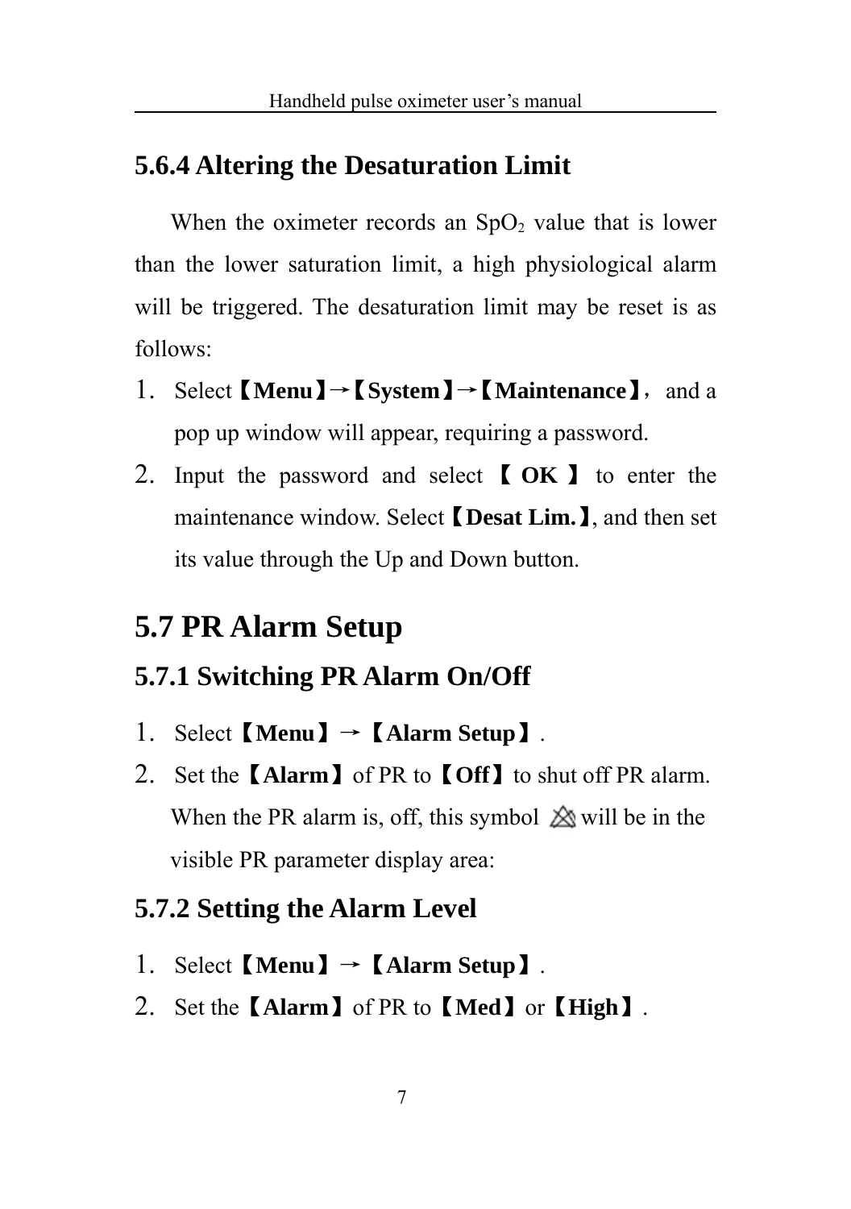### 5.6.4 Altering the Desaturation Limit

When the oximeter records an $SpO_2$ value that is lower than the lower saturation limit, a high physiological alarm will be triggered. The desaturation limit may be reset is as follows:

1. Select【**Menu**】→【**System**】→【**Maintenance**】, and a pop up window will appear, requiring a password.
2. Input the password and select 【 **OK** 】 to enter the maintenance window. Select【**Desat Lim.**】, and then set its value through the Up and Down button.

## 5.7 PR Alarm Setup

### 5.7.1 Switching PR Alarm On/Off

1. Select【**Menu**】→【**Alarm Setup**】.
2. Set the【**Alarm**】of PR to【**Off**】to shut off PR alarm.

   When the PR alarm is, off, this symbol will be in the visible PR parameter display area:

### 5.7.2 Setting the Alarm Level

1. Select【**Menu**】→【**Alarm Setup**】.
2. Set the【**Alarm**】of PR to【**Med**】or【**High**】.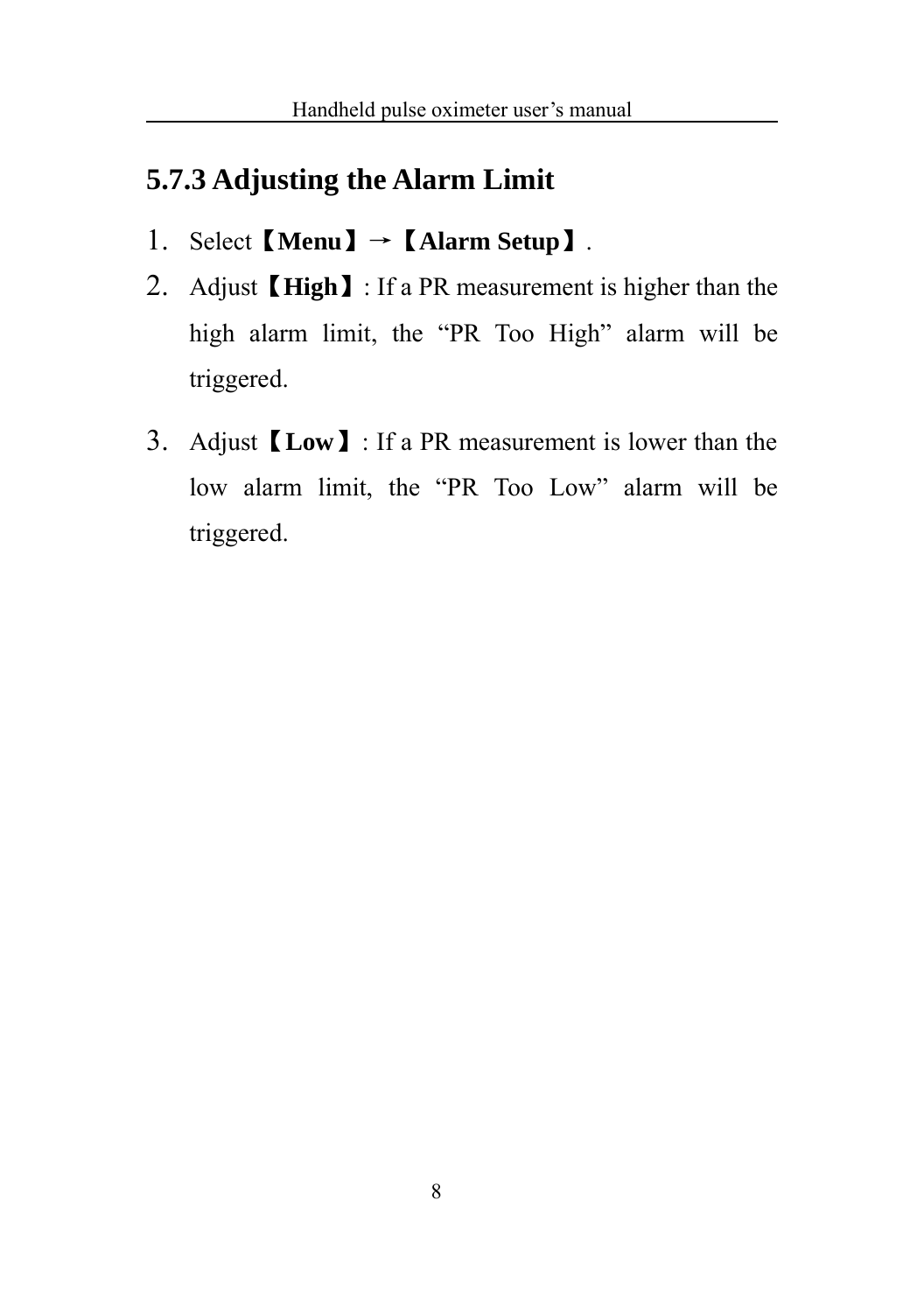### 5.7.3 Adjusting the Alarm Limit

1. Select **【Menu】**→**【Alarm Setup】**.
2. Adjust **【High】**: If a PR measurement is higher than the high alarm limit, the "PR Too High" alarm will be triggered.
3. Adjust **【Low】**: If a PR measurement is lower than the low alarm limit, the "PR Too Low" alarm will be triggered.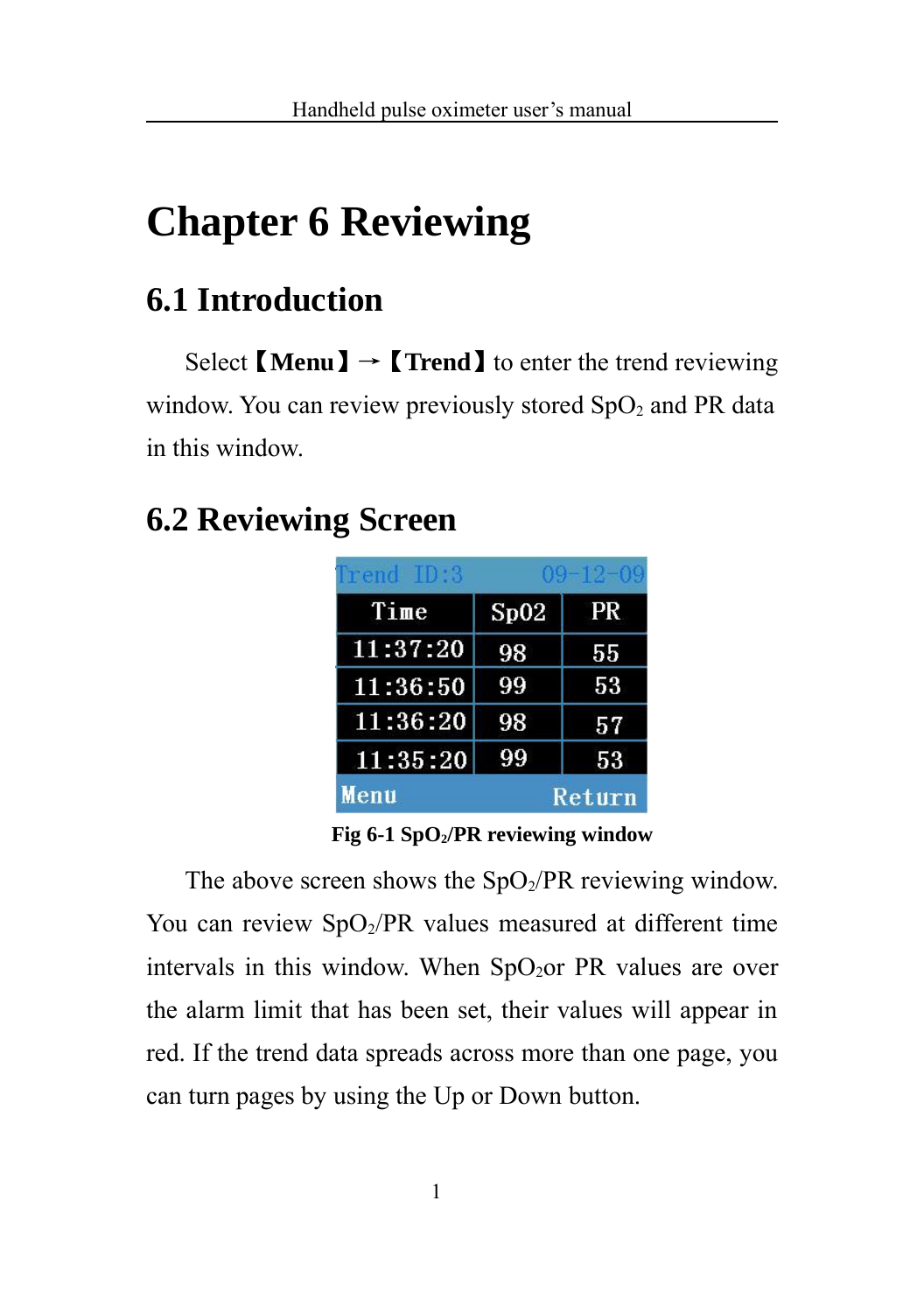# Chapter 6 Reviewing

## 6.1 Introduction

Select【**Menu**】→【**Trend**】to enter the trend reviewing window. You can review previously stored $SpO_2$ and PR data in this window.

## 6.2 Reviewing Screen

| Trend ID:3 | | 09-12-09 |
|---|---|---|
| Time | Sp02 | PR |
| 11:37:20 | 98 | 55 |
| 11:36:50 | 99 | 53 |
| 11:36:20 | 98 | 57 |
| 11:35:20 | 99 | 53 |
| Menu | | Return |

**Fig 6-1 $SpO_2$/PR reviewing window**

The above screen shows the $SpO_2$/PR reviewing window. You can review $SpO_2$/PR values measured at different time intervals in this window. When $SpO_2$or PR values are over the alarm limit that has been set, their values will appear in red. If the trend data spreads across more than one page, you can turn pages by using the Up or Down button.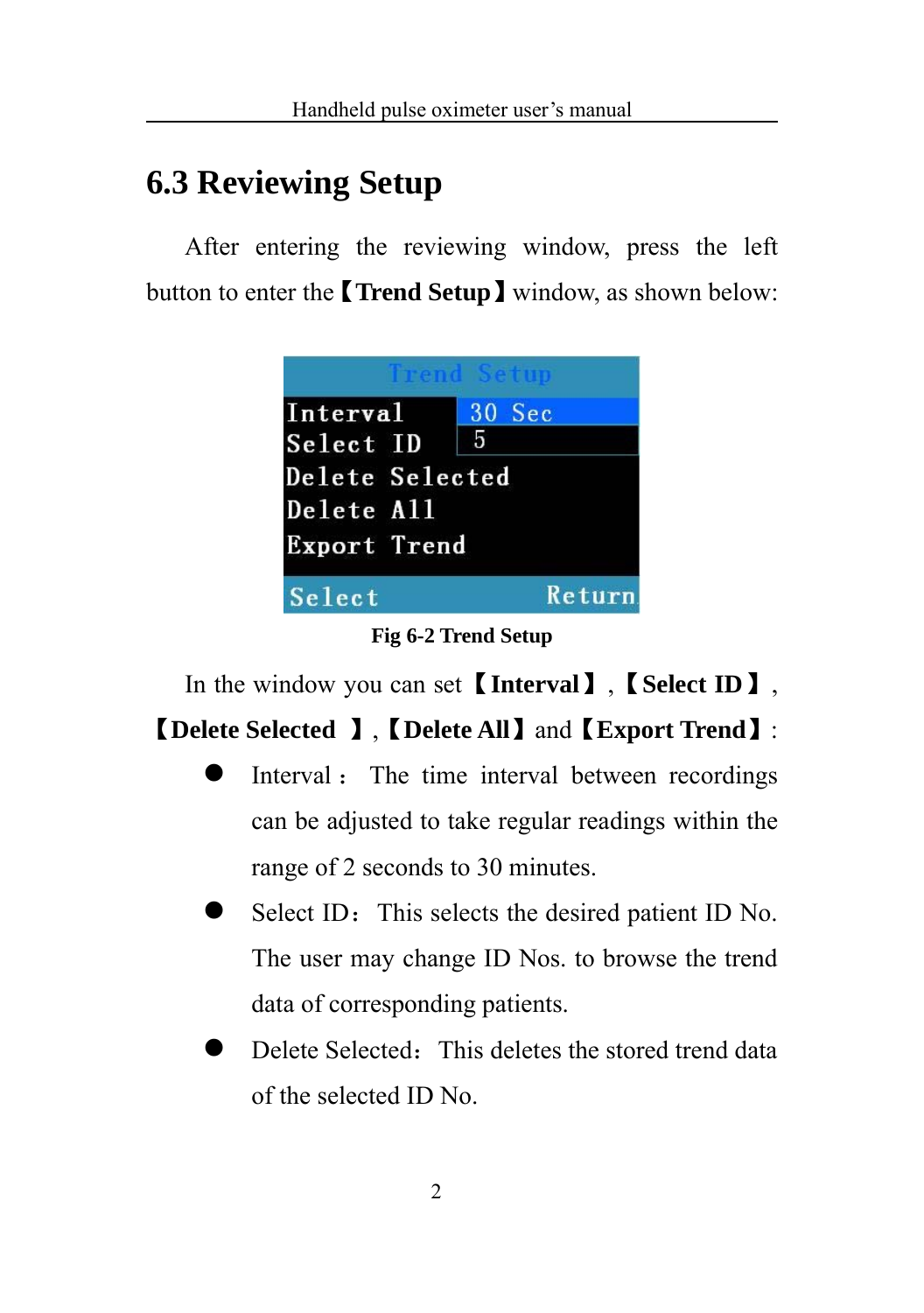## 6.3 Reviewing Setup

After entering the reviewing window, press the left button to enter the【**Trend Setup**】window, as shown below:

**Fig 6-2 Trend Setup**

In the window you can set【**Interval**】,【**Select ID**】,【**Delete Selected** 】,【**Delete All**】and【**Export Trend**】:

- Interval：The time interval between recordings can be adjusted to take regular readings within the range of 2 seconds to 30 minutes.
- Select ID：This selects the desired patient ID No. The user may change ID Nos. to browse the trend data of corresponding patients.
- Delete Selected：This deletes the stored trend data of the selected ID No.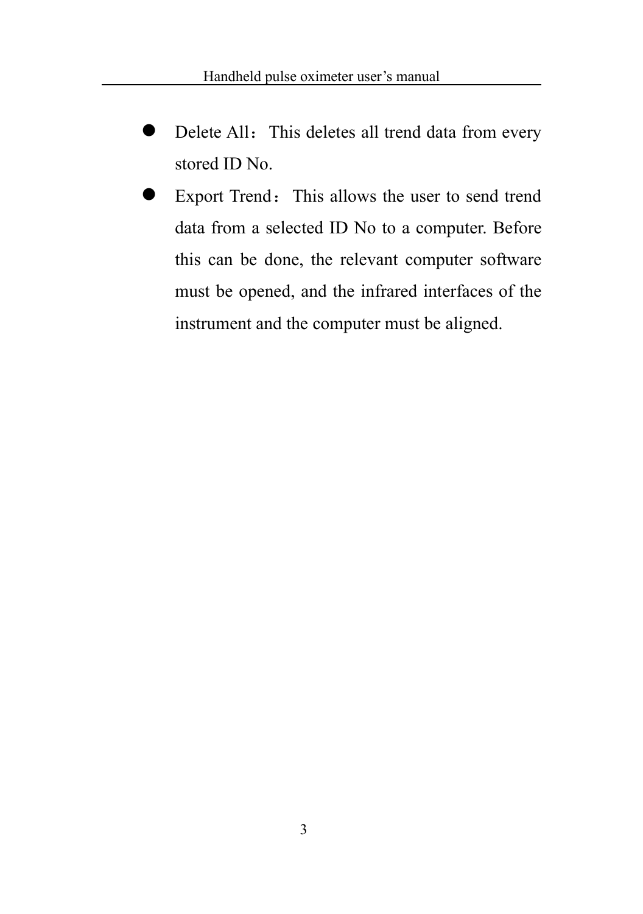- Delete All：This deletes all trend data from every stored ID No.
- Export Trend：This allows the user to send trend data from a selected ID No to a computer. Before this can be done, the relevant computer software must be opened, and the infrared interfaces of the instrument and the computer must be aligned.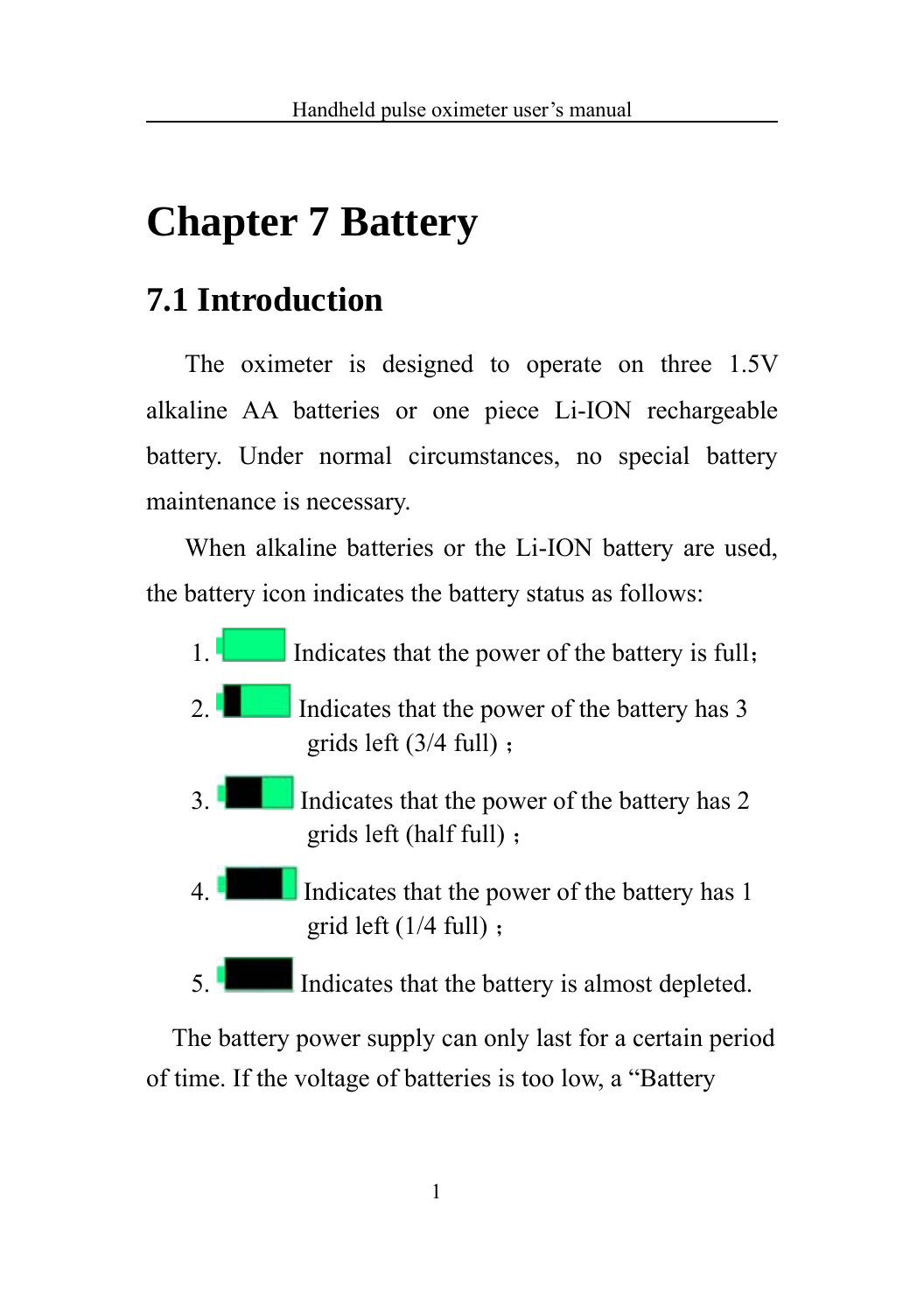# Chapter 7 Battery

## 7.1 Introduction

The oximeter is designed to operate on three 1.5V alkaline AA batteries or one piece Li-ION rechargeable battery. Under normal circumstances, no special battery maintenance is necessary.

When alkaline batteries or the Li-ION battery are used, the battery icon indicates the battery status as follows:

1. Indicates that the power of the battery is full；
2. Indicates that the power of the battery has 3 grids left (3/4 full)；
3. Indicates that the power of the battery has 2 grids left (half full)；
4. Indicates that the power of the battery has 1 grid left (1/4 full)；
5. Indicates that the battery is almost depleted.

The battery power supply can only last for a certain period of time. If the voltage of batteries is too low, a "Battery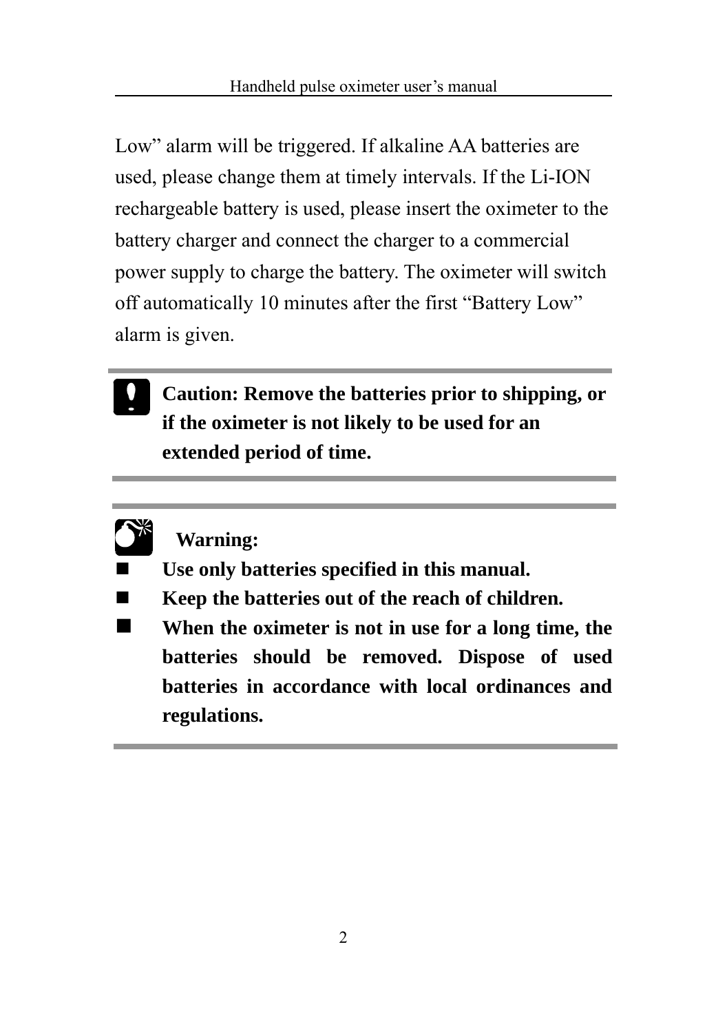Low" alarm will be triggered. If alkaline AA batteries are used, please change them at timely intervals. If the Li-ION rechargeable battery is used, please insert the oximeter to the battery charger and connect the charger to a commercial power supply to charge the battery. The oximeter will switch off automatically 10 minutes after the first "Battery Low" alarm is given.

---

**Caution: Remove the batteries prior to shipping, or if the oximeter is not likely to be used for an extended period of time.**

---

**Warning:**

- **Use only batteries specified in this manual.**
- **Keep the batteries out of the reach of children.**
- **When the oximeter is not in use for a long time, the batteries should be removed. Dispose of used batteries in accordance with local ordinances and regulations.**

---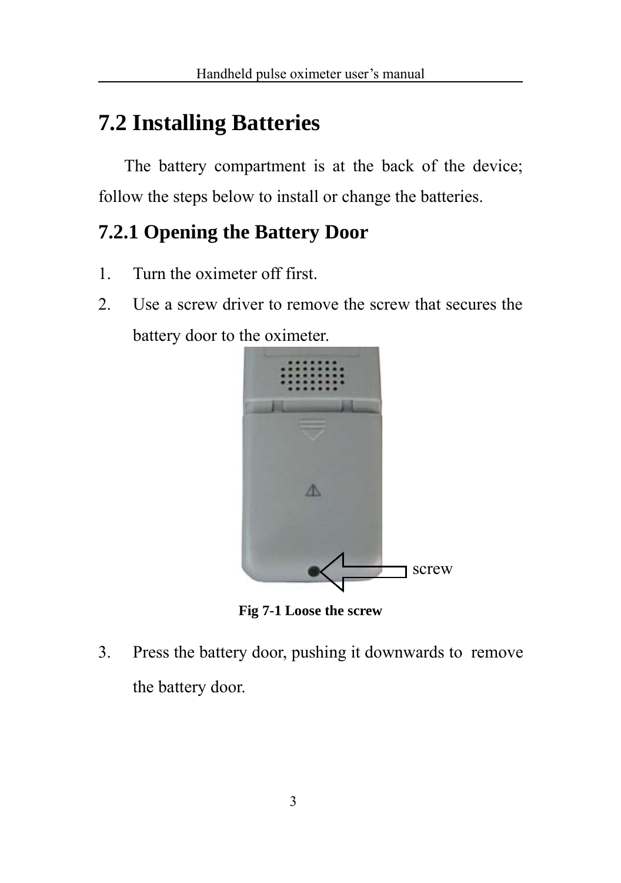## 7.2 Installing Batteries

The battery compartment is at the back of the device; follow the steps below to install or change the batteries.

### 7.2.1 Opening the Battery Door

1. Turn the oximeter off first.
2. Use a screw driver to remove the screw that secures the battery door to the oximeter.

screw

**Fig 7-1 Loose the screw**

3. Press the battery door, pushing it downwards to remove the battery door.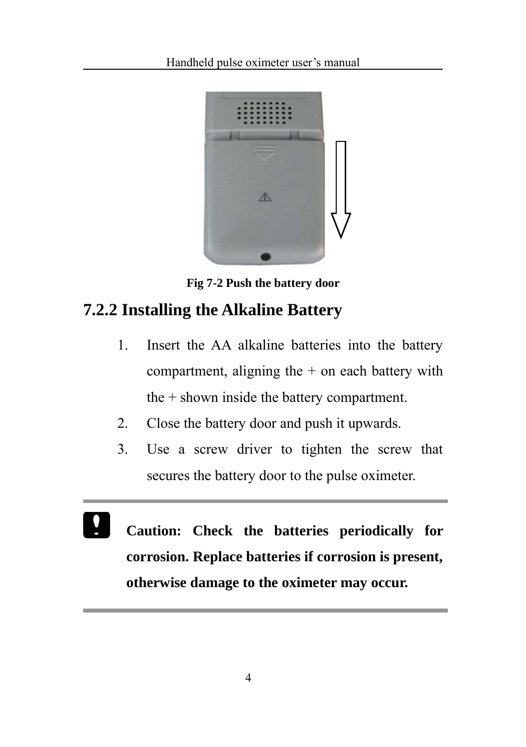Fig 7-2 Push the battery door

### 7.2.2 Installing the Alkaline Battery

1. Insert the AA alkaline batteries into the battery compartment, aligning the + on each battery with the + shown inside the battery compartment.
2. Close the battery door and push it upwards.
3. Use a screw driver to tighten the screw that secures the battery door to the pulse oximeter.

---

**Caution: Check the batteries periodically for corrosion. Replace batteries if corrosion is present, otherwise damage to the oximeter may occur.**

---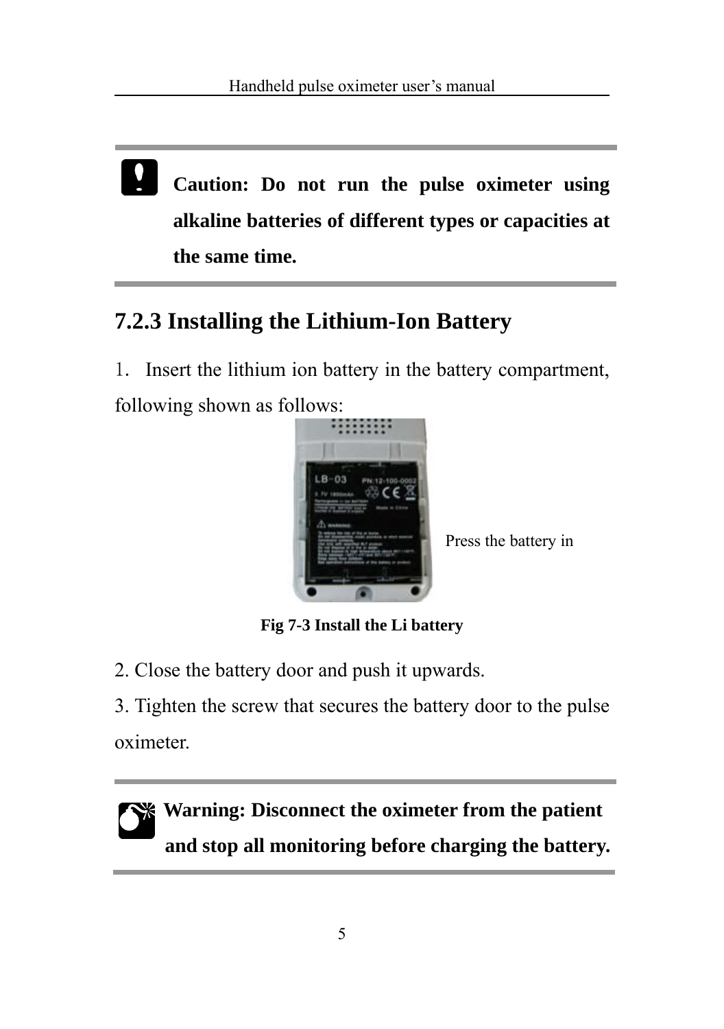**Caution: Do not run the pulse oximeter using alkaline batteries of different types or capacities at the same time.**

### 7.2.3 Installing the Lithium-Ion Battery

1. Insert the lithium ion battery in the battery compartment, following shown as follows:

Press the battery in

**Fig 7-3 Install the Li battery**

2. Close the battery door and push it upwards.

3. Tighten the screw that secures the battery door to the pulse oximeter.

**Warning: Disconnect the oximeter from the patient and stop all monitoring before charging the battery.**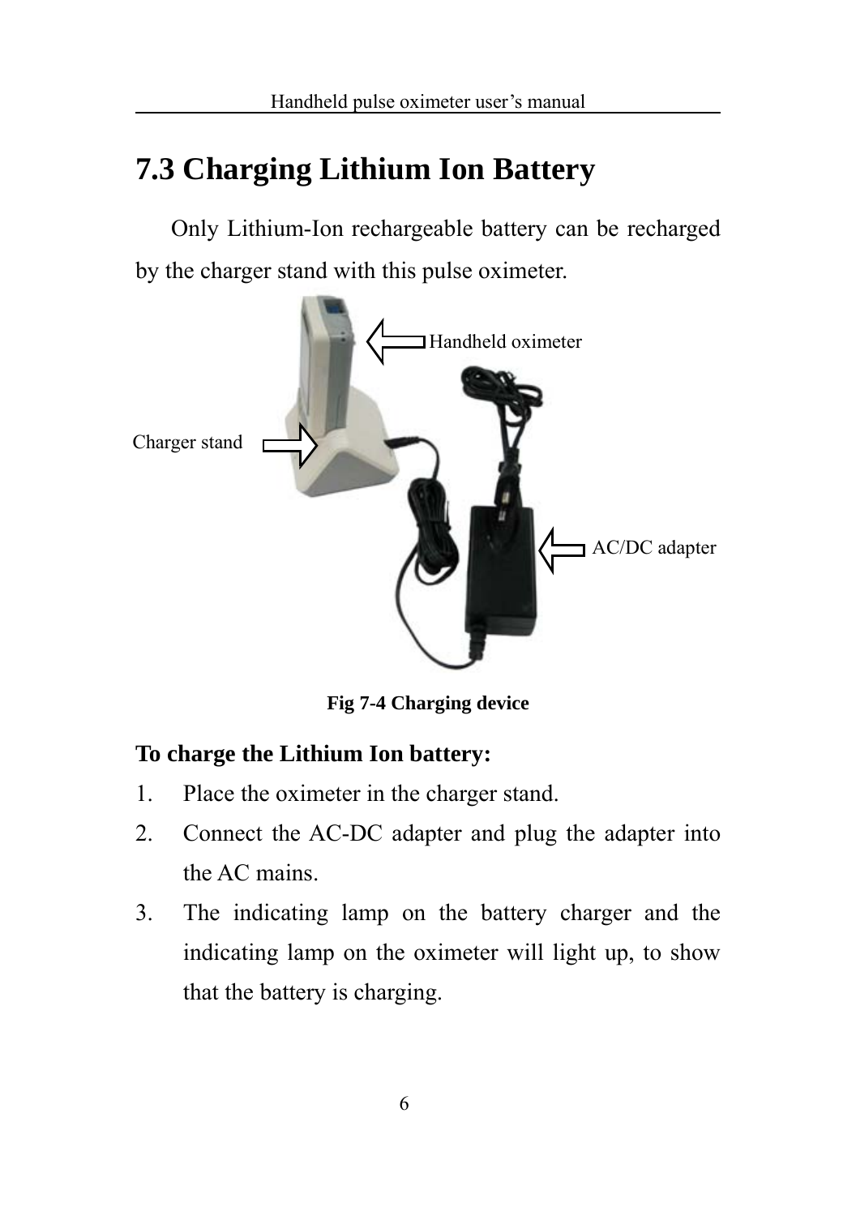## 7.3 Charging Lithium Ion Battery

Only Lithium-Ion rechargeable battery can be recharged by the charger stand with this pulse oximeter.

Handheld oximeter

Charger stand

AC/DC adapter

**Fig 7-4 Charging device**

**To charge the Lithium Ion battery:**

1. Place the oximeter in the charger stand.
2. Connect the AC-DC adapter and plug the adapter into the AC mains.
3. The indicating lamp on the battery charger and the indicating lamp on the oximeter will light up, to show that the battery is charging.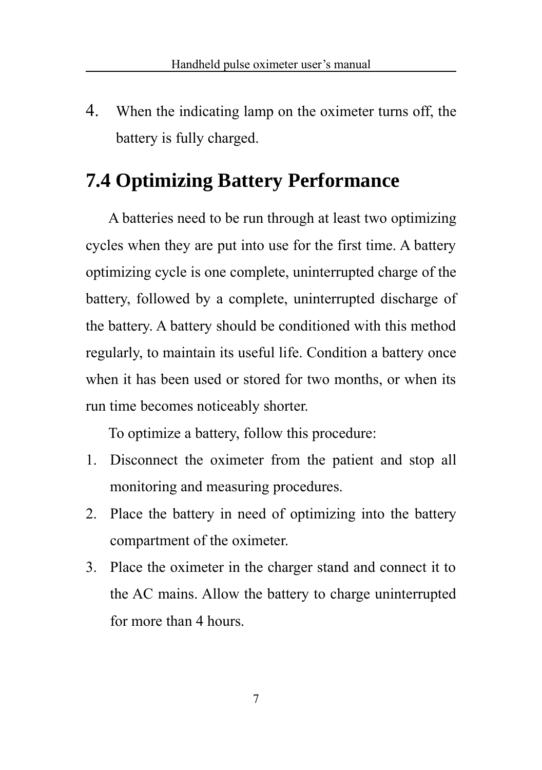4. When the indicating lamp on the oximeter turns off, the battery is fully charged.

## 7.4 Optimizing Battery Performance

A batteries need to be run through at least two optimizing cycles when they are put into use for the first time. A battery optimizing cycle is one complete, uninterrupted charge of the battery, followed by a complete, uninterrupted discharge of the battery. A battery should be conditioned with this method regularly, to maintain its useful life. Condition a battery once when it has been used or stored for two months, or when its run time becomes noticeably shorter.

To optimize a battery, follow this procedure:

1. Disconnect the oximeter from the patient and stop all monitoring and measuring procedures.
2. Place the battery in need of optimizing into the battery compartment of the oximeter.
3. Place the oximeter in the charger stand and connect it to the AC mains. Allow the battery to charge uninterrupted for more than 4 hours.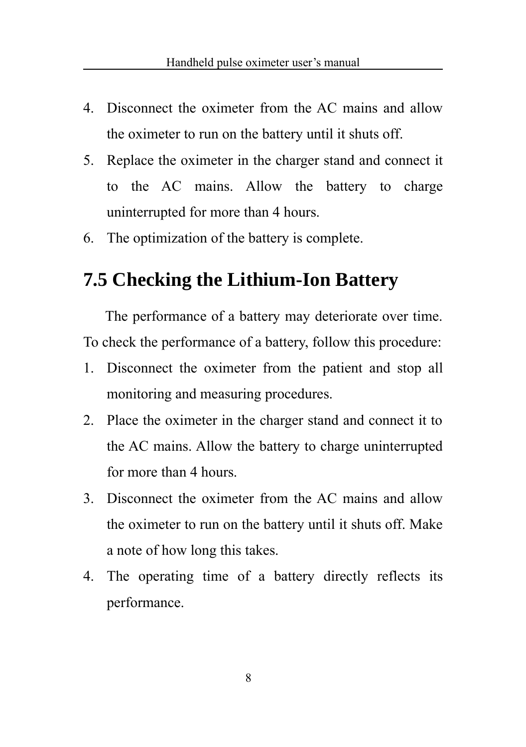4. Disconnect the oximeter from the AC mains and allow the oximeter to run on the battery until it shuts off.
5. Replace the oximeter in the charger stand and connect it to the AC mains. Allow the battery to charge uninterrupted for more than 4 hours.
6. The optimization of the battery is complete.

## 7.5 Checking the Lithium-Ion Battery

The performance of a battery may deteriorate over time. To check the performance of a battery, follow this procedure:

1. Disconnect the oximeter from the patient and stop all monitoring and measuring procedures.
2. Place the oximeter in the charger stand and connect it to the AC mains. Allow the battery to charge uninterrupted for more than 4 hours.
3. Disconnect the oximeter from the AC mains and allow the oximeter to run on the battery until it shuts off. Make a note of how long this takes.
4. The operating time of a battery directly reflects its performance.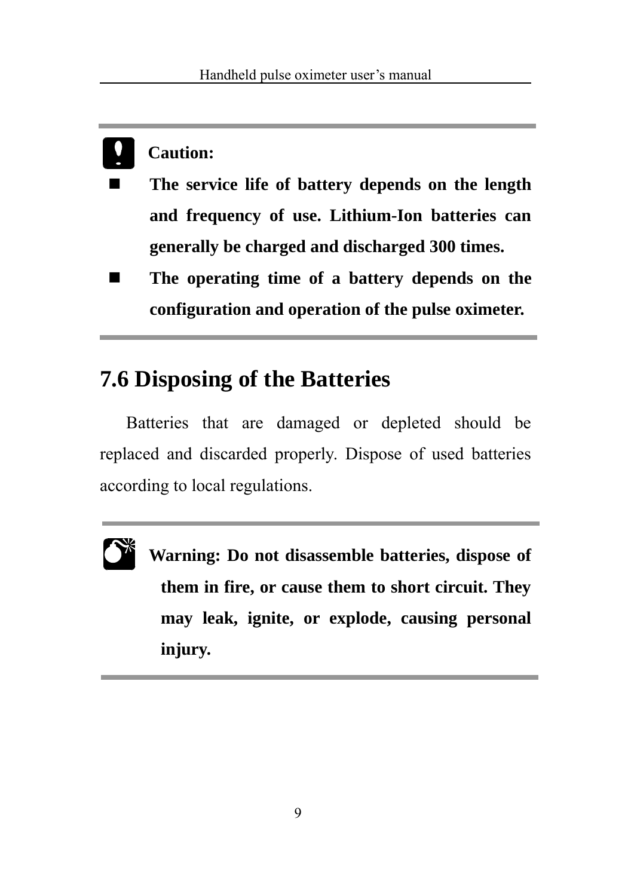**Caution:**

- **The service life of battery depends on the length and frequency of use. Lithium-Ion batteries can generally be charged and discharged 300 times.**
- **The operating time of a battery depends on the configuration and operation of the pulse oximeter.**

## 7.6 Disposing of the Batteries

Batteries that are damaged or depleted should be replaced and discarded properly. Dispose of used batteries according to local regulations.

**Warning: Do not disassemble batteries, dispose of them in fire, or cause them to short circuit. They may leak, ignite, or explode, causing personal injury.**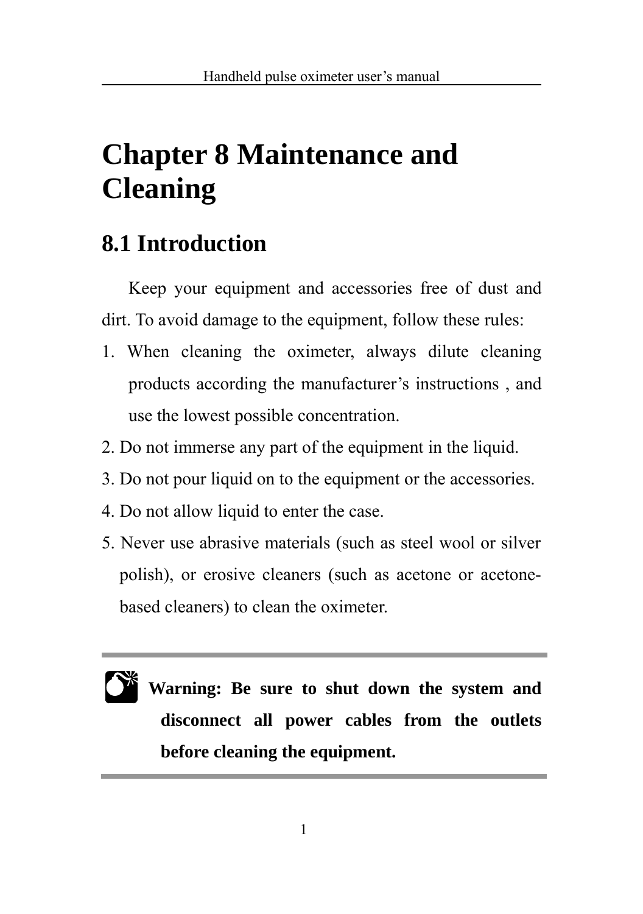# Chapter 8 Maintenance and Cleaning

## 8.1 Introduction

Keep your equipment and accessories free of dust and dirt. To avoid damage to the equipment, follow these rules:

1. When cleaning the oximeter, always dilute cleaning products according the manufacturer's instructions , and use the lowest possible concentration.
2. Do not immerse any part of the equipment in the liquid.
3. Do not pour liquid on to the equipment or the accessories.
4. Do not allow liquid to enter the case.
5. Never use abrasive materials (such as steel wool or silver polish), or erosive cleaners (such as acetone or acetone-based cleaners) to clean the oximeter.

---

**Warning: Be sure to shut down the system and disconnect all power cables from the outlets before cleaning the equipment.**

---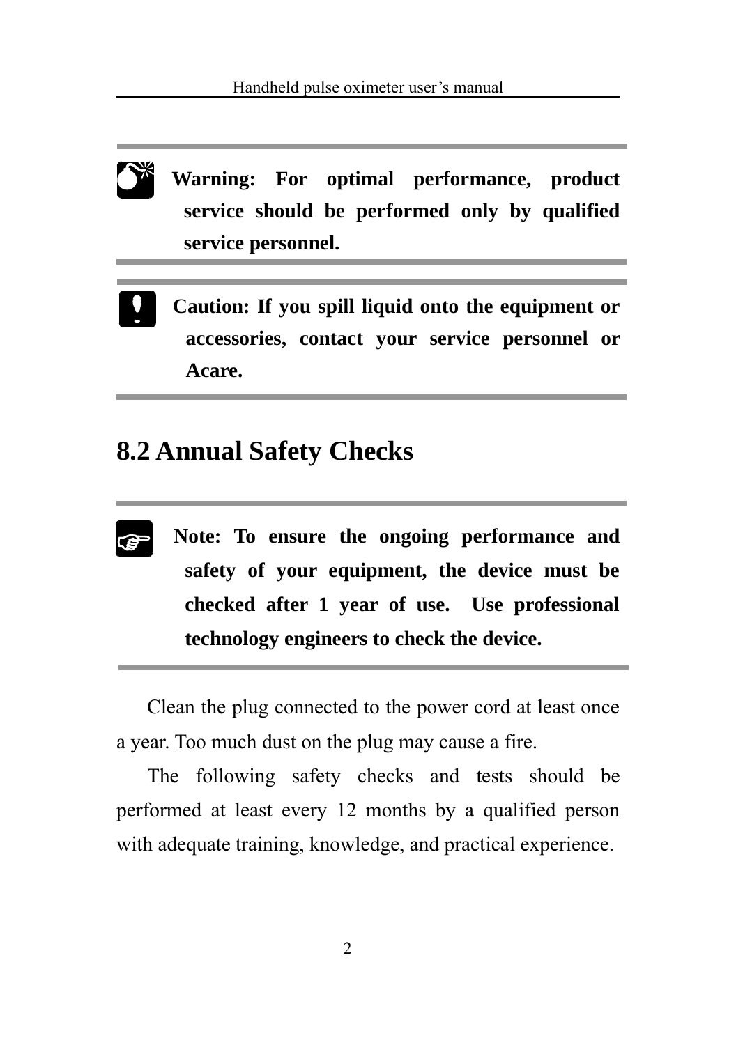**Warning: For optimal performance, product service should be performed only by qualified service personnel.**

---

**Caution: If you spill liquid onto the equipment or accessories, contact your service personnel or Acare.**

---

## 8.2 Annual Safety Checks

**Note: To ensure the ongoing performance and safety of your equipment, the device must be checked after 1 year of use. Use professional technology engineers to check the device.**

---

Clean the plug connected to the power cord at least once a year. Too much dust on the plug may cause a fire.

The following safety checks and tests should be performed at least every 12 months by a qualified person with adequate training, knowledge, and practical experience.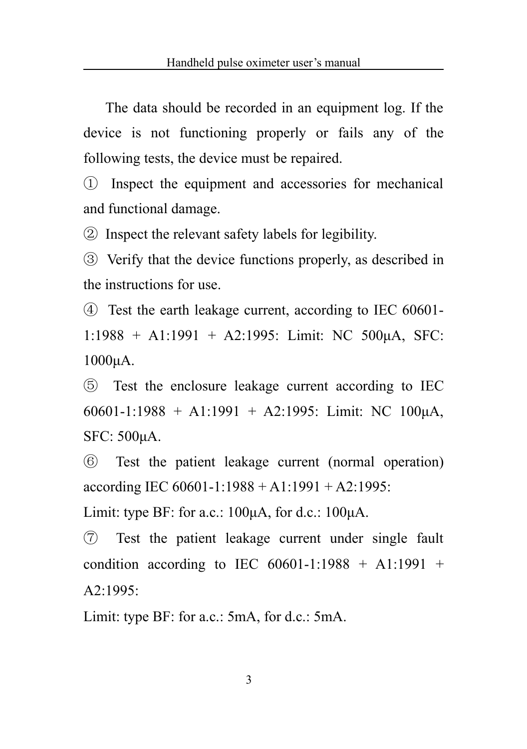The data should be recorded in an equipment log. If the device is not functioning properly or fails any of the following tests, the device must be repaired.

① Inspect the equipment and accessories for mechanical and functional damage.

② Inspect the relevant safety labels for legibility.

③ Verify that the device functions properly, as described in the instructions for use.

④ Test the earth leakage current, according to IEC 60601-1:1988 + A1:1991 + A2:1995: Limit: NC 500μA, SFC: 1000μA.

⑤ Test the enclosure leakage current according to IEC 60601-1:1988 + A1:1991 + A2:1995: Limit: NC 100μA, SFC: 500μA.

⑥ Test the patient leakage current (normal operation) according IEC 60601-1:1988 + A1:1991 + A2:1995:

Limit: type BF: for a.c.: 100μA, for d.c.: 100μA.

⑦ Test the patient leakage current under single fault condition according to IEC 60601-1:1988 + A1:1991 + A2:1995:

Limit: type BF: for a.c.: 5mA, for d.c.: 5mA.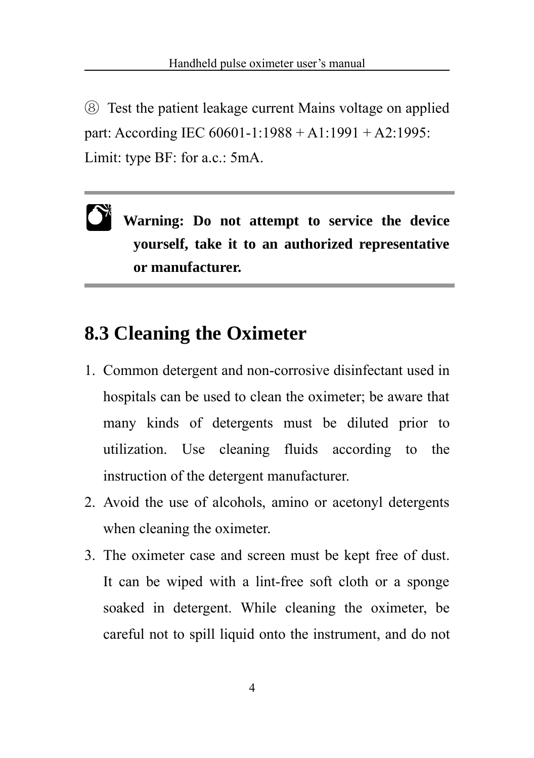⑧ Test the patient leakage current Mains voltage on applied part: According IEC 60601-1:1988 + A1:1991 + A2:1995: Limit: type BF: for a.c.: 5mA.

---

**Warning: Do not attempt to service the device yourself, take it to an authorized representative or manufacturer.**

---

## 8.3 Cleaning the Oximeter

1. Common detergent and non-corrosive disinfectant used in hospitals can be used to clean the oximeter; be aware that many kinds of detergents must be diluted prior to utilization. Use cleaning fluids according to the instruction of the detergent manufacturer.
2. Avoid the use of alcohols, amino or acetonyl detergents when cleaning the oximeter.
3. The oximeter case and screen must be kept free of dust. It can be wiped with a lint-free soft cloth or a sponge soaked in detergent. While cleaning the oximeter, be careful not to spill liquid onto the instrument, and do not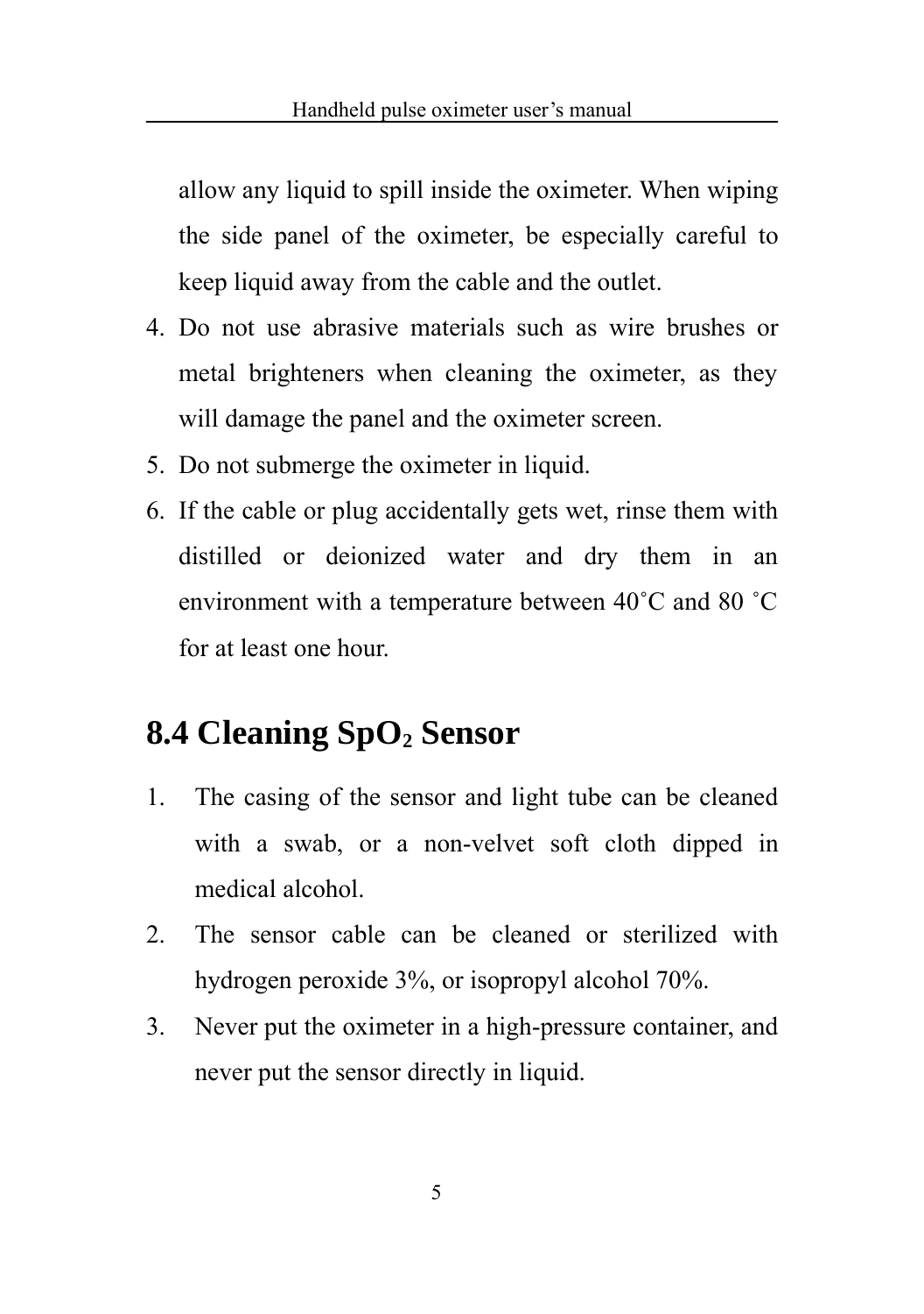allow any liquid to spill inside the oximeter. When wiping the side panel of the oximeter, be especially careful to keep liquid away from the cable and the outlet.

4. Do not use abrasive materials such as wire brushes or metal brighteners when cleaning the oximeter, as they will damage the panel and the oximeter screen.
5. Do not submerge the oximeter in liquid.
6. If the cable or plug accidentally gets wet, rinse them with distilled or deionized water and dry them in an environment with a temperature between 40˚C and 80 ˚C for at least one hour.

## 8.4 Cleaning $SpO_2$ Sensor

1. The casing of the sensor and light tube can be cleaned with a swab, or a non-velvet soft cloth dipped in medical alcohol.
2. The sensor cable can be cleaned or sterilized with hydrogen peroxide 3%, or isopropyl alcohol 70%.
3. Never put the oximeter in a high-pressure container, and never put the sensor directly in liquid.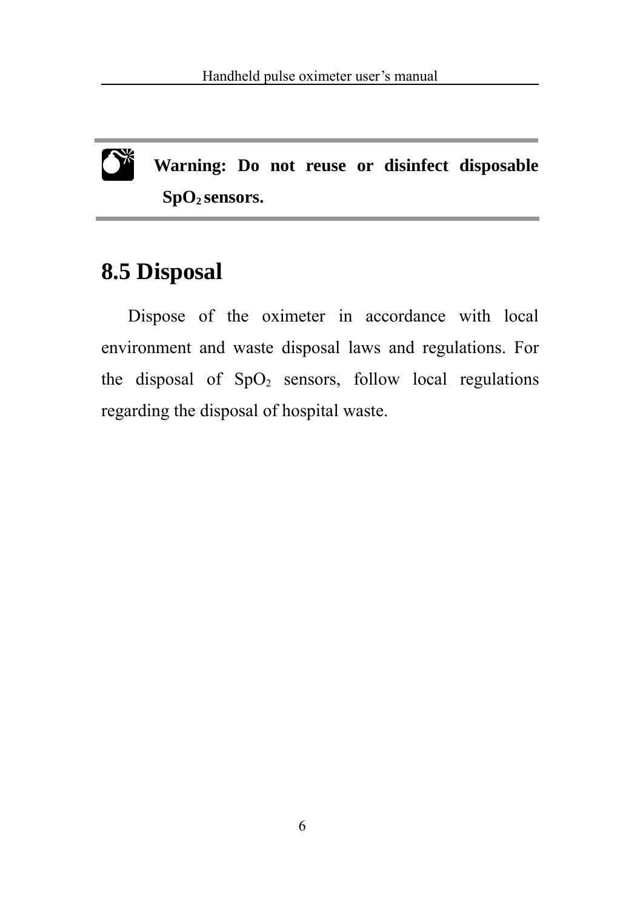**Warning: Do not reuse or disinfect disposable $SpO_2$ sensors.**

## 8.5 Disposal

Dispose of the oximeter in accordance with local environment and waste disposal laws and regulations. For the disposal of $SpO_2$ sensors, follow local regulations regarding the disposal of hospital waste.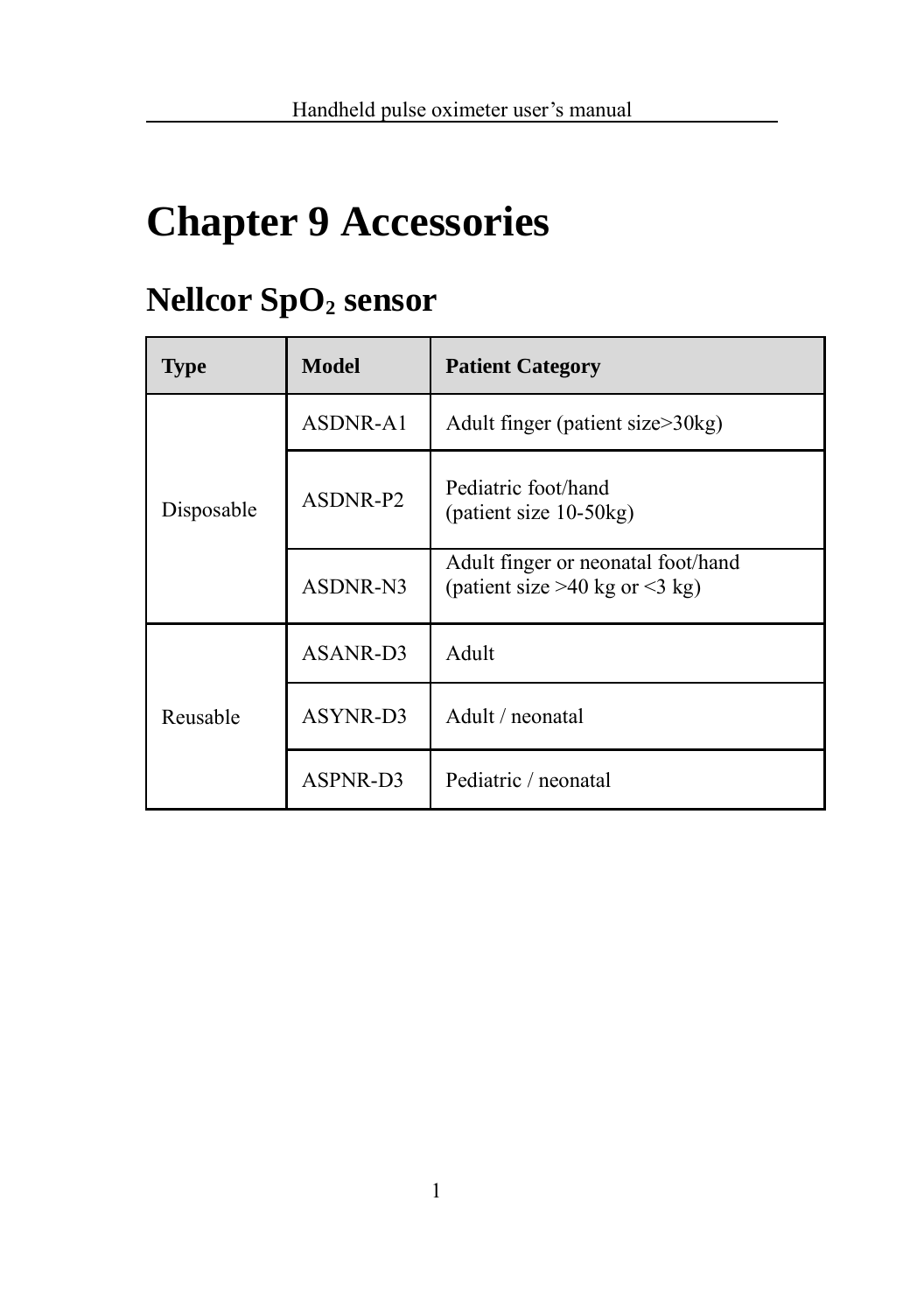# Chapter 9 Accessories

## Nellcor $SpO_2$ sensor

| Type | Model | Patient Category |
|---|---|---|
| Disposable | ASDNR-A1 | Adult finger (patient size>30kg) |
| | ASDNR-P2 | Pediatric foot/hand<br>(patient size 10-50kg) |
| | ASDNR-N3 | Adult finger or neonatal foot/hand<br>(patient size >40 kg or <3 kg) |
| Reusable | ASANR-D3 | Adult |
| | ASYNR-D3 | Adult / neonatal |
| | ASPNR-D3 | Pediatric / neonatal |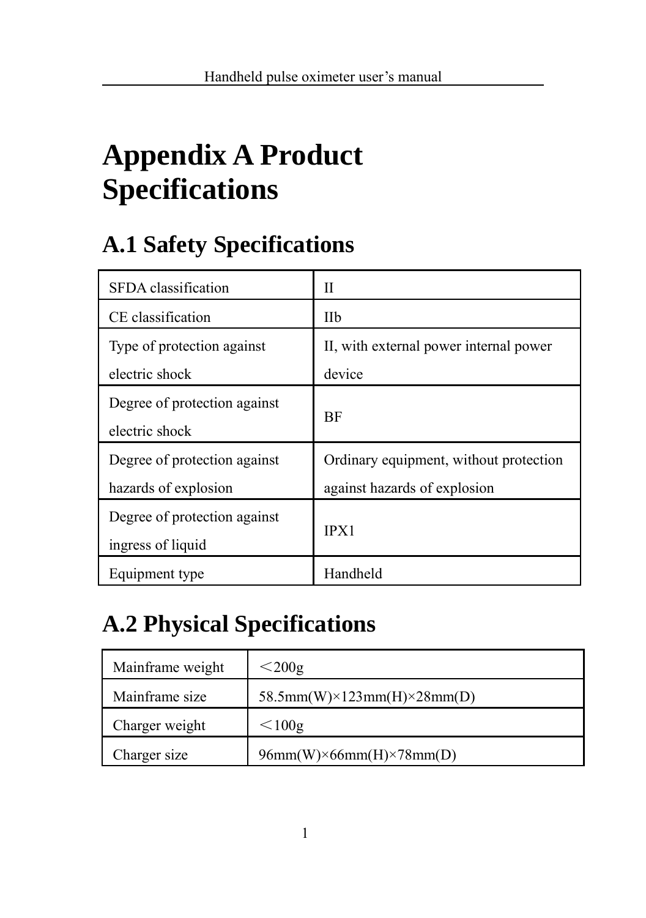# Appendix A Product Specifications

## A.1 Safety Specifications

| SFDA classification | II |
|---|---|
| CE classification | IIb |
| Type of protection against electric shock | II, with external power internal power device |
| Degree of protection against electric shock | BF |
| Degree of protection against hazards of explosion | Ordinary equipment, without protection against hazards of explosion |
| Degree of protection against ingress of liquid | IPX1 |
| Equipment type | Handheld |

## A.2 Physical Specifications

| Mainframe weight | ＜200g |
|---|---|
| Mainframe size | 58.5mm(W)×123mm(H)×28mm(D) |
| Charger weight | ＜100g |
| Charger size | 96mm(W)×66mm(H)×78mm(D) |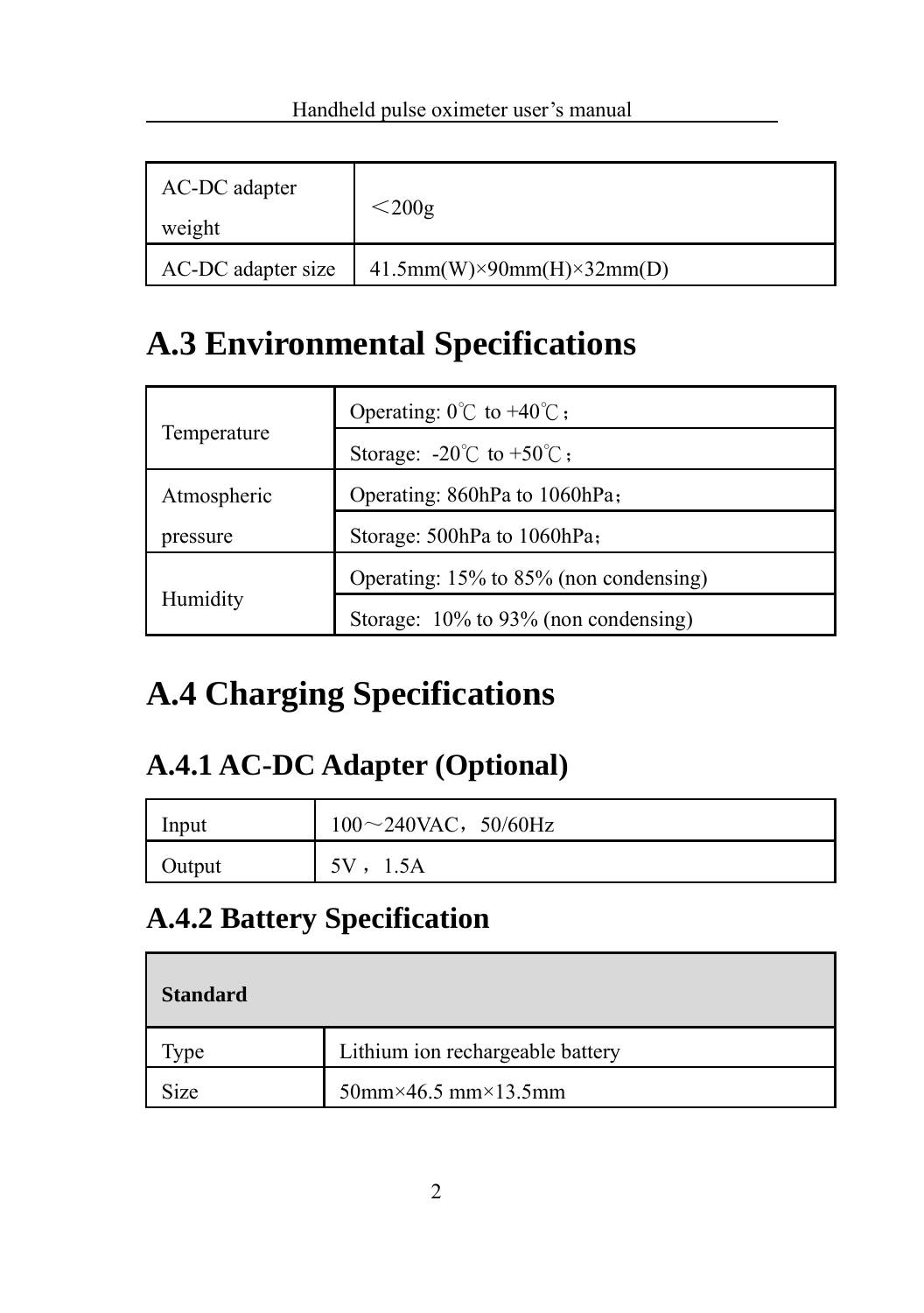| AC-DC adapter weight | ＜200g |
| --- | --- |
| AC-DC adapter size | 41.5mm(W)×90mm(H)×32mm(D) |

## A.3 Environmental Specifications

| Temperature | Operating: 0℃ to +40℃； |
| --- | --- |
| | Storage: -20℃ to +50℃； |
| Atmospheric pressure | Operating: 860hPa to 1060hPa； |
| | Storage: 500hPa to 1060hPa； |
| Humidity | Operating: 15% to 85% (non condensing) |
| | Storage: 10% to 93% (non condensing) |

## A.4 Charging Specifications

### A.4.1 AC-DC Adapter (Optional)

| Input | 100～240VAC，50/60Hz |
| --- | --- |
| Output | 5V， 1.5A |

### A.4.2 Battery Specification

| **Standard** | |
| --- | --- |
| Type | Lithium ion rechargeable battery |
| Size | 50mm×46.5 mm×13.5mm |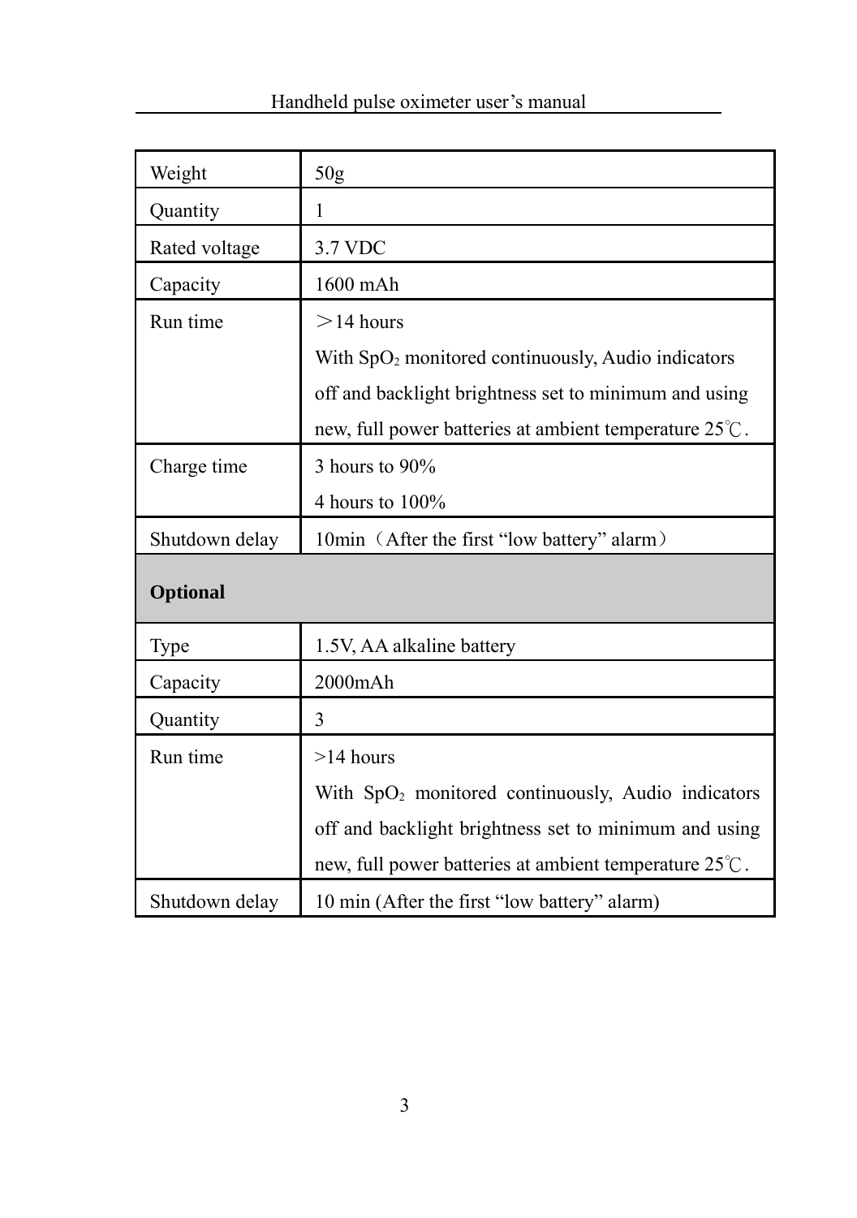| Weight | 50g |
|---|---|
| Quantity | 1 |
| Rated voltage | 3.7 VDC |
| Capacity | 1600 mAh |
| Run time | ＞14 hours<br>With $SpO_2$ monitored continuously, Audio indicators off and backlight brightness set to minimum and using new, full power batteries at ambient temperature 25℃. |
| Charge time | 3 hours to 90%<br>4 hours to 100% |
| Shutdown delay | 10min（After the first “low battery” alarm） |
| **Optional** | |
| Type | 1.5V, AA alkaline battery |
| Capacity | 2000mAh |
| Quantity | 3 |
| Run time | >14 hours<br>With $SpO_2$ monitored continuously, Audio indicators off and backlight brightness set to minimum and using new, full power batteries at ambient temperature 25℃. |
| Shutdown delay | 10 min (After the first “low battery” alarm) |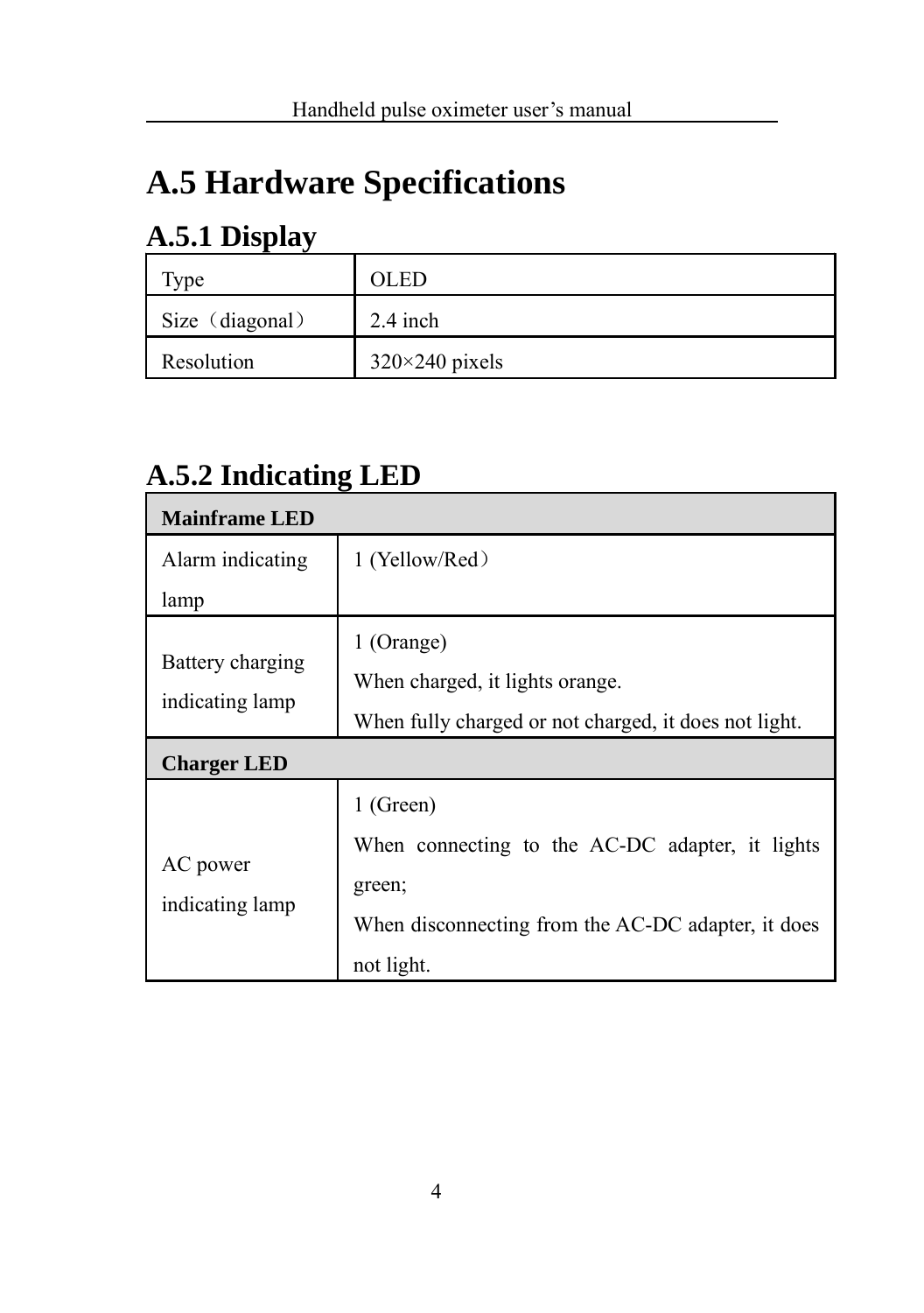# A.5 Hardware Specifications

## A.5.1 Display

| Type | OLED |
|---|---|
| Size（diagonal） | 2.4 inch |
| Resolution | 320×240 pixels |

## A.5.2 Indicating LED

| **Mainframe LED** | |
|---|---|
| Alarm indicating lamp | 1 (Yellow/Red） |
| Battery charging indicating lamp | 1 (Orange)<br>When charged, it lights orange.<br>When fully charged or not charged, it does not light. |
| **Charger LED** | |
| AC power indicating lamp | 1 (Green)<br>When connecting to the AC-DC adapter, it lights green;<br>When disconnecting from the AC-DC adapter, it does not light. |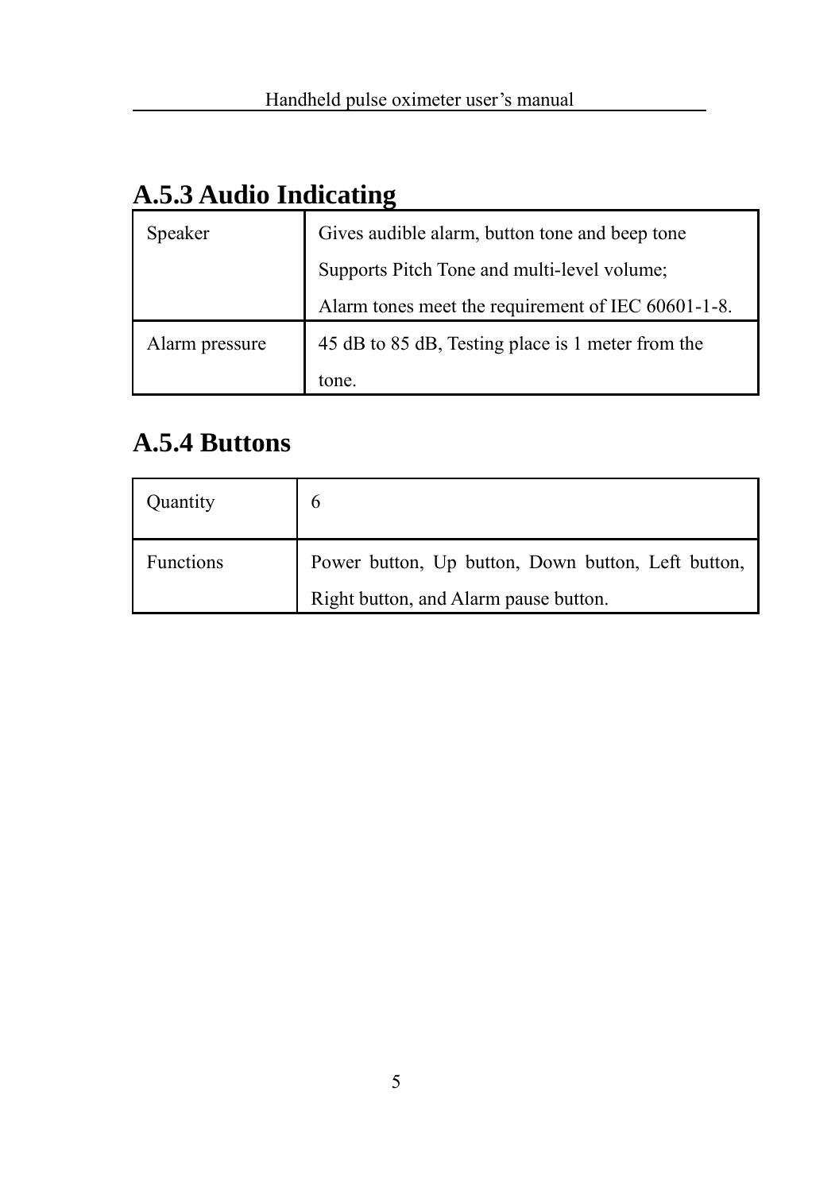### A.5.3 Audio Indicating

| | |
|---|---|
| Speaker | Gives audible alarm, button tone and beep tone<br>Supports Pitch Tone and multi-level volume;<br>Alarm tones meet the requirement of IEC 60601-1-8. |
| Alarm pressure | 45 dB to 85 dB, Testing place is 1 meter from the tone. |

### A.5.4 Buttons

| | |
|---|---|
| Quantity | 6 |
| Functions | Power button, Up button, Down button, Left button, Right button, and Alarm pause button. |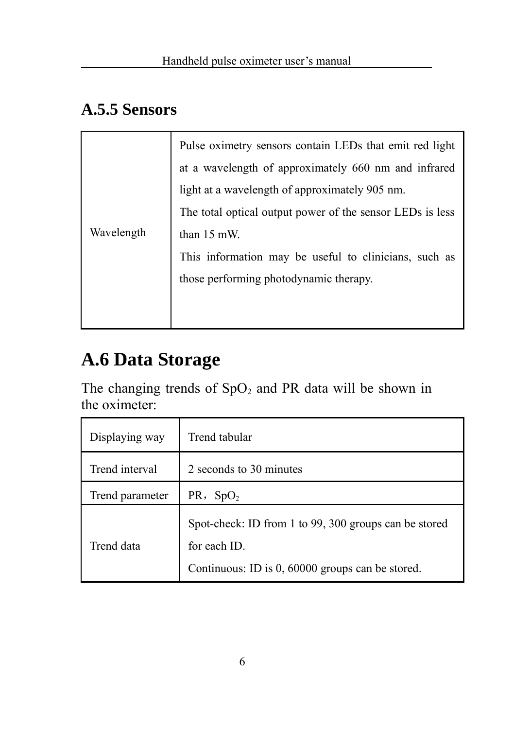### A.5.5 Sensors

| Wavelength | Pulse oximetry sensors contain LEDs that emit red light at a wavelength of approximately 660 nm and infrared light at a wavelength of approximately 905 nm. The total optical output power of the sensor LEDs is less than 15 mW. This information may be useful to clinicians, such as those performing photodynamic therapy. |
|---|---|

## A.6 Data Storage

The changing trends of $SpO_2$ and PR data will be shown in the oximeter:

| Displaying way | Trend tabular |
|---|---|
| Trend interval | 2 seconds to 30 minutes |
| Trend parameter | PR，$SpO_2$ |
| Trend data | Spot-check: ID from 1 to 99, 300 groups can be stored for each ID. Continuous: ID is 0, 60000 groups can be stored. |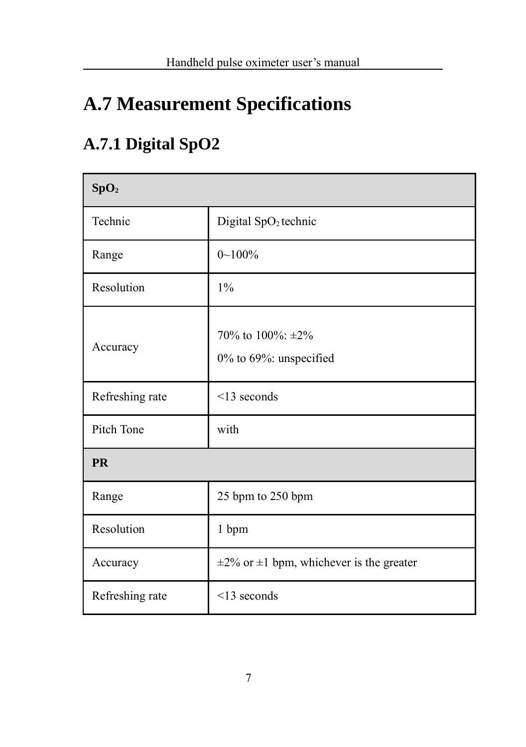# A.7 Measurement Specifications

## A.7.1 Digital SpO2

| **$SpO_2$** | |
|---|---|
| Technic | Digital $SpO_2$ technic |
| Range | 0~100% |
| Resolution | 1% |
| Accuracy | 70% to 100%: ±2%<br>0% to 69%: unspecified |
| Refreshing rate | <13 seconds |
| Pitch Tone | with |
| **PR** | |
| Range | 25 bpm to 250 bpm |
| Resolution | 1 bpm |
| Accuracy | ±2% or ±1 bpm, whichever is the greater |
| Refreshing rate | <13 seconds |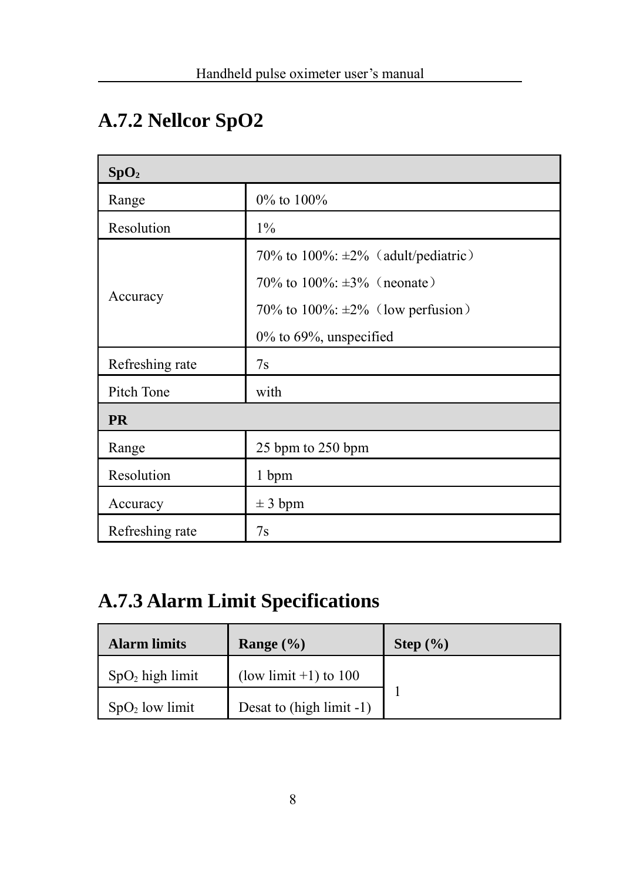## A.7.2 Nellcor SpO2

| **$SpO_2$** | |
|---|---|
| Range | 0% to 100% |
| Resolution | 1% |
| Accuracy | 70% to 100%: ±2%（adult/pediatric）<br>70% to 100%: ±3%（neonate）<br>70% to 100%: ±2%（low perfusion）<br>0% to 69%, unspecified |
| Refreshing rate | 7s |
| Pitch Tone | with |
| **PR** | |
| Range | 25 bpm to 250 bpm |
| Resolution | 1 bpm |
| Accuracy | ± 3 bpm |
| Refreshing rate | 7s |

## A.7.3 Alarm Limit Specifications

| **Alarm limits** | **Range (%)** | **Step (%)** |
|---|---|---|
| $SpO_2$ high limit | (low limit +1) to 100 | 1 |
| $SpO_2$ low limit | Desat to (high limit -1) | |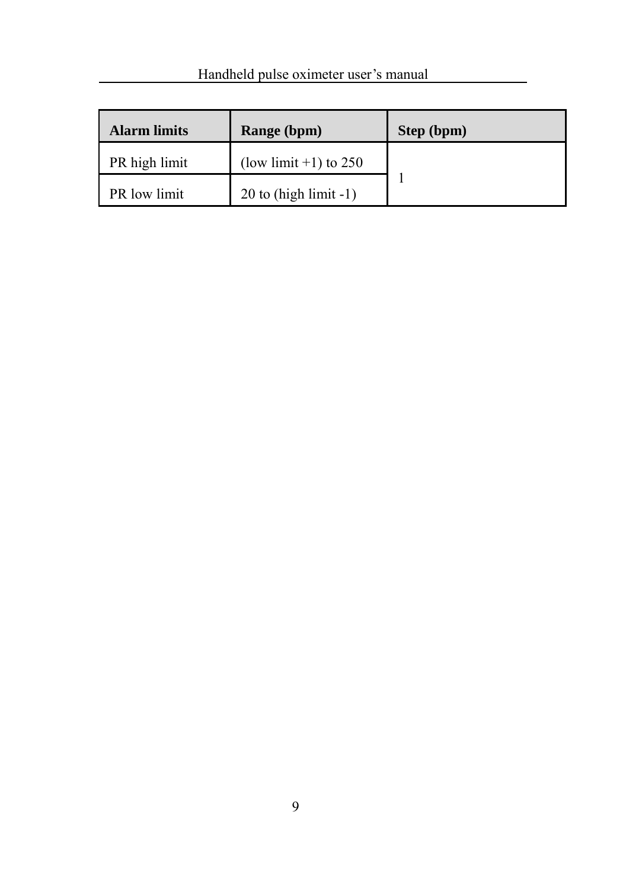| Alarm limits | Range (bpm) | Step (bpm) |
|---|---|---|
| PR high limit | (low limit +1) to 250 | 1 |
| PR low limit | 20 to (high limit -1) | |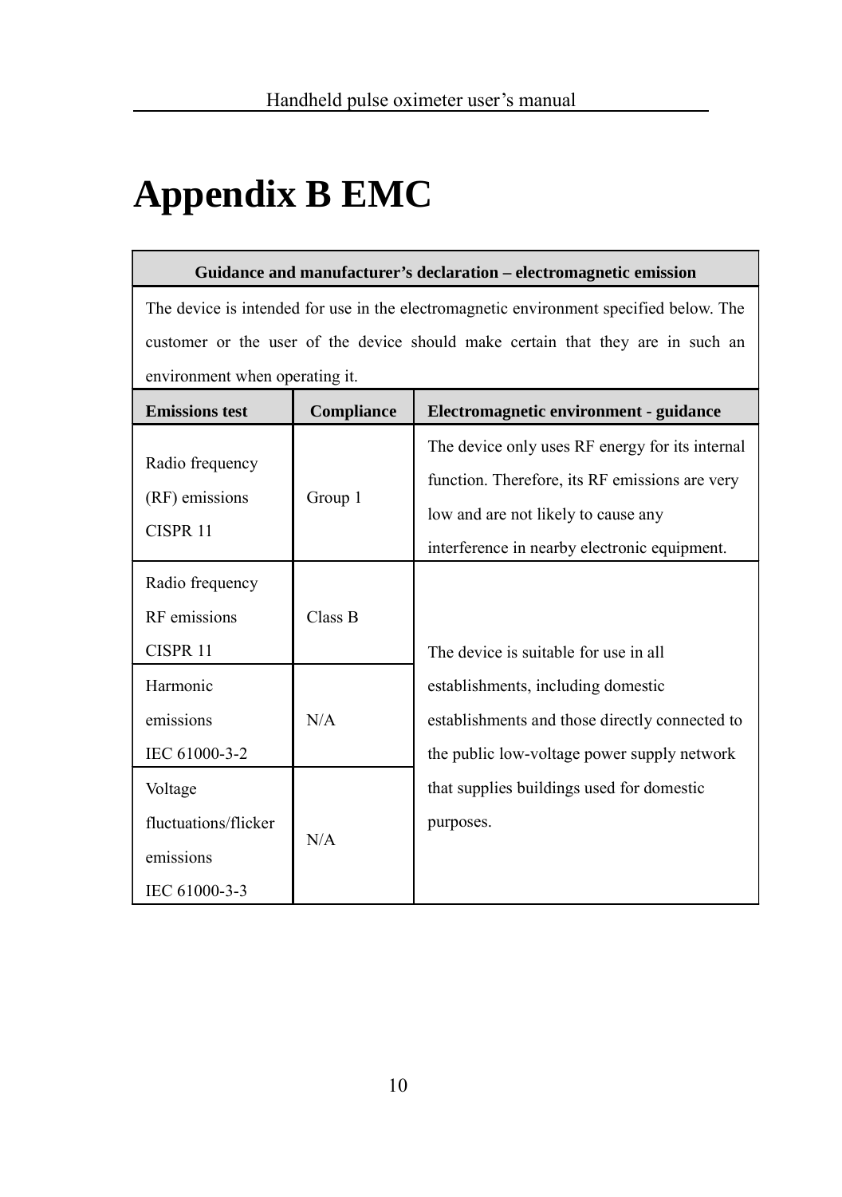# Appendix B EMC

| Guidance and manufacturer's declaration – electromagnetic emission | | |
|---|---|---|
| The device is intended for use in the electromagnetic environment specified below. The customer or the user of the device should make certain that they are in such an environment when operating it. | | |
| **Emissions test** | **Compliance** | **Electromagnetic environment - guidance** |
| Radio frequency (RF) emissions CISPR 11 | Group 1 | The device only uses RF energy for its internal function. Therefore, its RF emissions are very low and are not likely to cause any interference in nearby electronic equipment. |
| Radio frequency RF emissions CISPR 11 | Class B | The device is suitable for use in all establishments, including domestic establishments and those directly connected to the public low-voltage power supply network that supplies buildings used for domestic purposes. |
| Harmonic emissions IEC 61000-3-2 | N/A | |
| Voltage fluctuations/flicker emissions IEC 61000-3-3 | N/A | |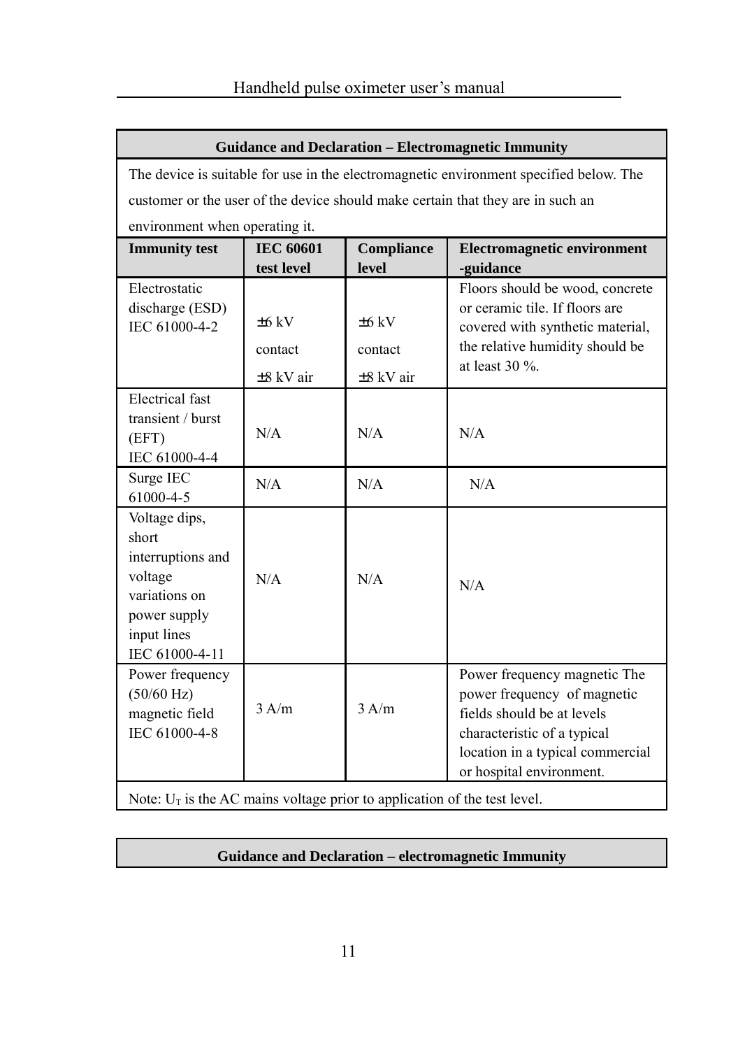| Guidance and Declaration – Electromagnetic Immunity | | | |
|---|---|---|---|
| The device is suitable for use in the electromagnetic environment specified below. The customer or the user of the device should make certain that they are in such an environment when operating it. | | | |
| **Immunity test** | **IEC 60601 test level** | **Compliance level** | **Electromagnetic environment -guidance** |
| Electrostatic discharge (ESD) IEC 61000-4-2 | ±6 kV contact ±8 kV air | ±6 kV contact ±8 kV air | Floors should be wood, concrete or ceramic tile. If floors are covered with synthetic material, the relative humidity should be at least 30 %. |
| Electrical fast transient / burst (EFT) IEC 61000-4-4 | N/A | N/A | N/A |
| Surge IEC 61000-4-5 | N/A | N/A | N/A |
| Voltage dips, short interruptions and voltage variations on power supply input lines IEC 61000-4-11 | N/A | N/A | N/A |
| Power frequency (50/60 Hz) magnetic field IEC 61000-4-8 | 3 A/m | 3 A/m | Power frequency magnetic The power frequency of magnetic fields should be at levels characteristic of a typical location in a typical commercial or hospital environment. |
| Note: $U_T$ is the AC mains voltage prior to application of the test level. | | | |

| Guidance and Declaration – electromagnetic Immunity |
|---|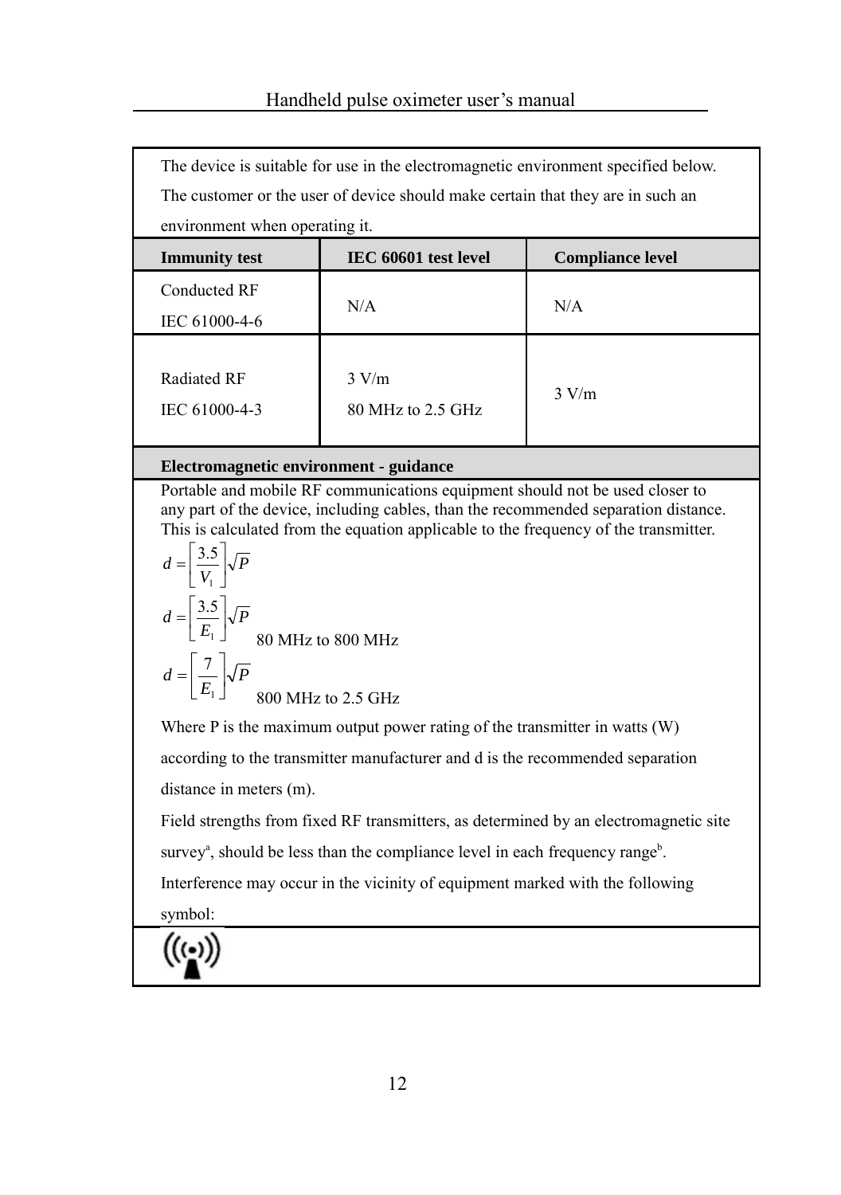The device is suitable for use in the electromagnetic environment specified below. The customer or the user of device should make certain that they are in such an environment when operating it.

| Immunity test | IEC 60601 test level | Compliance level |
| --- | --- | --- |
| Conducted RF<br>IEC 61000-4-6 | N/A | N/A |
| Radiated RF<br>IEC 61000-4-3 | 3 V/m<br>80 MHz to 2.5 GHz | 3 V/m |

**Electromagnetic environment - guidance**

Portable and mobile RF communications equipment should not be used closer to any part of the device, including cables, than the recommended separation distance. This is calculated from the equation applicable to the frequency of the transmitter.

$$d = \left[\frac{3.5}{V_1}\right]\sqrt{P}$$

$$d = \left[\frac{3.5}{E_1}\right]\sqrt{P}$$ 80 MHz to 800 MHz

$$d = \left[\frac{7}{E_1}\right]\sqrt{P}$$ 800 MHz to 2.5 GHz

Where P is the maximum output power rating of the transmitter in watts (W) according to the transmitter manufacturer and d is the recommended separation distance in meters (m).

Field strengths from fixed RF transmitters, as determined by an electromagnetic site survey[a], should be less than the compliance level in each frequency range[b].

Interference may occur in the vicinity of equipment marked with the following symbol: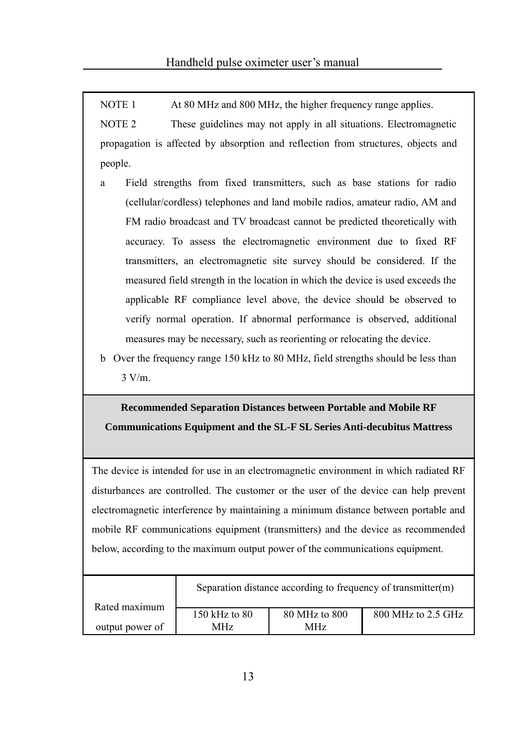NOTE 1 At 80 MHz and 800 MHz, the higher frequency range applies.

NOTE 2 These guidelines may not apply in all situations. Electromagnetic propagation is affected by absorption and reflection from structures, objects and people.

a Field strengths from fixed transmitters, such as base stations for radio (cellular/cordless) telephones and land mobile radios, amateur radio, AM and FM radio broadcast and TV broadcast cannot be predicted theoretically with accuracy. To assess the electromagnetic environment due to fixed RF transmitters, an electromagnetic site survey should be considered. If the measured field strength in the location in which the device is used exceeds the applicable RF compliance level above, the device should be observed to verify normal operation. If abnormal performance is observed, additional measures may be necessary, such as reorienting or relocating the device.

b Over the frequency range 150 kHz to 80 MHz, field strengths should be less than 3 V/m.

**Recommended Separation Distances between Portable and Mobile RF Communications Equipment and the SL-F SL Series Anti-decubitus Mattress**

The device is intended for use in an electromagnetic environment in which radiated RF disturbances are controlled. The customer or the user of the device can help prevent electromagnetic interference by maintaining a minimum distance between portable and mobile RF communications equipment (transmitters) and the device as recommended below, according to the maximum output power of the communications equipment.

| Rated maximum output power of | Separation distance according to frequency of transmitter(m) | | |
|---|---|---|---|
| | 150 kHz to 80 MHz | 80 MHz to 800 MHz | 800 MHz to 2.5 GHz |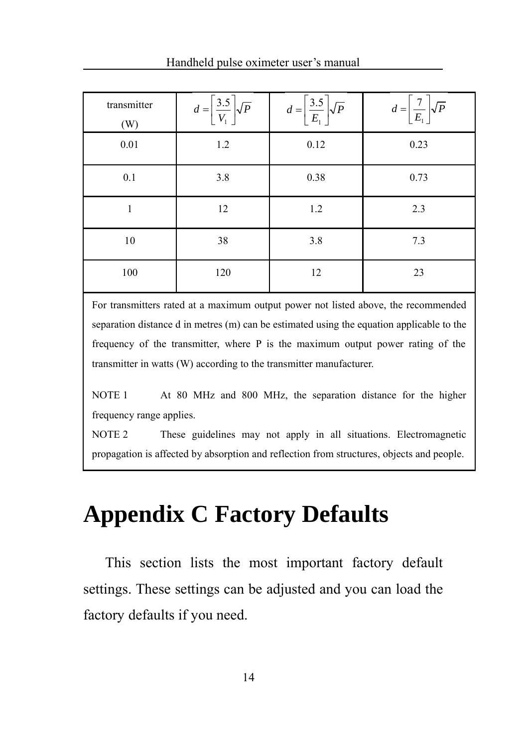| transmitter (W) | $d=\left[\frac{3.5}{V_1}\right]\sqrt{P}$ | $d=\left[\frac{3.5}{E_1}\right]\sqrt{P}$ | $d=\left[\frac{7}{E_1}\right]\sqrt{P}$ |
|---|---|---|---|
| 0.01 | 1.2 | 0.12 | 0.23 |
| 0.1 | 3.8 | 0.38 | 0.73 |
| 1 | 12 | 1.2 | 2.3 |
| 10 | 38 | 3.8 | 7.3 |
| 100 | 120 | 12 | 23 |

For transmitters rated at a maximum output power not listed above, the recommended separation distance d in metres (m) can be estimated using the equation applicable to the frequency of the transmitter, where P is the maximum output power rating of the transmitter in watts (W) according to the transmitter manufacturer.

NOTE 1 At 80 MHz and 800 MHz, the separation distance for the higher frequency range applies.

NOTE 2 These guidelines may not apply in all situations. Electromagnetic propagation is affected by absorption and reflection from structures, objects and people.

# Appendix C Factory Defaults

This section lists the most important factory default settings. These settings can be adjusted and you can load the factory defaults if you need.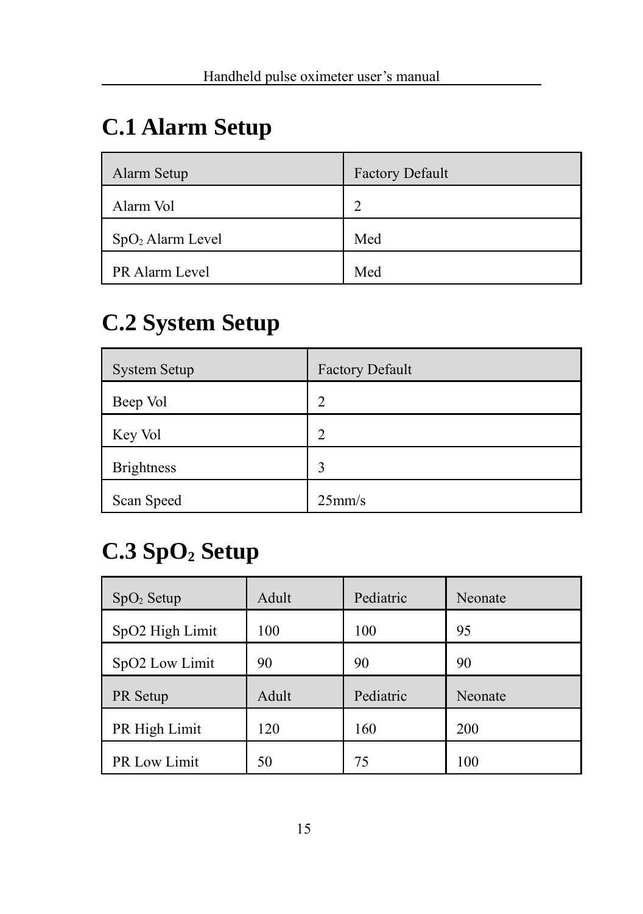## C.1 Alarm Setup

| Alarm Setup | Factory Default |
|---|---|
| Alarm Vol | 2 |
| $SpO_2$ Alarm Level | Med |
| PR Alarm Level | Med |

## C.2 System Setup

| System Setup | Factory Default |
|---|---|
| Beep Vol | 2 |
| Key Vol | 2 |
| Brightness | 3 |
| Scan Speed | 25mm/s |

## C.3 $SpO_2$ Setup

| $SpO_2$ Setup | Adult | Pediatric | Neonate |
|---|---|---|---|
| SpO2 High Limit | 100 | 100 | 95 |
| SpO2 Low Limit | 90 | 90 | 90 |
| PR Setup | Adult | Pediatric | Neonate |
| PR High Limit | 120 | 160 | 200 |
| PR Low Limit | 50 | 75 | 100 |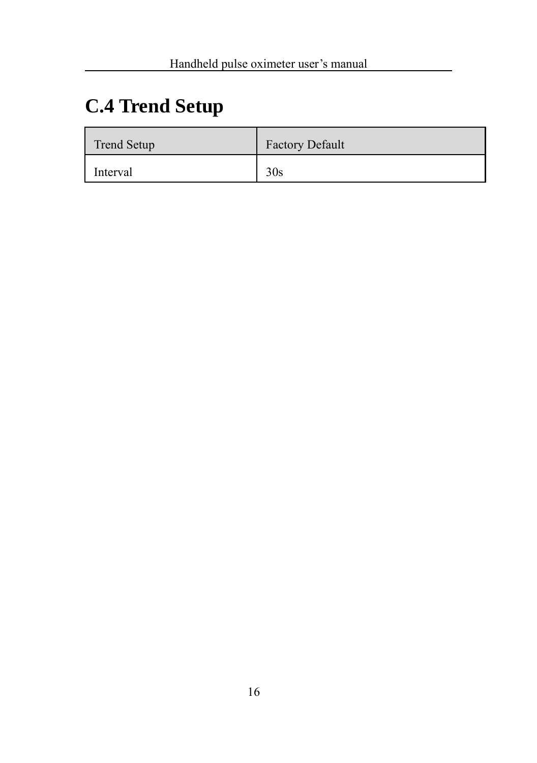## C.4 Trend Setup

| Trend Setup | Factory Default |
| --- | --- |
| Interval | 30s |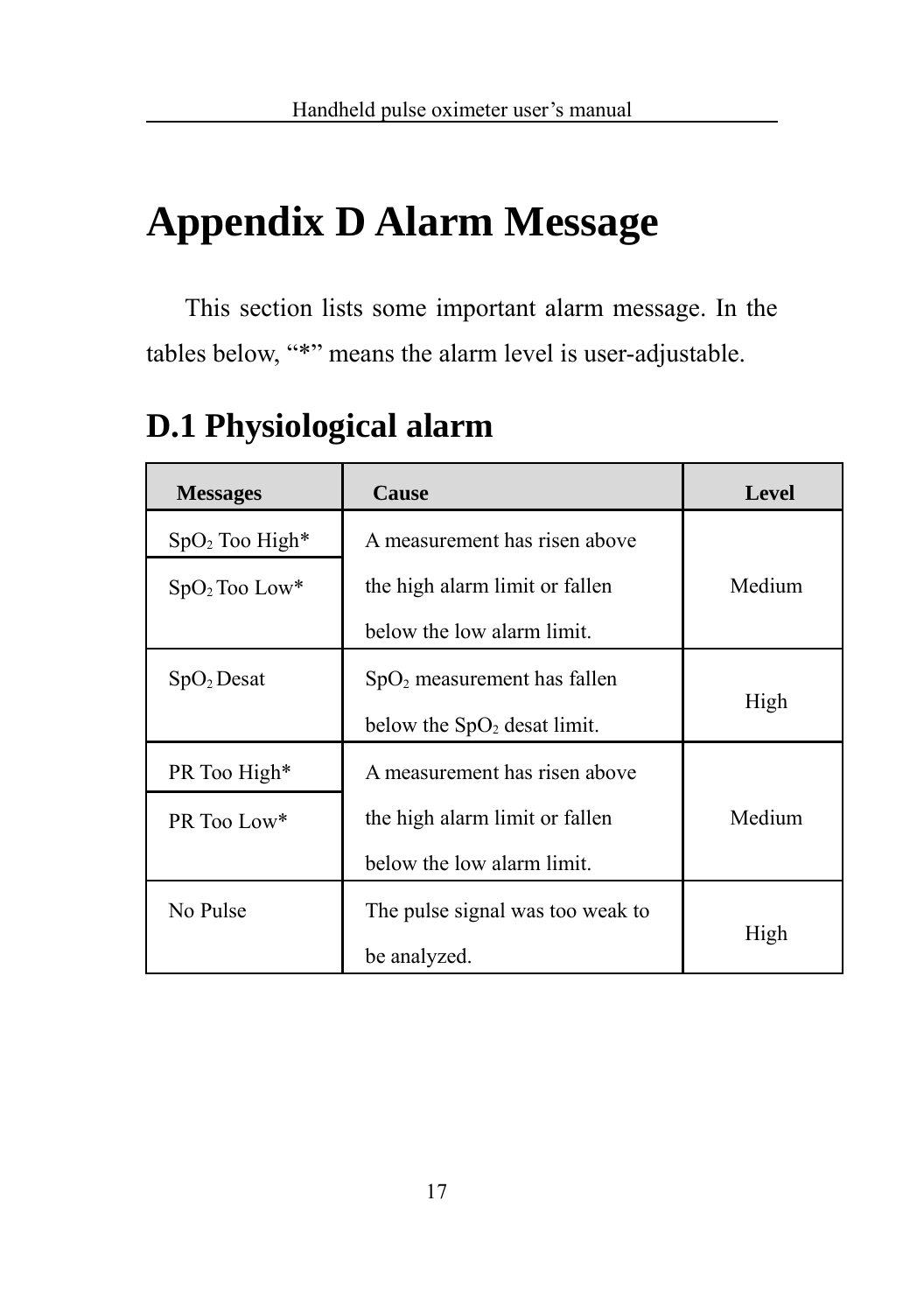# Appendix D Alarm Message

This section lists some important alarm message. In the tables below, "*" means the alarm level is user-adjustable.

## D.1 Physiological alarm

| Messages | Cause | Level |
|---|---|---|
| $SpO_2$ Too High* | A measurement has risen above the high alarm limit or fallen below the low alarm limit. | Medium |
| $SpO_2$ Too Low* | | |
| $SpO_2$ Desat | $SpO_2$ measurement has fallen below the $SpO_2$ desat limit. | High |
| PR Too High* | A measurement has risen above the high alarm limit or fallen below the low alarm limit. | Medium |
| PR Too Low* | | |
| No Pulse | The pulse signal was too weak to be analyzed. | High |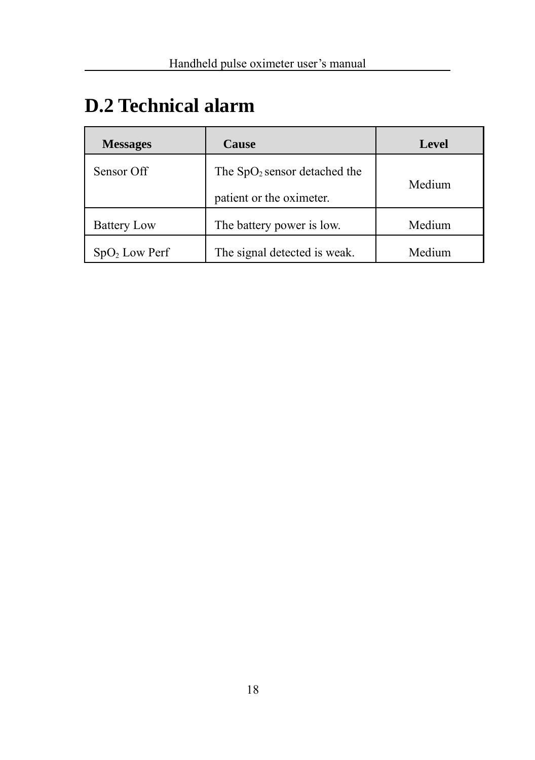## D.2 Technical alarm

| Messages | Cause | Level |
|---|---|---|
| Sensor Off | The $SpO_2$ sensor detached the patient or the oximeter. | Medium |
| Battery Low | The battery power is low. | Medium |
| $SpO_2$ Low Perf | The signal detected is weak. | Medium |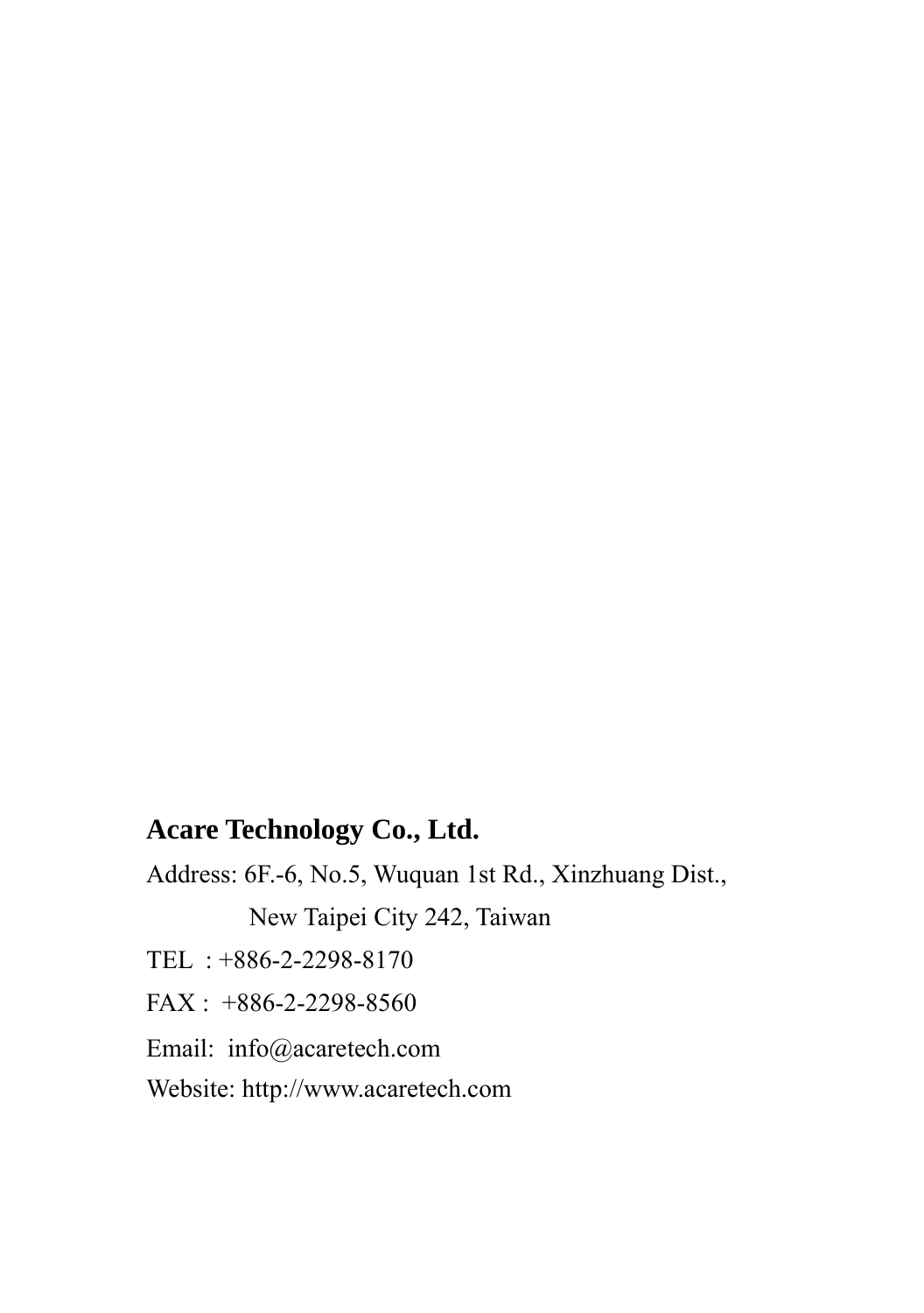**Acare Technology Co., Ltd.**

Address: 6F.-6, No.5, Wuquan 1st Rd., Xinzhuang Dist.,

New Taipei City 242, Taiwan

TEL : +886-2-2298-8170

FAX : +886-2-2298-8560

Email: info@acaretech.com

Website: http://www.acaretech.com